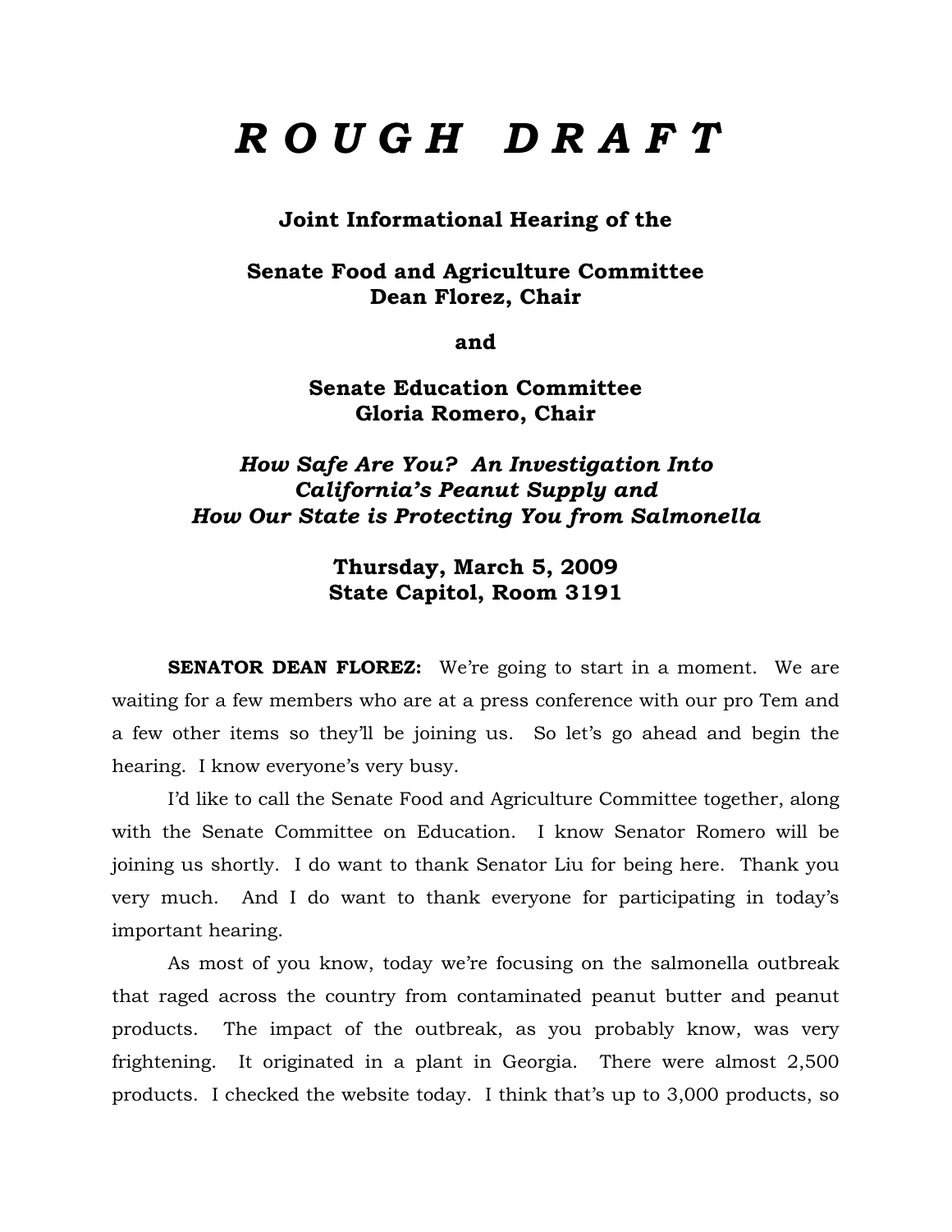# *R O U G H   D R A F T*

**Joint Informational Hearing of the**

**Senate Food and Agriculture Committee**
**Dean Florez, Chair**

**and**

**Senate Education Committee**
**Gloria Romero, Chair**

***How Safe Are You? An Investigation Into California's Peanut Supply and How Our State is Protecting You from Salmonella***

**Thursday, March 5, 2009**
**State Capitol, Room 3191**

**SENATOR DEAN FLOREZ:** We're going to start in a moment. We are waiting for a few members who are at a press conference with our pro Tem and a few other items so they'll be joining us. So let's go ahead and begin the hearing. I know everyone's very busy.

I'd like to call the Senate Food and Agriculture Committee together, along with the Senate Committee on Education. I know Senator Romero will be joining us shortly. I do want to thank Senator Liu for being here. Thank you very much. And I do want to thank everyone for participating in today's important hearing.

As most of you know, today we're focusing on the salmonella outbreak that raged across the country from contaminated peanut butter and peanut products. The impact of the outbreak, as you probably know, was very frightening. It originated in a plant in Georgia. There were almost 2,500 products. I checked the website today. I think that's up to 3,000 products, so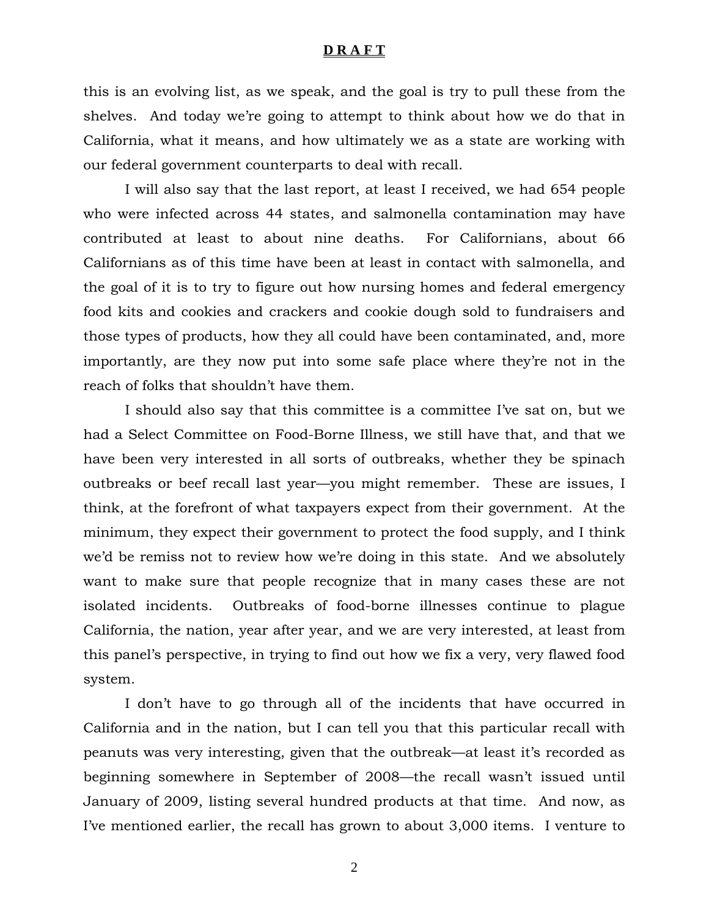this is an evolving list, as we speak, and the goal is try to pull these from the shelves. And today we're going to attempt to think about how we do that in California, what it means, and how ultimately we as a state are working with our federal government counterparts to deal with recall.

I will also say that the last report, at least I received, we had 654 people who were infected across 44 states, and salmonella contamination may have contributed at least to about nine deaths. For Californians, about 66 Californians as of this time have been at least in contact with salmonella, and the goal of it is to try to figure out how nursing homes and federal emergency food kits and cookies and crackers and cookie dough sold to fundraisers and those types of products, how they all could have been contaminated, and, more importantly, are they now put into some safe place where they're not in the reach of folks that shouldn't have them.

I should also say that this committee is a committee I've sat on, but we had a Select Committee on Food-Borne Illness, we still have that, and that we have been very interested in all sorts of outbreaks, whether they be spinach outbreaks or beef recall last year—you might remember. These are issues, I think, at the forefront of what taxpayers expect from their government. At the minimum, they expect their government to protect the food supply, and I think we'd be remiss not to review how we're doing in this state. And we absolutely want to make sure that people recognize that in many cases these are not isolated incidents. Outbreaks of food-borne illnesses continue to plague California, the nation, year after year, and we are very interested, at least from this panel's perspective, in trying to find out how we fix a very, very flawed food system.

I don't have to go through all of the incidents that have occurred in California and in the nation, but I can tell you that this particular recall with peanuts was very interesting, given that the outbreak—at least it's recorded as beginning somewhere in September of 2008—the recall wasn't issued until January of 2009, listing several hundred products at that time. And now, as I've mentioned earlier, the recall has grown to about 3,000 items. I venture to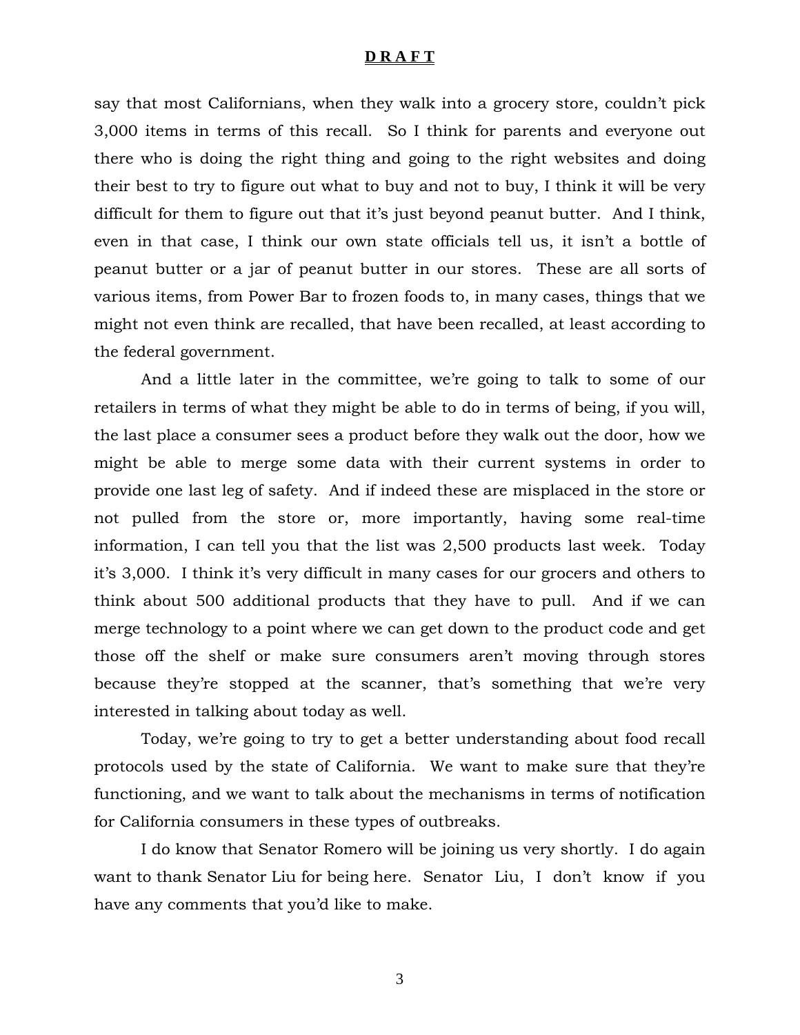say that most Californians, when they walk into a grocery store, couldn't pick 3,000 items in terms of this recall. So I think for parents and everyone out there who is doing the right thing and going to the right websites and doing their best to try to figure out what to buy and not to buy, I think it will be very difficult for them to figure out that it's just beyond peanut butter. And I think, even in that case, I think our own state officials tell us, it isn't a bottle of peanut butter or a jar of peanut butter in our stores. These are all sorts of various items, from Power Bar to frozen foods to, in many cases, things that we might not even think are recalled, that have been recalled, at least according to the federal government.

And a little later in the committee, we're going to talk to some of our retailers in terms of what they might be able to do in terms of being, if you will, the last place a consumer sees a product before they walk out the door, how we might be able to merge some data with their current systems in order to provide one last leg of safety. And if indeed these are misplaced in the store or not pulled from the store or, more importantly, having some real-time information, I can tell you that the list was 2,500 products last week. Today it's 3,000. I think it's very difficult in many cases for our grocers and others to think about 500 additional products that they have to pull. And if we can merge technology to a point where we can get down to the product code and get those off the shelf or make sure consumers aren't moving through stores because they're stopped at the scanner, that's something that we're very interested in talking about today as well.

Today, we're going to try to get a better understanding about food recall protocols used by the state of California. We want to make sure that they're functioning, and we want to talk about the mechanisms in terms of notification for California consumers in these types of outbreaks.

I do know that Senator Romero will be joining us very shortly. I do again want to thank Senator Liu for being here. Senator Liu, I don't know if you have any comments that you'd like to make.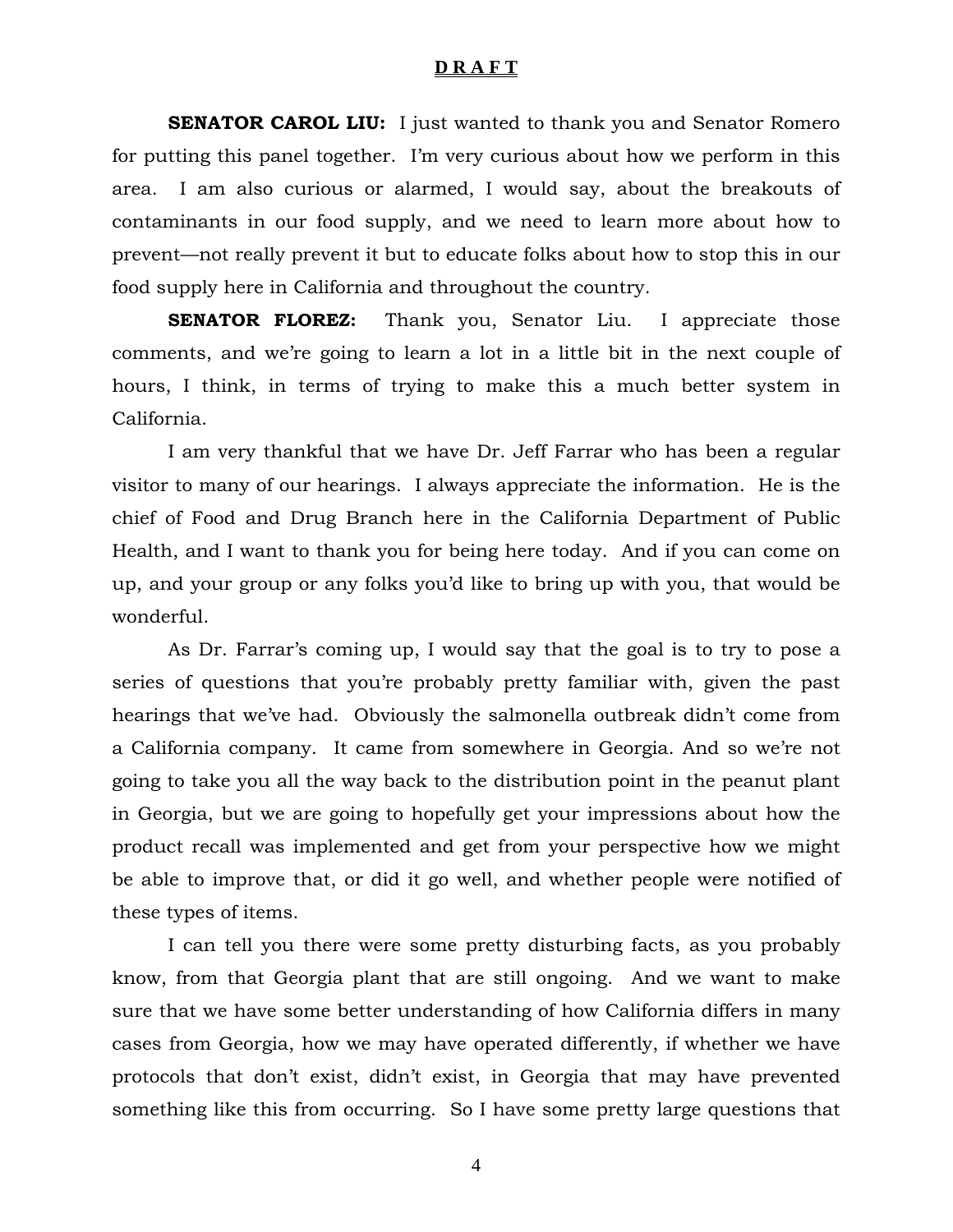**D R A F T**

**SENATOR CAROL LIU:** I just wanted to thank you and Senator Romero for putting this panel together. I'm very curious about how we perform in this area. I am also curious or alarmed, I would say, about the breakouts of contaminants in our food supply, and we need to learn more about how to prevent—not really prevent it but to educate folks about how to stop this in our food supply here in California and throughout the country.

**SENATOR FLOREZ:** Thank you, Senator Liu. I appreciate those comments, and we're going to learn a lot in a little bit in the next couple of hours, I think, in terms of trying to make this a much better system in California.

I am very thankful that we have Dr. Jeff Farrar who has been a regular visitor to many of our hearings. I always appreciate the information. He is the chief of Food and Drug Branch here in the California Department of Public Health, and I want to thank you for being here today. And if you can come on up, and your group or any folks you'd like to bring up with you, that would be wonderful.

As Dr. Farrar's coming up, I would say that the goal is to try to pose a series of questions that you're probably pretty familiar with, given the past hearings that we've had. Obviously the salmonella outbreak didn't come from a California company. It came from somewhere in Georgia. And so we're not going to take you all the way back to the distribution point in the peanut plant in Georgia, but we are going to hopefully get your impressions about how the product recall was implemented and get from your perspective how we might be able to improve that, or did it go well, and whether people were notified of these types of items.

I can tell you there were some pretty disturbing facts, as you probably know, from that Georgia plant that are still ongoing. And we want to make sure that we have some better understanding of how California differs in many cases from Georgia, how we may have operated differently, if whether we have protocols that don't exist, didn't exist, in Georgia that may have prevented something like this from occurring. So I have some pretty large questions that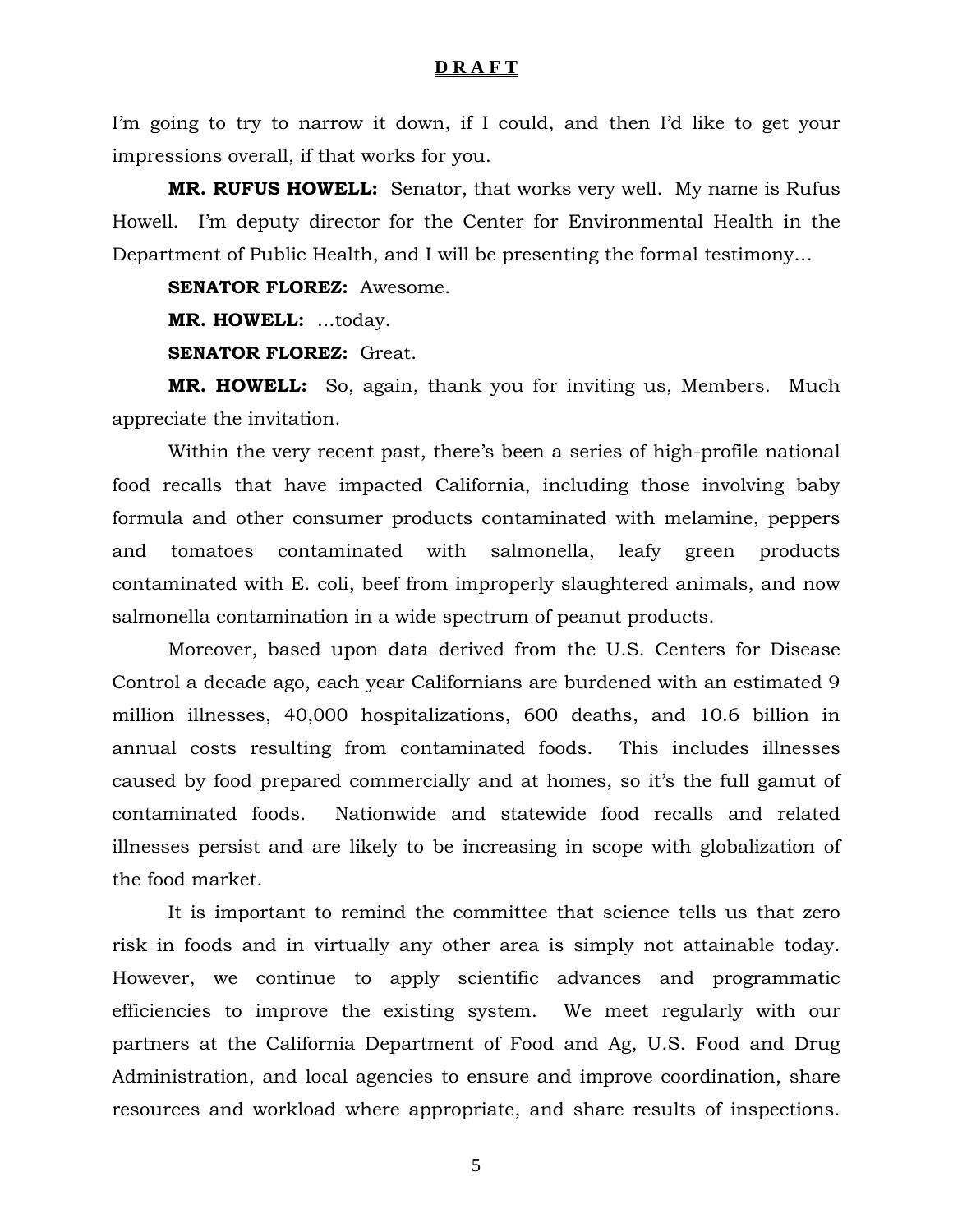I'm going to try to narrow it down, if I could, and then I'd like to get your impressions overall, if that works for you.

**MR. RUFUS HOWELL:** Senator, that works very well. My name is Rufus Howell. I'm deputy director for the Center for Environmental Health in the Department of Public Health, and I will be presenting the formal testimony…

**SENATOR FLOREZ:** Awesome.

**MR. HOWELL:** …today.

**SENATOR FLOREZ:** Great.

**MR. HOWELL:** So, again, thank you for inviting us, Members. Much appreciate the invitation.

Within the very recent past, there's been a series of high-profile national food recalls that have impacted California, including those involving baby formula and other consumer products contaminated with melamine, peppers and tomatoes contaminated with salmonella, leafy green products contaminated with E. coli, beef from improperly slaughtered animals, and now salmonella contamination in a wide spectrum of peanut products.

Moreover, based upon data derived from the U.S. Centers for Disease Control a decade ago, each year Californians are burdened with an estimated 9 million illnesses, 40,000 hospitalizations, 600 deaths, and 10.6 billion in annual costs resulting from contaminated foods. This includes illnesses caused by food prepared commercially and at homes, so it's the full gamut of contaminated foods. Nationwide and statewide food recalls and related illnesses persist and are likely to be increasing in scope with globalization of the food market.

It is important to remind the committee that science tells us that zero risk in foods and in virtually any other area is simply not attainable today. However, we continue to apply scientific advances and programmatic efficiencies to improve the existing system. We meet regularly with our partners at the California Department of Food and Ag, U.S. Food and Drug Administration, and local agencies to ensure and improve coordination, share resources and workload where appropriate, and share results of inspections.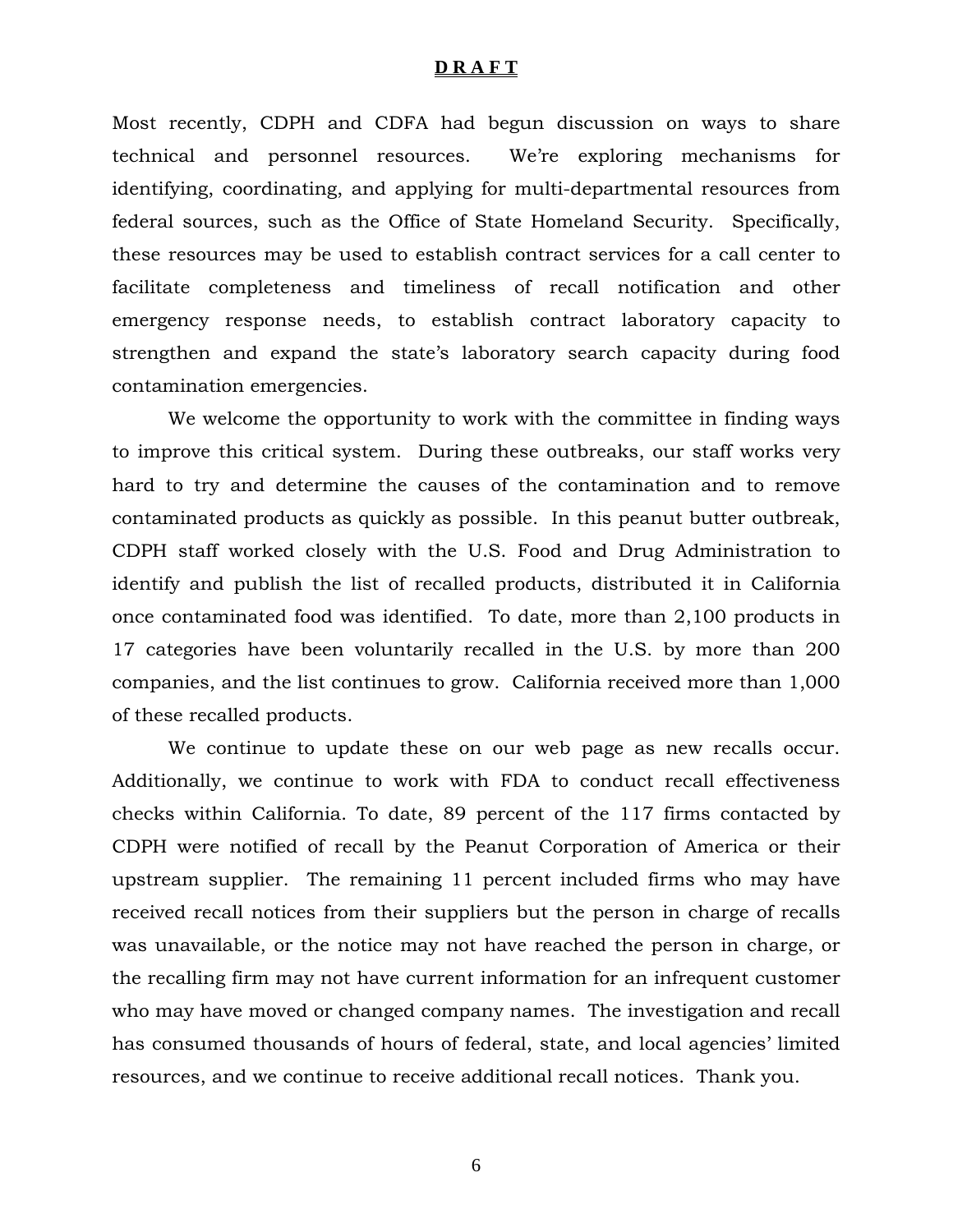**D R A F T**

Most recently, CDPH and CDFA had begun discussion on ways to share technical and personnel resources. We're exploring mechanisms for identifying, coordinating, and applying for multi-departmental resources from federal sources, such as the Office of State Homeland Security. Specifically, these resources may be used to establish contract services for a call center to facilitate completeness and timeliness of recall notification and other emergency response needs, to establish contract laboratory capacity to strengthen and expand the state's laboratory search capacity during food contamination emergencies.

We welcome the opportunity to work with the committee in finding ways to improve this critical system. During these outbreaks, our staff works very hard to try and determine the causes of the contamination and to remove contaminated products as quickly as possible. In this peanut butter outbreak, CDPH staff worked closely with the U.S. Food and Drug Administration to identify and publish the list of recalled products, distributed it in California once contaminated food was identified. To date, more than 2,100 products in 17 categories have been voluntarily recalled in the U.S. by more than 200 companies, and the list continues to grow. California received more than 1,000 of these recalled products.

We continue to update these on our web page as new recalls occur. Additionally, we continue to work with FDA to conduct recall effectiveness checks within California. To date, 89 percent of the 117 firms contacted by CDPH were notified of recall by the Peanut Corporation of America or their upstream supplier. The remaining 11 percent included firms who may have received recall notices from their suppliers but the person in charge of recalls was unavailable, or the notice may not have reached the person in charge, or the recalling firm may not have current information for an infrequent customer who may have moved or changed company names. The investigation and recall has consumed thousands of hours of federal, state, and local agencies' limited resources, and we continue to receive additional recall notices. Thank you.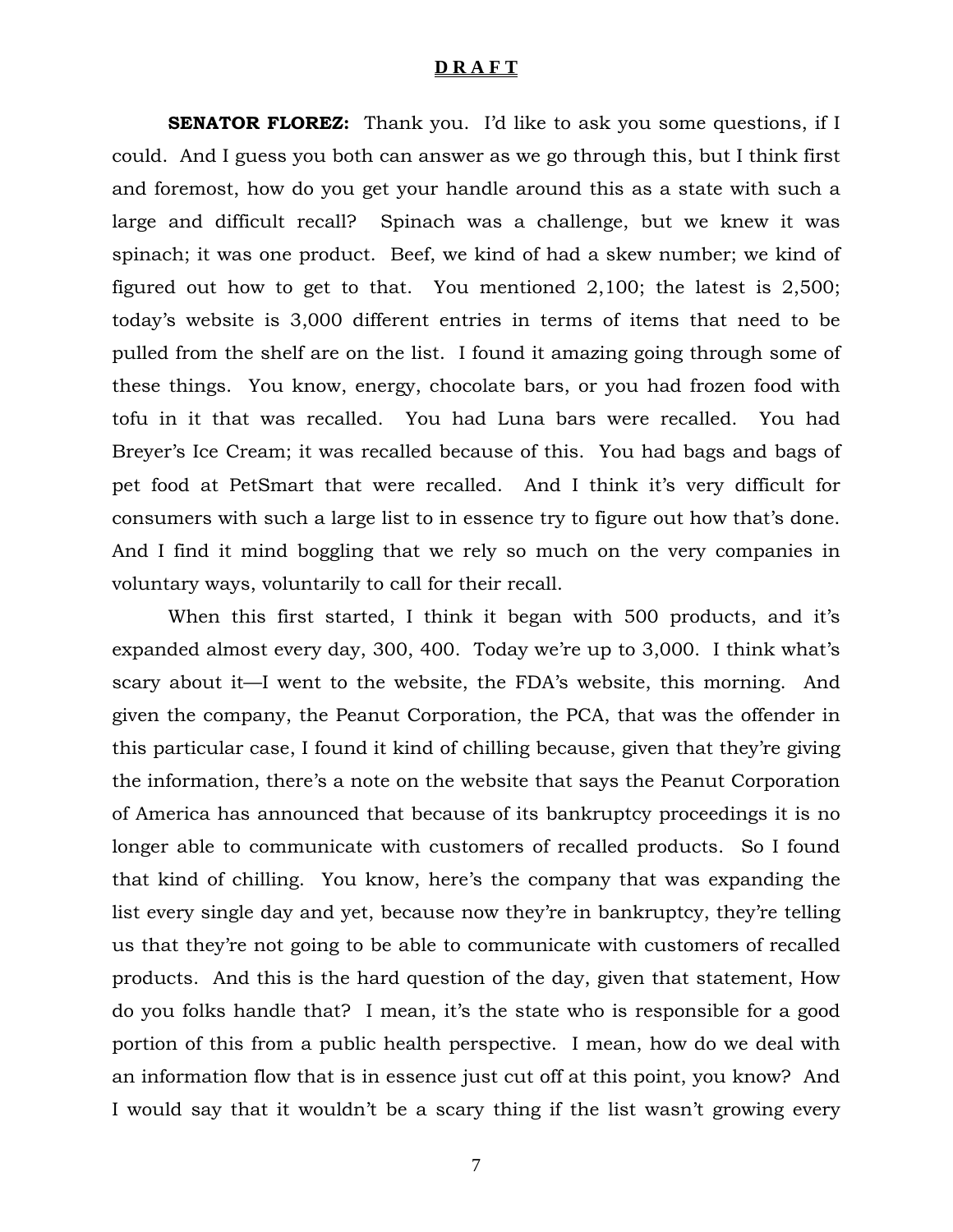**SENATOR FLOREZ:** Thank you. I'd like to ask you some questions, if I could. And I guess you both can answer as we go through this, but I think first and foremost, how do you get your handle around this as a state with such a large and difficult recall? Spinach was a challenge, but we knew it was spinach; it was one product. Beef, we kind of had a skew number; we kind of figured out how to get to that. You mentioned 2,100; the latest is 2,500; today's website is 3,000 different entries in terms of items that need to be pulled from the shelf are on the list. I found it amazing going through some of these things. You know, energy, chocolate bars, or you had frozen food with tofu in it that was recalled. You had Luna bars were recalled. You had Breyer's Ice Cream; it was recalled because of this. You had bags and bags of pet food at PetSmart that were recalled. And I think it's very difficult for consumers with such a large list to in essence try to figure out how that's done. And I find it mind boggling that we rely so much on the very companies in voluntary ways, voluntarily to call for their recall.

When this first started, I think it began with 500 products, and it's expanded almost every day, 300, 400. Today we're up to 3,000. I think what's scary about it—I went to the website, the FDA's website, this morning. And given the company, the Peanut Corporation, the PCA, that was the offender in this particular case, I found it kind of chilling because, given that they're giving the information, there's a note on the website that says the Peanut Corporation of America has announced that because of its bankruptcy proceedings it is no longer able to communicate with customers of recalled products. So I found that kind of chilling. You know, here's the company that was expanding the list every single day and yet, because now they're in bankruptcy, they're telling us that they're not going to be able to communicate with customers of recalled products. And this is the hard question of the day, given that statement, How do you folks handle that? I mean, it's the state who is responsible for a good portion of this from a public health perspective. I mean, how do we deal with an information flow that is in essence just cut off at this point, you know? And I would say that it wouldn't be a scary thing if the list wasn't growing every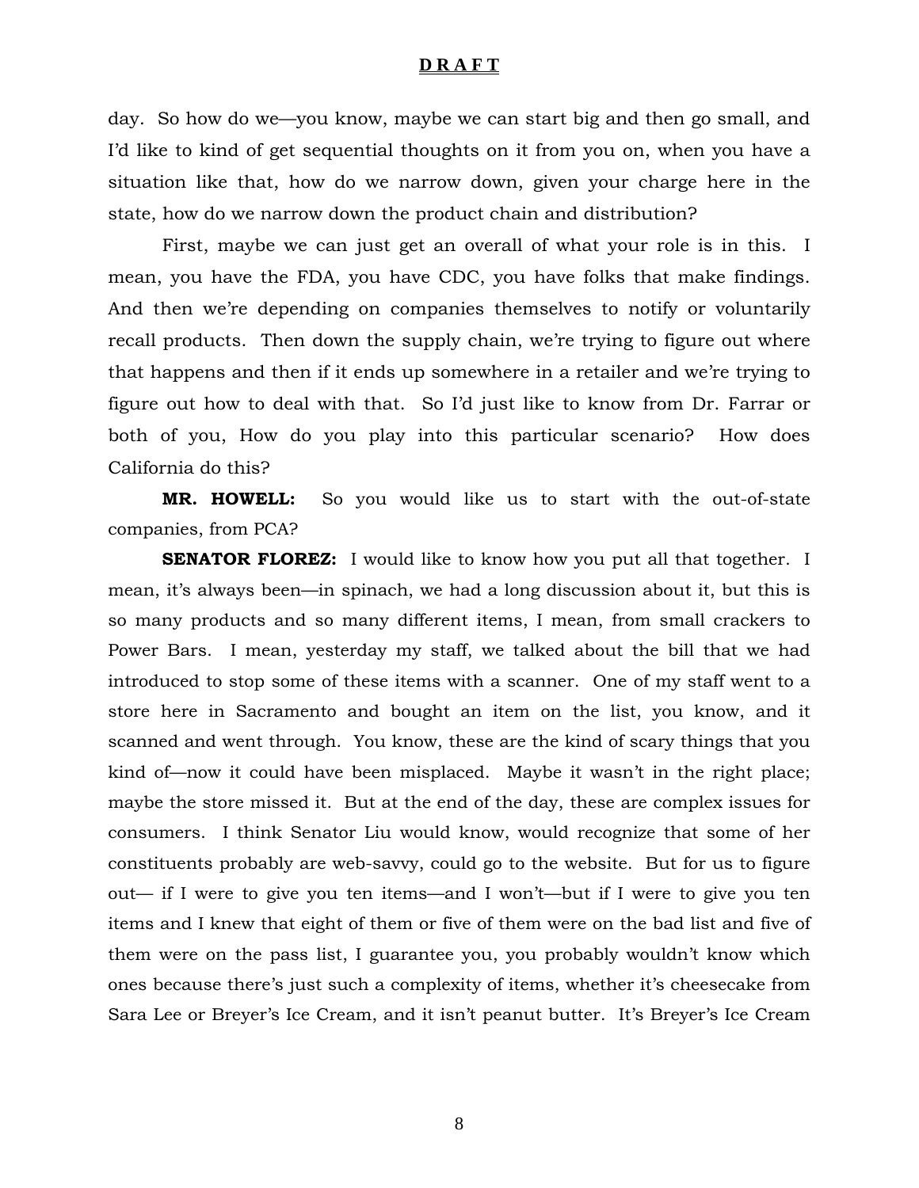day. So how do we—you know, maybe we can start big and then go small, and I'd like to kind of get sequential thoughts on it from you on, when you have a situation like that, how do we narrow down, given your charge here in the state, how do we narrow down the product chain and distribution?

First, maybe we can just get an overall of what your role is in this. I mean, you have the FDA, you have CDC, you have folks that make findings. And then we're depending on companies themselves to notify or voluntarily recall products. Then down the supply chain, we're trying to figure out where that happens and then if it ends up somewhere in a retailer and we're trying to figure out how to deal with that. So I'd just like to know from Dr. Farrar or both of you, How do you play into this particular scenario? How does California do this?

**MR. HOWELL:** So you would like us to start with the out-of-state companies, from PCA?

**SENATOR FLOREZ:** I would like to know how you put all that together. I mean, it's always been—in spinach, we had a long discussion about it, but this is so many products and so many different items, I mean, from small crackers to Power Bars. I mean, yesterday my staff, we talked about the bill that we had introduced to stop some of these items with a scanner. One of my staff went to a store here in Sacramento and bought an item on the list, you know, and it scanned and went through. You know, these are the kind of scary things that you kind of—now it could have been misplaced. Maybe it wasn't in the right place; maybe the store missed it. But at the end of the day, these are complex issues for consumers. I think Senator Liu would know, would recognize that some of her constituents probably are web-savvy, could go to the website. But for us to figure out— if I were to give you ten items—and I won't—but if I were to give you ten items and I knew that eight of them or five of them were on the bad list and five of them were on the pass list, I guarantee you, you probably wouldn't know which ones because there's just such a complexity of items, whether it's cheesecake from Sara Lee or Breyer's Ice Cream, and it isn't peanut butter. It's Breyer's Ice Cream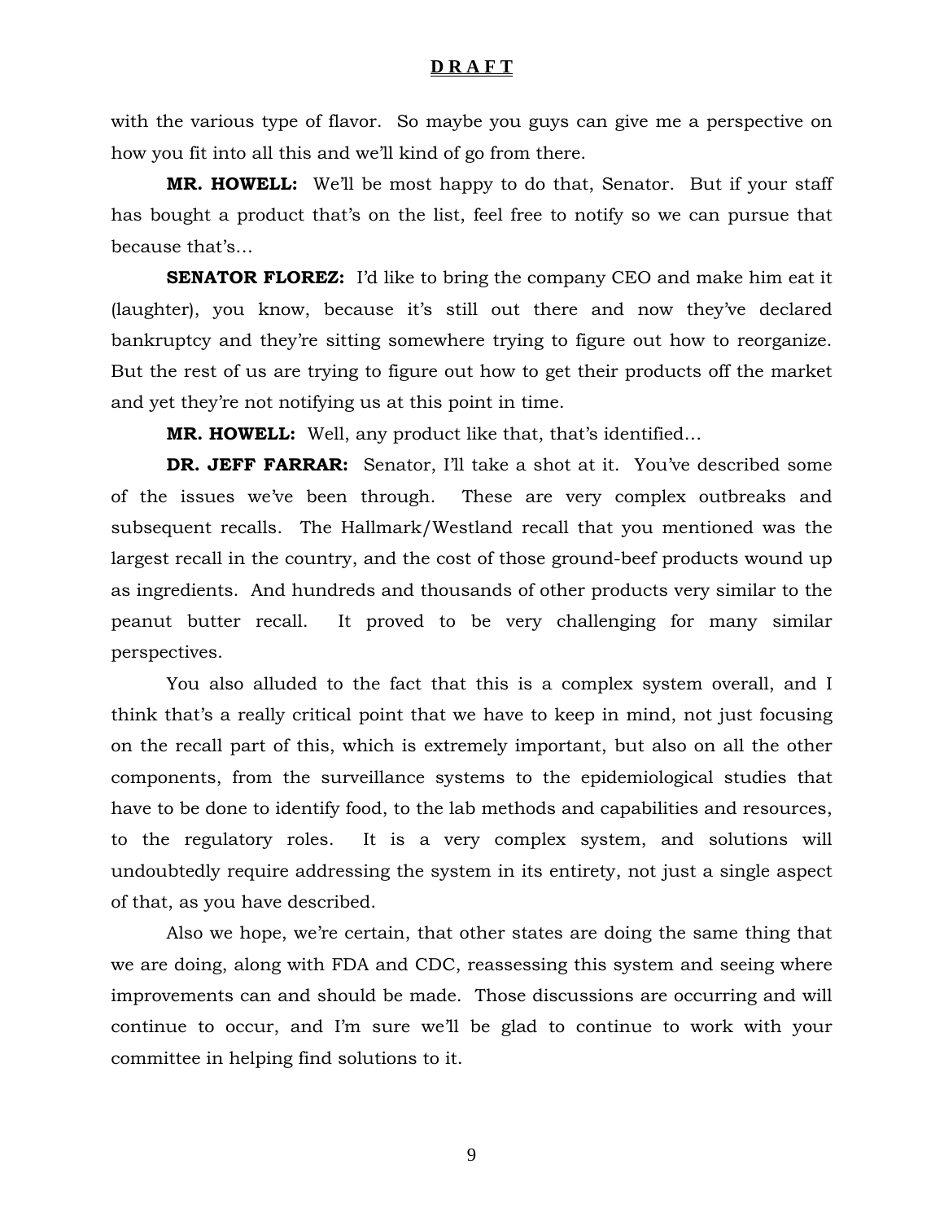with the various type of flavor. So maybe you guys can give me a perspective on how you fit into all this and we'll kind of go from there.

**MR. HOWELL:** We'll be most happy to do that, Senator. But if your staff has bought a product that's on the list, feel free to notify so we can pursue that because that's…

**SENATOR FLOREZ:** I'd like to bring the company CEO and make him eat it (laughter), you know, because it's still out there and now they've declared bankruptcy and they're sitting somewhere trying to figure out how to reorganize. But the rest of us are trying to figure out how to get their products off the market and yet they're not notifying us at this point in time.

**MR. HOWELL:** Well, any product like that, that's identified…

**DR. JEFF FARRAR:** Senator, I'll take a shot at it. You've described some of the issues we've been through. These are very complex outbreaks and subsequent recalls. The Hallmark/Westland recall that you mentioned was the largest recall in the country, and the cost of those ground-beef products wound up as ingredients. And hundreds and thousands of other products very similar to the peanut butter recall. It proved to be very challenging for many similar perspectives.

You also alluded to the fact that this is a complex system overall, and I think that's a really critical point that we have to keep in mind, not just focusing on the recall part of this, which is extremely important, but also on all the other components, from the surveillance systems to the epidemiological studies that have to be done to identify food, to the lab methods and capabilities and resources, to the regulatory roles. It is a very complex system, and solutions will undoubtedly require addressing the system in its entirety, not just a single aspect of that, as you have described.

Also we hope, we're certain, that other states are doing the same thing that we are doing, along with FDA and CDC, reassessing this system and seeing where improvements can and should be made. Those discussions are occurring and will continue to occur, and I'm sure we'll be glad to continue to work with your committee in helping find solutions to it.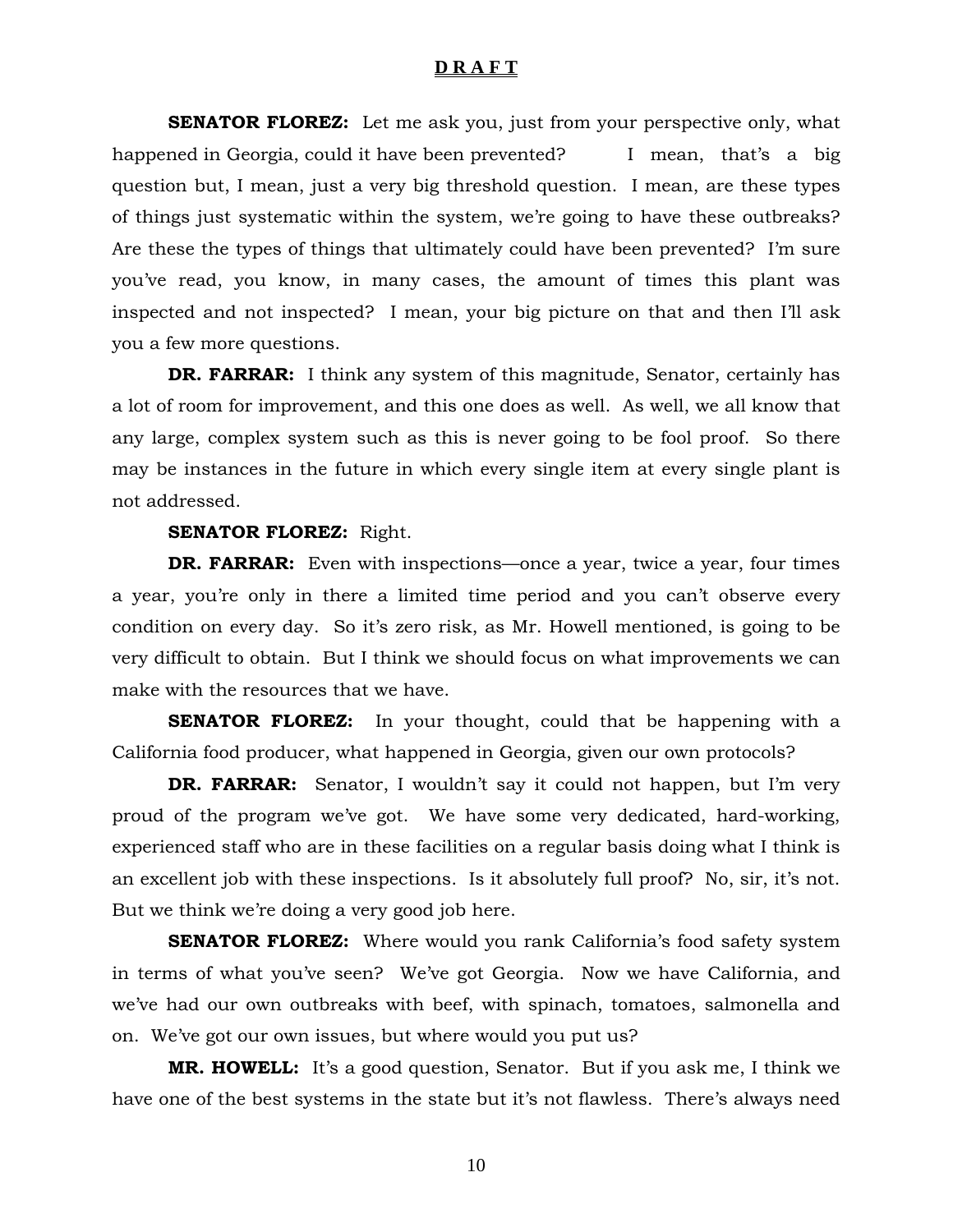**D R A F T**

**SENATOR FLOREZ:** Let me ask you, just from your perspective only, what happened in Georgia, could it have been prevented? I mean, that's a big question but, I mean, just a very big threshold question. I mean, are these types of things just systematic within the system, we're going to have these outbreaks? Are these the types of things that ultimately could have been prevented? I'm sure you've read, you know, in many cases, the amount of times this plant was inspected and not inspected? I mean, your big picture on that and then I'll ask you a few more questions.

**DR. FARRAR:** I think any system of this magnitude, Senator, certainly has a lot of room for improvement, and this one does as well. As well, we all know that any large, complex system such as this is never going to be fool proof. So there may be instances in the future in which every single item at every single plant is not addressed.

**SENATOR FLOREZ:** Right.

**DR. FARRAR:** Even with inspections—once a year, twice a year, four times a year, you're only in there a limited time period and you can't observe every condition on every day. So it's zero risk, as Mr. Howell mentioned, is going to be very difficult to obtain. But I think we should focus on what improvements we can make with the resources that we have.

**SENATOR FLOREZ:** In your thought, could that be happening with a California food producer, what happened in Georgia, given our own protocols?

**DR. FARRAR:** Senator, I wouldn't say it could not happen, but I'm very proud of the program we've got. We have some very dedicated, hard-working, experienced staff who are in these facilities on a regular basis doing what I think is an excellent job with these inspections. Is it absolutely full proof? No, sir, it's not. But we think we're doing a very good job here.

**SENATOR FLOREZ:** Where would you rank California's food safety system in terms of what you've seen? We've got Georgia. Now we have California, and we've had our own outbreaks with beef, with spinach, tomatoes, salmonella and on. We've got our own issues, but where would you put us?

**MR. HOWELL:** It's a good question, Senator. But if you ask me, I think we have one of the best systems in the state but it's not flawless. There's always need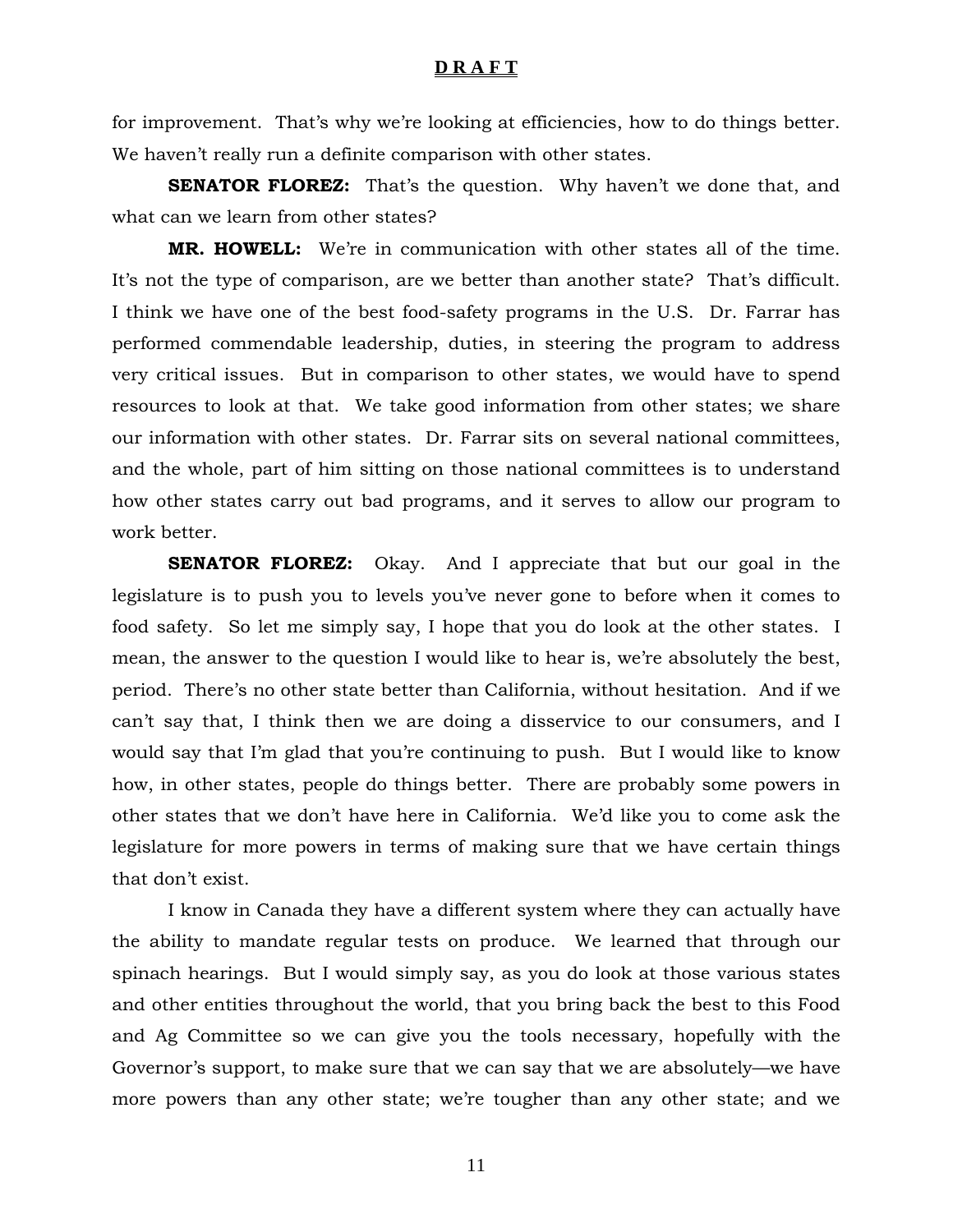for improvement. That's why we're looking at efficiencies, how to do things better. We haven't really run a definite comparison with other states.

**SENATOR FLOREZ:** That's the question. Why haven't we done that, and what can we learn from other states?

**MR. HOWELL:** We're in communication with other states all of the time. It's not the type of comparison, are we better than another state? That's difficult. I think we have one of the best food-safety programs in the U.S. Dr. Farrar has performed commendable leadership, duties, in steering the program to address very critical issues. But in comparison to other states, we would have to spend resources to look at that. We take good information from other states; we share our information with other states. Dr. Farrar sits on several national committees, and the whole, part of him sitting on those national committees is to understand how other states carry out bad programs, and it serves to allow our program to work better.

**SENATOR FLOREZ:** Okay. And I appreciate that but our goal in the legislature is to push you to levels you've never gone to before when it comes to food safety. So let me simply say, I hope that you do look at the other states. I mean, the answer to the question I would like to hear is, we're absolutely the best, period. There's no other state better than California, without hesitation. And if we can't say that, I think then we are doing a disservice to our consumers, and I would say that I'm glad that you're continuing to push. But I would like to know how, in other states, people do things better. There are probably some powers in other states that we don't have here in California. We'd like you to come ask the legislature for more powers in terms of making sure that we have certain things that don't exist.

I know in Canada they have a different system where they can actually have the ability to mandate regular tests on produce. We learned that through our spinach hearings. But I would simply say, as you do look at those various states and other entities throughout the world, that you bring back the best to this Food and Ag Committee so we can give you the tools necessary, hopefully with the Governor's support, to make sure that we can say that we are absolutely—we have more powers than any other state; we're tougher than any other state; and we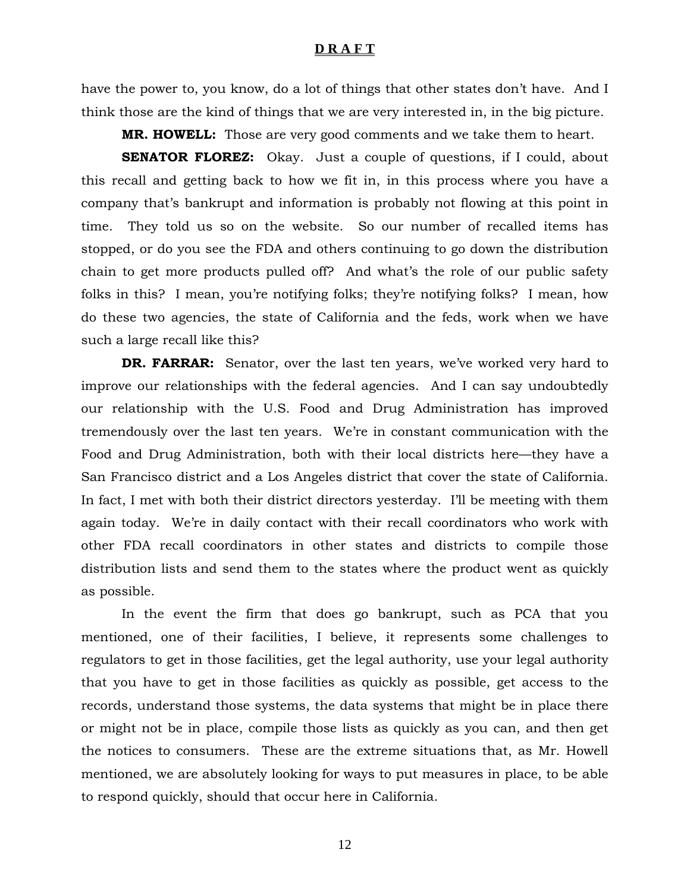have the power to, you know, do a lot of things that other states don't have. And I think those are the kind of things that we are very interested in, in the big picture.

**MR. HOWELL:** Those are very good comments and we take them to heart.

**SENATOR FLOREZ:** Okay. Just a couple of questions, if I could, about this recall and getting back to how we fit in, in this process where you have a company that's bankrupt and information is probably not flowing at this point in time. They told us so on the website. So our number of recalled items has stopped, or do you see the FDA and others continuing to go down the distribution chain to get more products pulled off? And what's the role of our public safety folks in this? I mean, you're notifying folks; they're notifying folks? I mean, how do these two agencies, the state of California and the feds, work when we have such a large recall like this?

**DR. FARRAR:** Senator, over the last ten years, we've worked very hard to improve our relationships with the federal agencies. And I can say undoubtedly our relationship with the U.S. Food and Drug Administration has improved tremendously over the last ten years. We're in constant communication with the Food and Drug Administration, both with their local districts here—they have a San Francisco district and a Los Angeles district that cover the state of California. In fact, I met with both their district directors yesterday. I'll be meeting with them again today. We're in daily contact with their recall coordinators who work with other FDA recall coordinators in other states and districts to compile those distribution lists and send them to the states where the product went as quickly as possible.

In the event the firm that does go bankrupt, such as PCA that you mentioned, one of their facilities, I believe, it represents some challenges to regulators to get in those facilities, get the legal authority, use your legal authority that you have to get in those facilities as quickly as possible, get access to the records, understand those systems, the data systems that might be in place there or might not be in place, compile those lists as quickly as you can, and then get the notices to consumers. These are the extreme situations that, as Mr. Howell mentioned, we are absolutely looking for ways to put measures in place, to be able to respond quickly, should that occur here in California.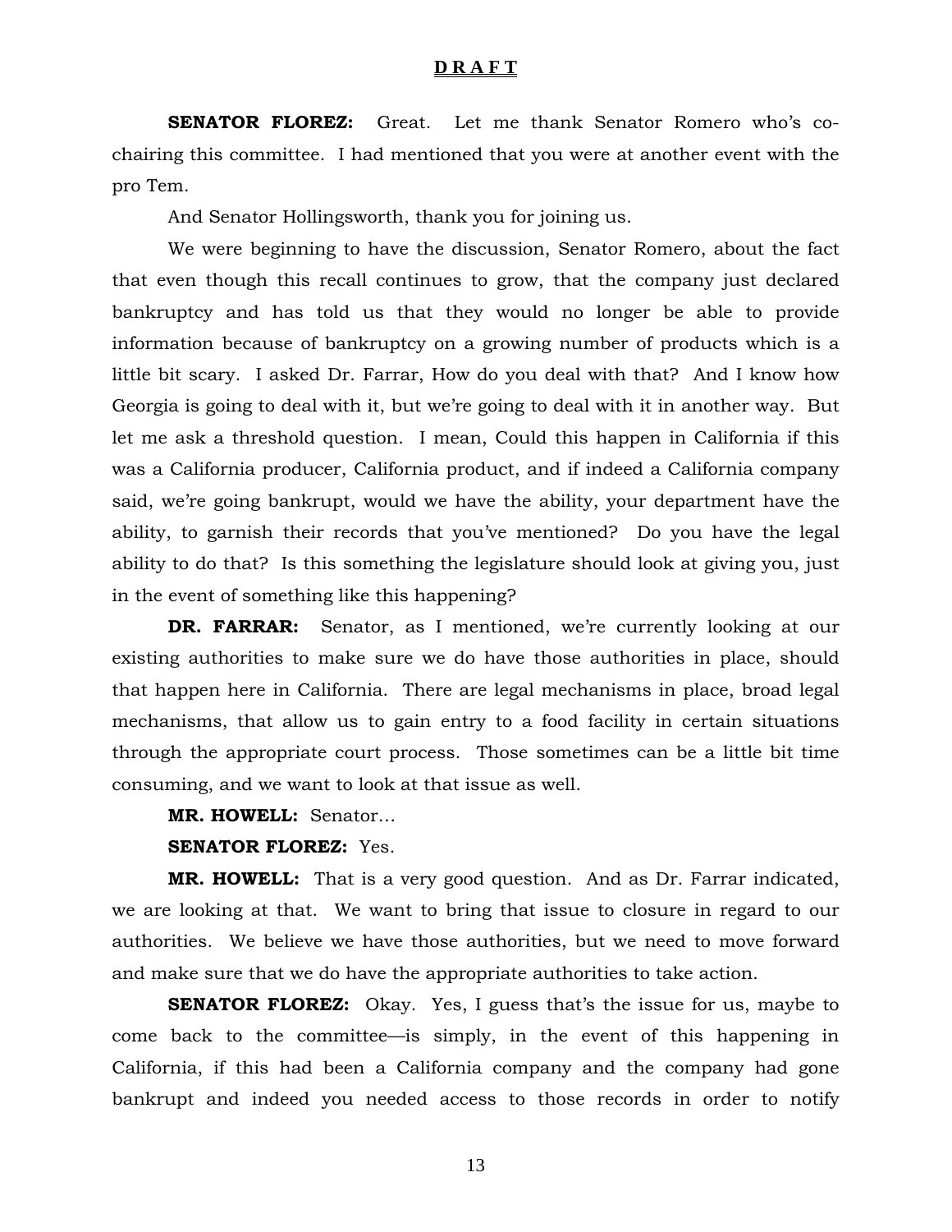**SENATOR FLOREZ:** Great. Let me thank Senator Romero who's co-chairing this committee. I had mentioned that you were at another event with the pro Tem.

And Senator Hollingsworth, thank you for joining us.

We were beginning to have the discussion, Senator Romero, about the fact that even though this recall continues to grow, that the company just declared bankruptcy and has told us that they would no longer be able to provide information because of bankruptcy on a growing number of products which is a little bit scary. I asked Dr. Farrar, How do you deal with that? And I know how Georgia is going to deal with it, but we're going to deal with it in another way. But let me ask a threshold question. I mean, Could this happen in California if this was a California producer, California product, and if indeed a California company said, we're going bankrupt, would we have the ability, your department have the ability, to garnish their records that you've mentioned? Do you have the legal ability to do that? Is this something the legislature should look at giving you, just in the event of something like this happening?

**DR. FARRAR:** Senator, as I mentioned, we're currently looking at our existing authorities to make sure we do have those authorities in place, should that happen here in California. There are legal mechanisms in place, broad legal mechanisms, that allow us to gain entry to a food facility in certain situations through the appropriate court process. Those sometimes can be a little bit time consuming, and we want to look at that issue as well.

**MR. HOWELL:** Senator…

**SENATOR FLOREZ:** Yes.

**MR. HOWELL:** That is a very good question. And as Dr. Farrar indicated, we are looking at that. We want to bring that issue to closure in regard to our authorities. We believe we have those authorities, but we need to move forward and make sure that we do have the appropriate authorities to take action.

**SENATOR FLOREZ:** Okay. Yes, I guess that's the issue for us, maybe to come back to the committee—is simply, in the event of this happening in California, if this had been a California company and the company had gone bankrupt and indeed you needed access to those records in order to notify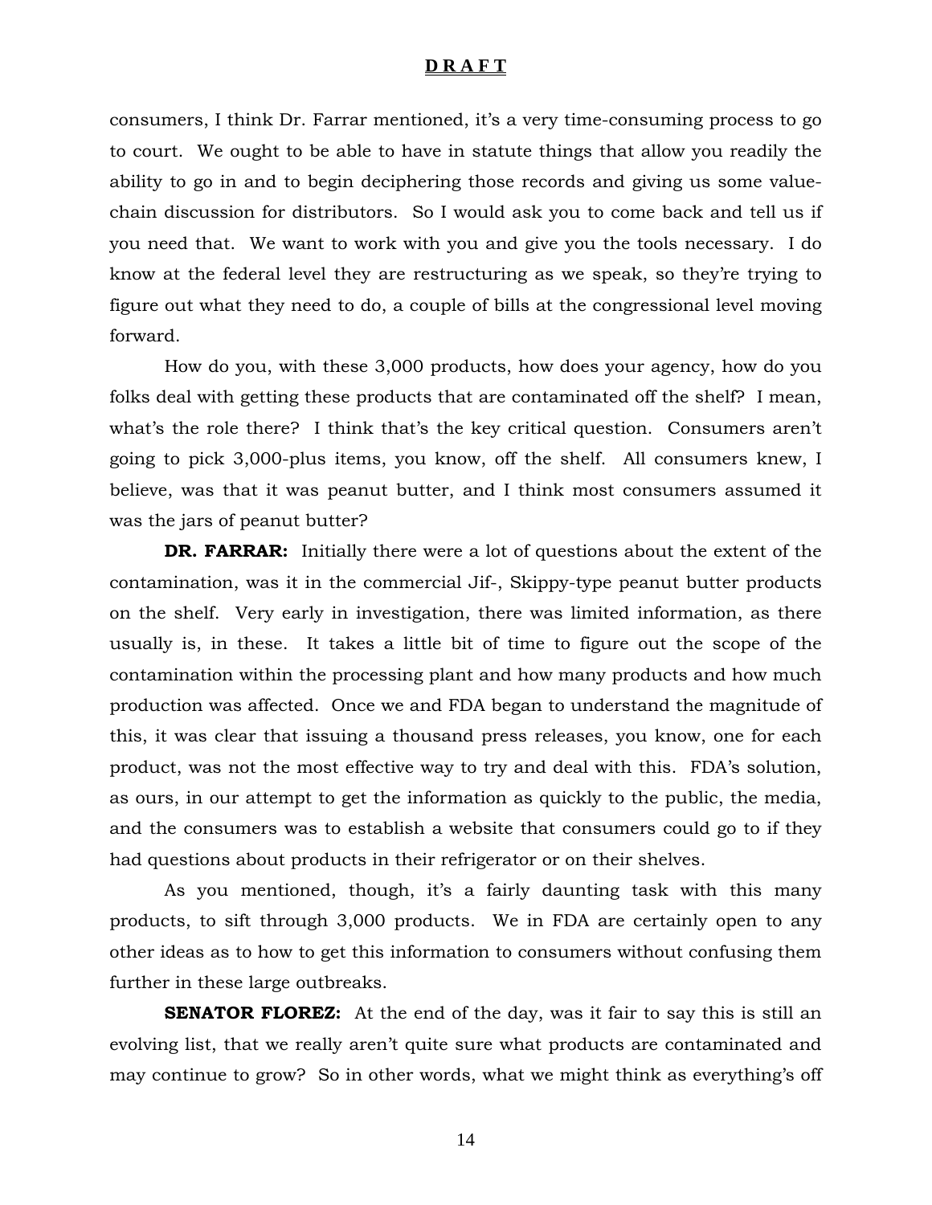consumers, I think Dr. Farrar mentioned, it's a very time-consuming process to go to court. We ought to be able to have in statute things that allow you readily the ability to go in and to begin deciphering those records and giving us some value-chain discussion for distributors. So I would ask you to come back and tell us if you need that. We want to work with you and give you the tools necessary. I do know at the federal level they are restructuring as we speak, so they're trying to figure out what they need to do, a couple of bills at the congressional level moving forward.

How do you, with these 3,000 products, how does your agency, how do you folks deal with getting these products that are contaminated off the shelf? I mean, what's the role there? I think that's the key critical question. Consumers aren't going to pick 3,000-plus items, you know, off the shelf. All consumers knew, I believe, was that it was peanut butter, and I think most consumers assumed it was the jars of peanut butter?

**DR. FARRAR:** Initially there were a lot of questions about the extent of the contamination, was it in the commercial Jif-, Skippy-type peanut butter products on the shelf. Very early in investigation, there was limited information, as there usually is, in these. It takes a little bit of time to figure out the scope of the contamination within the processing plant and how many products and how much production was affected. Once we and FDA began to understand the magnitude of this, it was clear that issuing a thousand press releases, you know, one for each product, was not the most effective way to try and deal with this. FDA's solution, as ours, in our attempt to get the information as quickly to the public, the media, and the consumers was to establish a website that consumers could go to if they had questions about products in their refrigerator or on their shelves.

As you mentioned, though, it's a fairly daunting task with this many products, to sift through 3,000 products. We in FDA are certainly open to any other ideas as to how to get this information to consumers without confusing them further in these large outbreaks.

**SENATOR FLOREZ:** At the end of the day, was it fair to say this is still an evolving list, that we really aren't quite sure what products are contaminated and may continue to grow? So in other words, what we might think as everything's off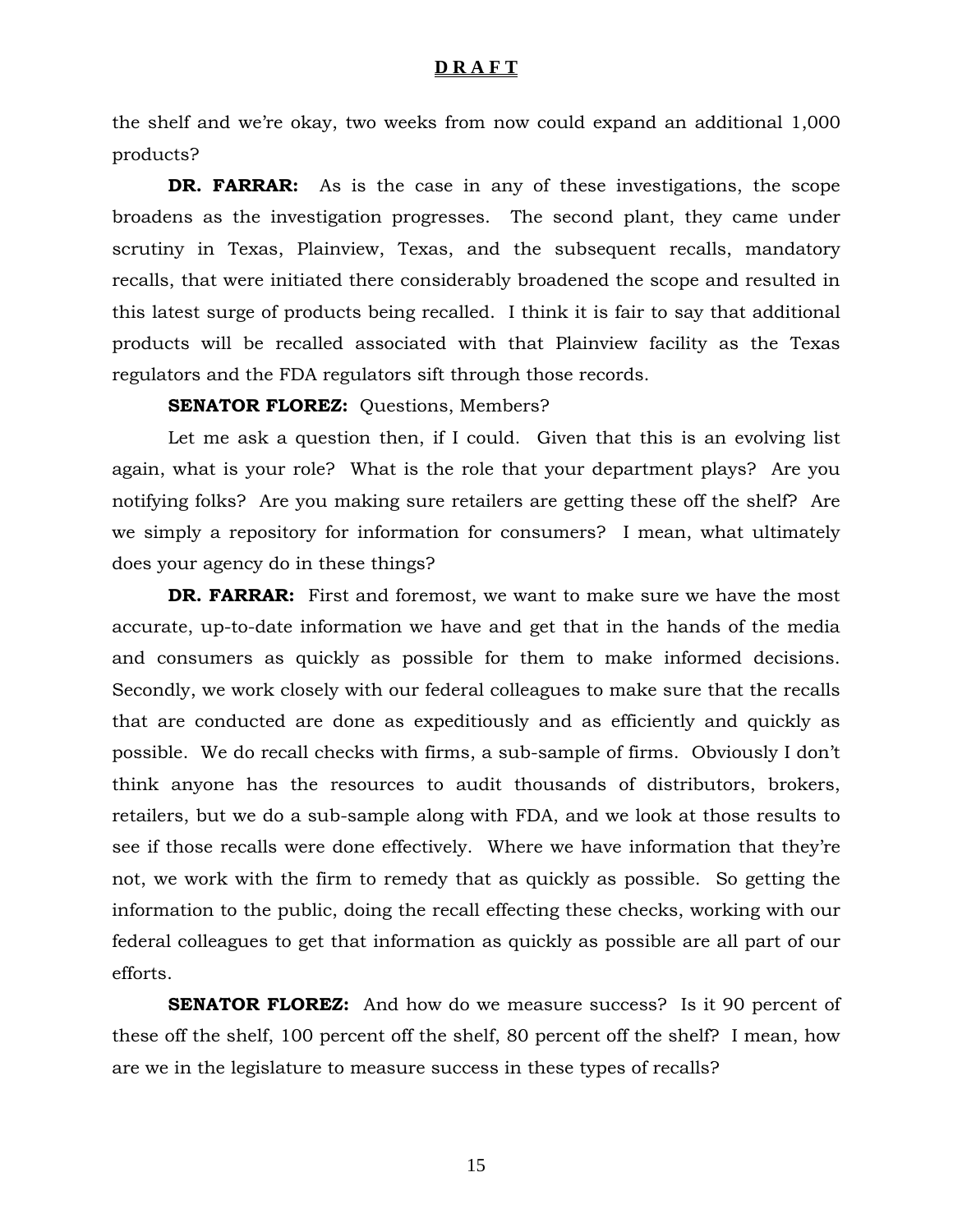the shelf and we're okay, two weeks from now could expand an additional 1,000 products?

**DR. FARRAR:** As is the case in any of these investigations, the scope broadens as the investigation progresses. The second plant, they came under scrutiny in Texas, Plainview, Texas, and the subsequent recalls, mandatory recalls, that were initiated there considerably broadened the scope and resulted in this latest surge of products being recalled. I think it is fair to say that additional products will be recalled associated with that Plainview facility as the Texas regulators and the FDA regulators sift through those records.

**SENATOR FLOREZ:** Questions, Members?

Let me ask a question then, if I could. Given that this is an evolving list again, what is your role? What is the role that your department plays? Are you notifying folks? Are you making sure retailers are getting these off the shelf? Are we simply a repository for information for consumers? I mean, what ultimately does your agency do in these things?

**DR. FARRAR:** First and foremost, we want to make sure we have the most accurate, up-to-date information we have and get that in the hands of the media and consumers as quickly as possible for them to make informed decisions. Secondly, we work closely with our federal colleagues to make sure that the recalls that are conducted are done as expeditiously and as efficiently and quickly as possible. We do recall checks with firms, a sub-sample of firms. Obviously I don't think anyone has the resources to audit thousands of distributors, brokers, retailers, but we do a sub-sample along with FDA, and we look at those results to see if those recalls were done effectively. Where we have information that they're not, we work with the firm to remedy that as quickly as possible. So getting the information to the public, doing the recall effecting these checks, working with our federal colleagues to get that information as quickly as possible are all part of our efforts.

**SENATOR FLOREZ:** And how do we measure success? Is it 90 percent of these off the shelf, 100 percent off the shelf, 80 percent off the shelf? I mean, how are we in the legislature to measure success in these types of recalls?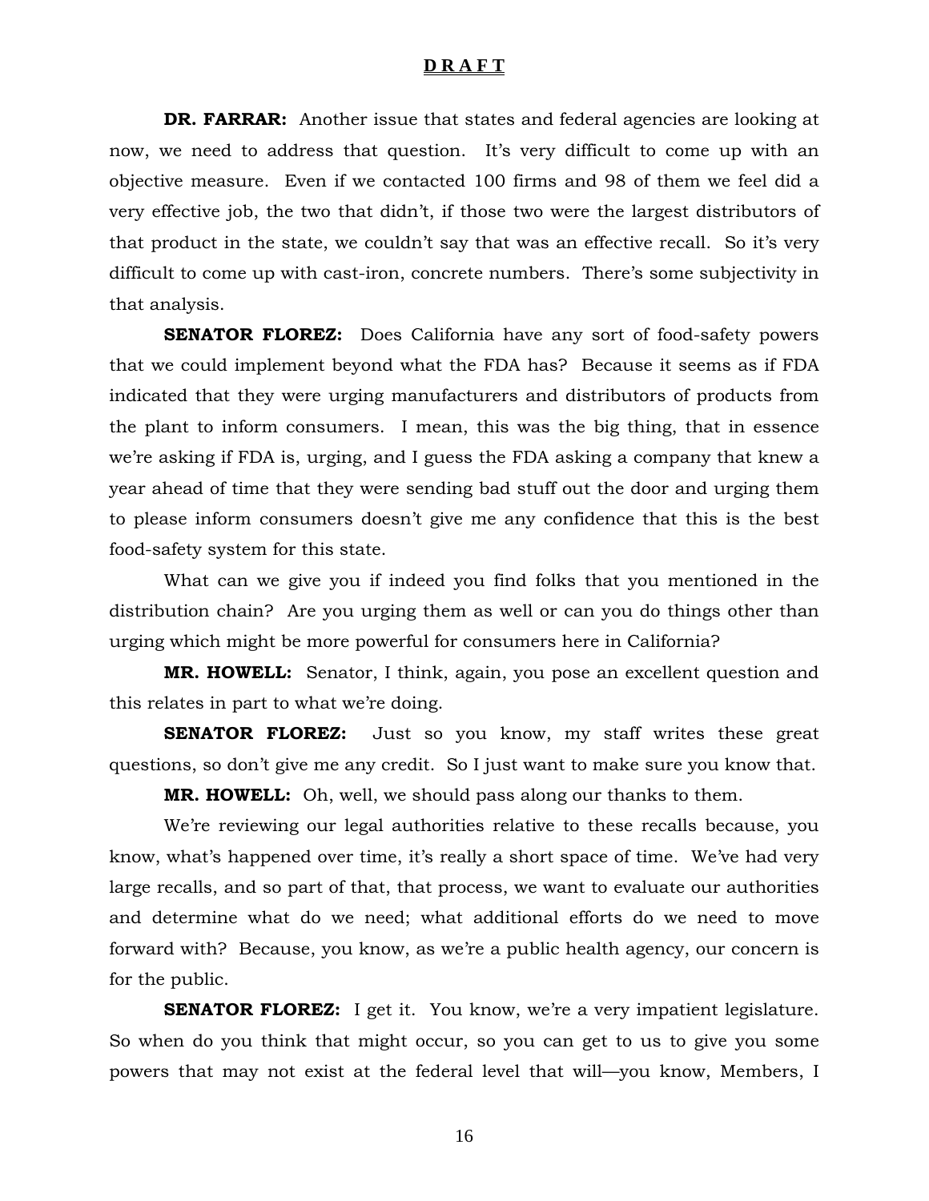**D R A F T**

**DR. FARRAR:** Another issue that states and federal agencies are looking at now, we need to address that question. It's very difficult to come up with an objective measure. Even if we contacted 100 firms and 98 of them we feel did a very effective job, the two that didn't, if those two were the largest distributors of that product in the state, we couldn't say that was an effective recall. So it's very difficult to come up with cast-iron, concrete numbers. There's some subjectivity in that analysis.

**SENATOR FLOREZ:** Does California have any sort of food-safety powers that we could implement beyond what the FDA has? Because it seems as if FDA indicated that they were urging manufacturers and distributors of products from the plant to inform consumers. I mean, this was the big thing, that in essence we're asking if FDA is, urging, and I guess the FDA asking a company that knew a year ahead of time that they were sending bad stuff out the door and urging them to please inform consumers doesn't give me any confidence that this is the best food-safety system for this state.

What can we give you if indeed you find folks that you mentioned in the distribution chain? Are you urging them as well or can you do things other than urging which might be more powerful for consumers here in California?

**MR. HOWELL:** Senator, I think, again, you pose an excellent question and this relates in part to what we're doing.

**SENATOR FLOREZ:** Just so you know, my staff writes these great questions, so don't give me any credit. So I just want to make sure you know that.

**MR. HOWELL:** Oh, well, we should pass along our thanks to them.

We're reviewing our legal authorities relative to these recalls because, you know, what's happened over time, it's really a short space of time. We've had very large recalls, and so part of that, that process, we want to evaluate our authorities and determine what do we need; what additional efforts do we need to move forward with? Because, you know, as we're a public health agency, our concern is for the public.

**SENATOR FLOREZ:** I get it. You know, we're a very impatient legislature. So when do you think that might occur, so you can get to us to give you some powers that may not exist at the federal level that will—you know, Members, I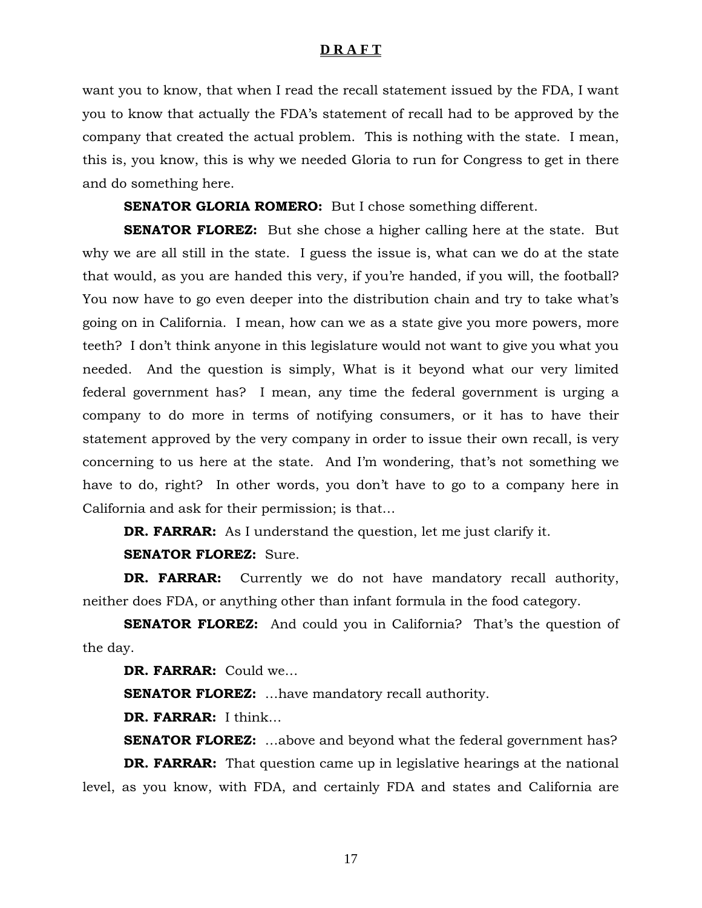want you to know, that when I read the recall statement issued by the FDA, I want you to know that actually the FDA's statement of recall had to be approved by the company that created the actual problem. This is nothing with the state. I mean, this is, you know, this is why we needed Gloria to run for Congress to get in there and do something here.

**SENATOR GLORIA ROMERO:** But I chose something different.

**SENATOR FLOREZ:** But she chose a higher calling here at the state. But why we are all still in the state. I guess the issue is, what can we do at the state that would, as you are handed this very, if you're handed, if you will, the football? You now have to go even deeper into the distribution chain and try to take what's going on in California. I mean, how can we as a state give you more powers, more teeth? I don't think anyone in this legislature would not want to give you what you needed. And the question is simply, What is it beyond what our very limited federal government has? I mean, any time the federal government is urging a company to do more in terms of notifying consumers, or it has to have their statement approved by the very company in order to issue their own recall, is very concerning to us here at the state. And I'm wondering, that's not something we have to do, right? In other words, you don't have to go to a company here in California and ask for their permission; is that…

**DR. FARRAR:** As I understand the question, let me just clarify it.

**SENATOR FLOREZ:** Sure.

**DR. FARRAR:** Currently we do not have mandatory recall authority, neither does FDA, or anything other than infant formula in the food category.

**SENATOR FLOREZ:** And could you in California? That's the question of the day.

**DR. FARRAR:** Could we…

**SENATOR FLOREZ:** …have mandatory recall authority.

**DR. FARRAR:** I think…

**SENATOR FLOREZ:** …above and beyond what the federal government has?

**DR. FARRAR:** That question came up in legislative hearings at the national level, as you know, with FDA, and certainly FDA and states and California are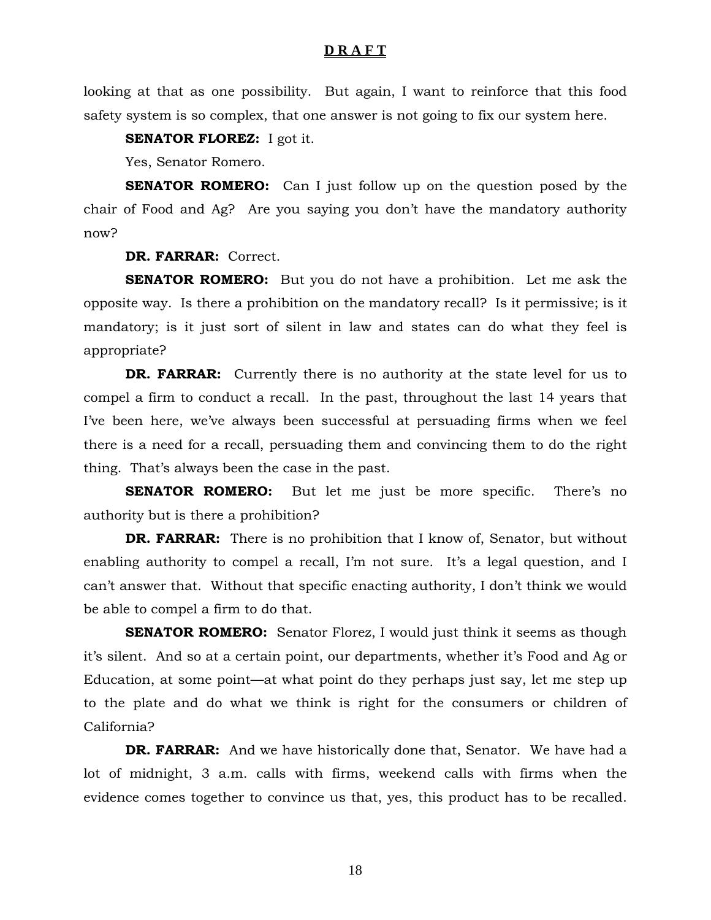looking at that as one possibility. But again, I want to reinforce that this food safety system is so complex, that one answer is not going to fix our system here.

**SENATOR FLOREZ:** I got it.

Yes, Senator Romero.

**SENATOR ROMERO:** Can I just follow up on the question posed by the chair of Food and Ag? Are you saying you don't have the mandatory authority now?

**DR. FARRAR:** Correct.

**SENATOR ROMERO:** But you do not have a prohibition. Let me ask the opposite way. Is there a prohibition on the mandatory recall? Is it permissive; is it mandatory; is it just sort of silent in law and states can do what they feel is appropriate?

**DR. FARRAR:** Currently there is no authority at the state level for us to compel a firm to conduct a recall. In the past, throughout the last 14 years that I've been here, we've always been successful at persuading firms when we feel there is a need for a recall, persuading them and convincing them to do the right thing. That's always been the case in the past.

**SENATOR ROMERO:** But let me just be more specific. There's no authority but is there a prohibition?

**DR. FARRAR:** There is no prohibition that I know of, Senator, but without enabling authority to compel a recall, I'm not sure. It's a legal question, and I can't answer that. Without that specific enacting authority, I don't think we would be able to compel a firm to do that.

**SENATOR ROMERO:** Senator Florez, I would just think it seems as though it's silent. And so at a certain point, our departments, whether it's Food and Ag or Education, at some point—at what point do they perhaps just say, let me step up to the plate and do what we think is right for the consumers or children of California?

**DR. FARRAR:** And we have historically done that, Senator. We have had a lot of midnight, 3 a.m. calls with firms, weekend calls with firms when the evidence comes together to convince us that, yes, this product has to be recalled.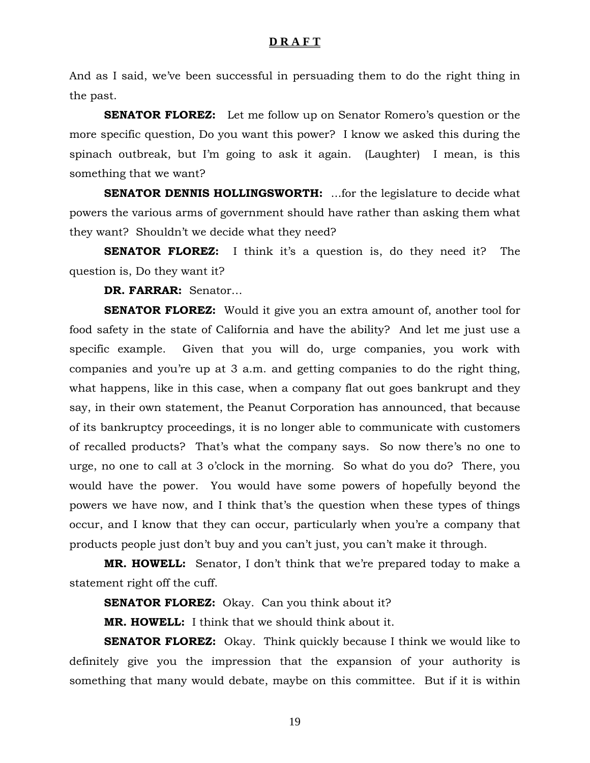And as I said, we've been successful in persuading them to do the right thing in the past.

**SENATOR FLOREZ:** Let me follow up on Senator Romero's question or the more specific question, Do you want this power? I know we asked this during the spinach outbreak, but I'm going to ask it again. (Laughter) I mean, is this something that we want?

**SENATOR DENNIS HOLLINGSWORTH:** …for the legislature to decide what powers the various arms of government should have rather than asking them what they want? Shouldn't we decide what they need?

**SENATOR FLOREZ:** I think it's a question is, do they need it? The question is, Do they want it?

**DR. FARRAR:** Senator…

**SENATOR FLOREZ:** Would it give you an extra amount of, another tool for food safety in the state of California and have the ability? And let me just use a specific example. Given that you will do, urge companies, you work with companies and you're up at 3 a.m. and getting companies to do the right thing, what happens, like in this case, when a company flat out goes bankrupt and they say, in their own statement, the Peanut Corporation has announced, that because of its bankruptcy proceedings, it is no longer able to communicate with customers of recalled products? That's what the company says. So now there's no one to urge, no one to call at 3 o'clock in the morning. So what do you do? There, you would have the power. You would have some powers of hopefully beyond the powers we have now, and I think that's the question when these types of things occur, and I know that they can occur, particularly when you're a company that products people just don't buy and you can't just, you can't make it through.

**MR. HOWELL:** Senator, I don't think that we're prepared today to make a statement right off the cuff.

**SENATOR FLOREZ:** Okay. Can you think about it?

**MR. HOWELL:** I think that we should think about it.

**SENATOR FLOREZ:** Okay. Think quickly because I think we would like to definitely give you the impression that the expansion of your authority is something that many would debate, maybe on this committee. But if it is within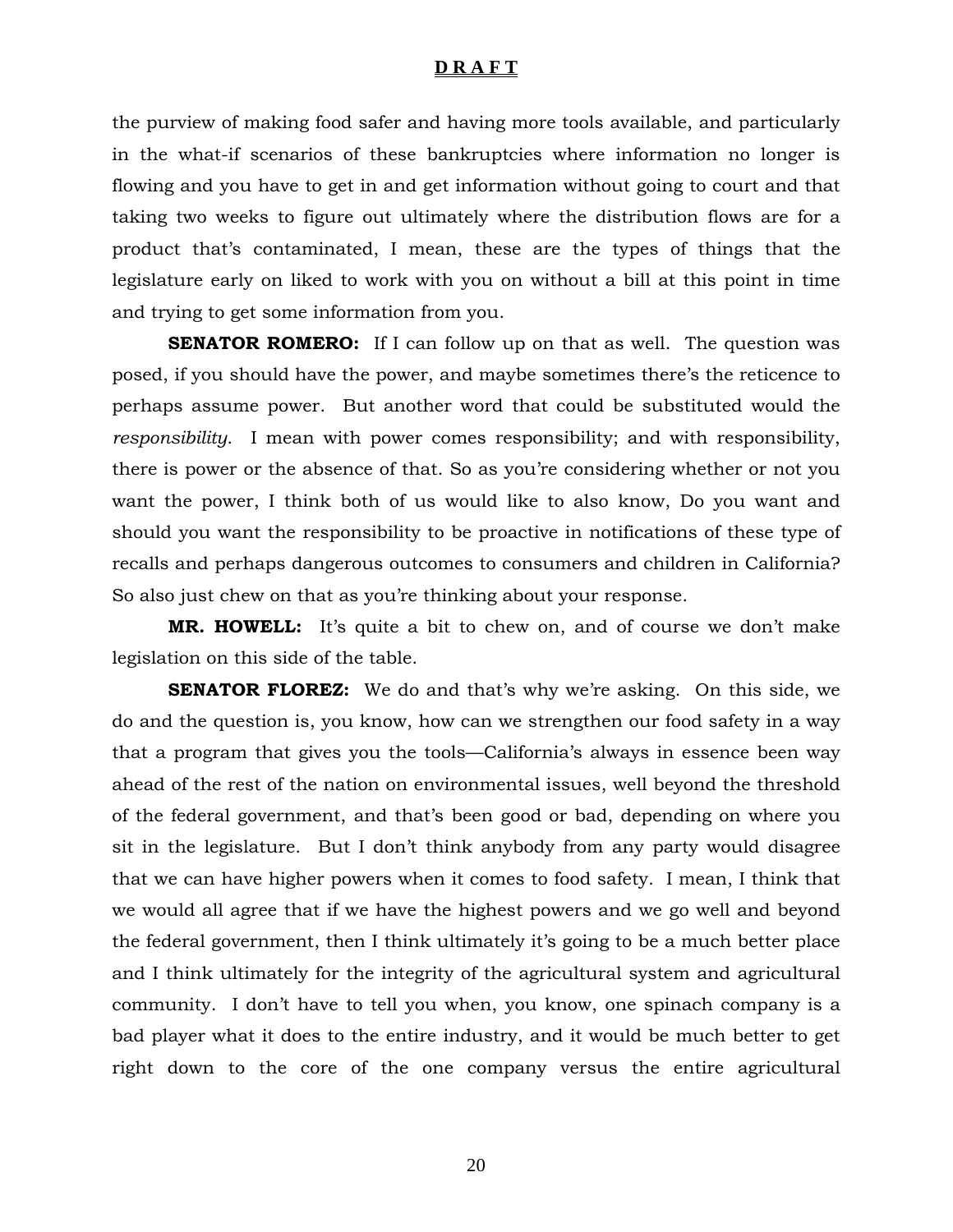the purview of making food safer and having more tools available, and particularly in the what-if scenarios of these bankruptcies where information no longer is flowing and you have to get in and get information without going to court and that taking two weeks to figure out ultimately where the distribution flows are for a product that's contaminated, I mean, these are the types of things that the legislature early on liked to work with you on without a bill at this point in time and trying to get some information from you.

**SENATOR ROMERO:** If I can follow up on that as well. The question was posed, if you should have the power, and maybe sometimes there's the reticence to perhaps assume power. But another word that could be substituted would the *responsibility*. I mean with power comes responsibility; and with responsibility, there is power or the absence of that. So as you're considering whether or not you want the power, I think both of us would like to also know, Do you want and should you want the responsibility to be proactive in notifications of these type of recalls and perhaps dangerous outcomes to consumers and children in California? So also just chew on that as you're thinking about your response.

**MR. HOWELL:** It's quite a bit to chew on, and of course we don't make legislation on this side of the table.

**SENATOR FLOREZ:** We do and that's why we're asking. On this side, we do and the question is, you know, how can we strengthen our food safety in a way that a program that gives you the tools—California's always in essence been way ahead of the rest of the nation on environmental issues, well beyond the threshold of the federal government, and that's been good or bad, depending on where you sit in the legislature. But I don't think anybody from any party would disagree that we can have higher powers when it comes to food safety. I mean, I think that we would all agree that if we have the highest powers and we go well and beyond the federal government, then I think ultimately it's going to be a much better place and I think ultimately for the integrity of the agricultural system and agricultural community. I don't have to tell you when, you know, one spinach company is a bad player what it does to the entire industry, and it would be much better to get right down to the core of the one company versus the entire agricultural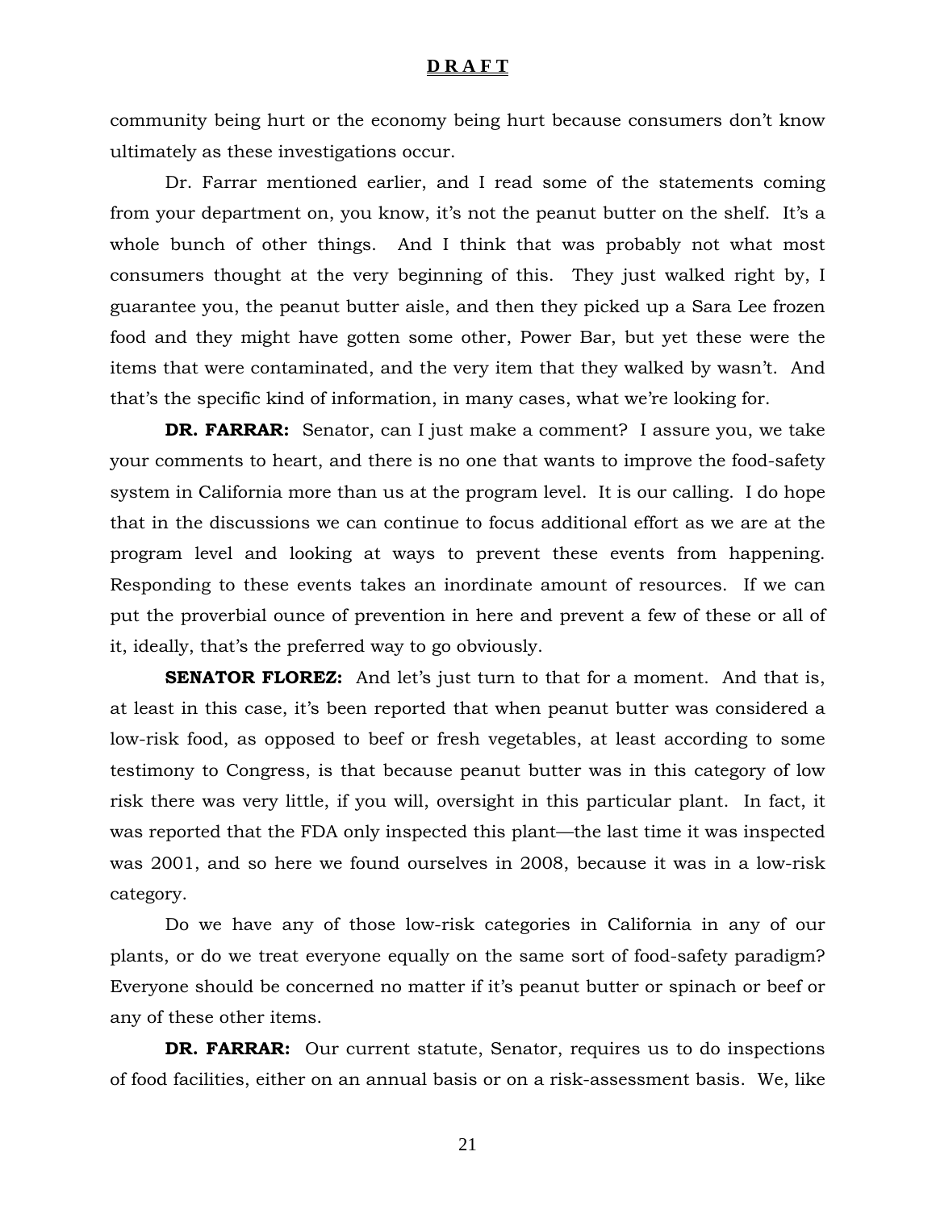community being hurt or the economy being hurt because consumers don't know ultimately as these investigations occur.

Dr. Farrar mentioned earlier, and I read some of the statements coming from your department on, you know, it's not the peanut butter on the shelf. It's a whole bunch of other things. And I think that was probably not what most consumers thought at the very beginning of this. They just walked right by, I guarantee you, the peanut butter aisle, and then they picked up a Sara Lee frozen food and they might have gotten some other, Power Bar, but yet these were the items that were contaminated, and the very item that they walked by wasn't. And that's the specific kind of information, in many cases, what we're looking for.

**DR. FARRAR:** Senator, can I just make a comment? I assure you, we take your comments to heart, and there is no one that wants to improve the food-safety system in California more than us at the program level. It is our calling. I do hope that in the discussions we can continue to focus additional effort as we are at the program level and looking at ways to prevent these events from happening. Responding to these events takes an inordinate amount of resources. If we can put the proverbial ounce of prevention in here and prevent a few of these or all of it, ideally, that's the preferred way to go obviously.

**SENATOR FLOREZ:** And let's just turn to that for a moment. And that is, at least in this case, it's been reported that when peanut butter was considered a low-risk food, as opposed to beef or fresh vegetables, at least according to some testimony to Congress, is that because peanut butter was in this category of low risk there was very little, if you will, oversight in this particular plant. In fact, it was reported that the FDA only inspected this plant—the last time it was inspected was 2001, and so here we found ourselves in 2008, because it was in a low-risk category.

Do we have any of those low-risk categories in California in any of our plants, or do we treat everyone equally on the same sort of food-safety paradigm? Everyone should be concerned no matter if it's peanut butter or spinach or beef or any of these other items.

**DR. FARRAR:** Our current statute, Senator, requires us to do inspections of food facilities, either on an annual basis or on a risk-assessment basis. We, like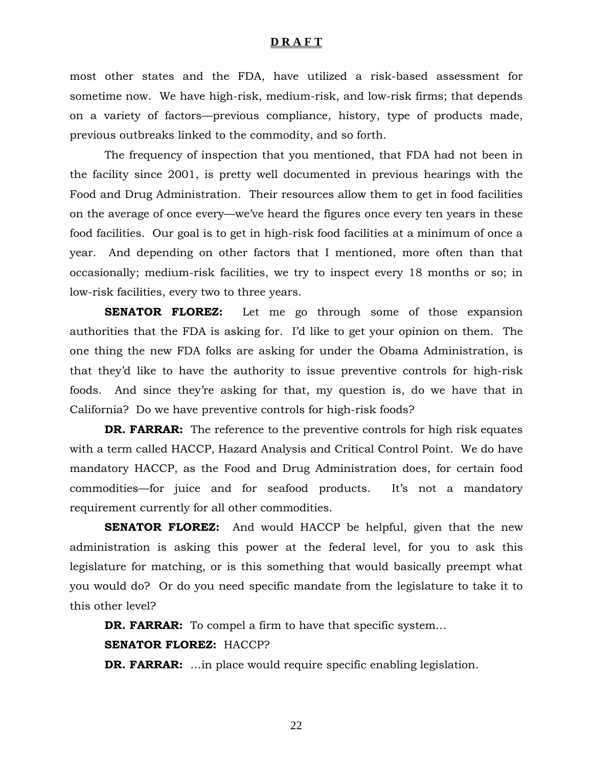most other states and the FDA, have utilized a risk-based assessment for sometime now. We have high-risk, medium-risk, and low-risk firms; that depends on a variety of factors—previous compliance, history, type of products made, previous outbreaks linked to the commodity, and so forth.

The frequency of inspection that you mentioned, that FDA had not been in the facility since 2001, is pretty well documented in previous hearings with the Food and Drug Administration. Their resources allow them to get in food facilities on the average of once every—we've heard the figures once every ten years in these food facilities. Our goal is to get in high-risk food facilities at a minimum of once a year. And depending on other factors that I mentioned, more often than that occasionally; medium-risk facilities, we try to inspect every 18 months or so; in low-risk facilities, every two to three years.

**SENATOR FLOREZ:** Let me go through some of those expansion authorities that the FDA is asking for. I'd like to get your opinion on them. The one thing the new FDA folks are asking for under the Obama Administration, is that they'd like to have the authority to issue preventive controls for high-risk foods. And since they're asking for that, my question is, do we have that in California? Do we have preventive controls for high-risk foods?

**DR. FARRAR:** The reference to the preventive controls for high risk equates with a term called HACCP, Hazard Analysis and Critical Control Point. We do have mandatory HACCP, as the Food and Drug Administration does, for certain food commodities—for juice and for seafood products. It's not a mandatory requirement currently for all other commodities.

**SENATOR FLOREZ:** And would HACCP be helpful, given that the new administration is asking this power at the federal level, for you to ask this legislature for matching, or is this something that would basically preempt what you would do? Or do you need specific mandate from the legislature to take it to this other level?

**DR. FARRAR:** To compel a firm to have that specific system…

**SENATOR FLOREZ:** HACCP?

**DR. FARRAR:** …in place would require specific enabling legislation.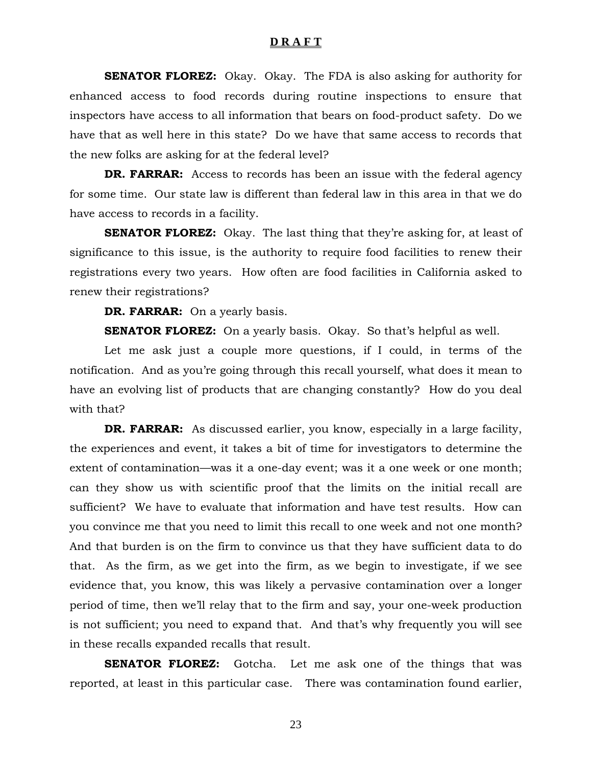**D R A F T**

**SENATOR FLOREZ:** Okay. Okay. The FDA is also asking for authority for enhanced access to food records during routine inspections to ensure that inspectors have access to all information that bears on food-product safety. Do we have that as well here in this state? Do we have that same access to records that the new folks are asking for at the federal level?

**DR. FARRAR:** Access to records has been an issue with the federal agency for some time. Our state law is different than federal law in this area in that we do have access to records in a facility.

**SENATOR FLOREZ:** Okay. The last thing that they're asking for, at least of significance to this issue, is the authority to require food facilities to renew their registrations every two years. How often are food facilities in California asked to renew their registrations?

**DR. FARRAR:** On a yearly basis.

**SENATOR FLOREZ:** On a yearly basis. Okay. So that's helpful as well.

Let me ask just a couple more questions, if I could, in terms of the notification. And as you're going through this recall yourself, what does it mean to have an evolving list of products that are changing constantly? How do you deal with that?

**DR. FARRAR:** As discussed earlier, you know, especially in a large facility, the experiences and event, it takes a bit of time for investigators to determine the extent of contamination—was it a one-day event; was it a one week or one month; can they show us with scientific proof that the limits on the initial recall are sufficient? We have to evaluate that information and have test results. How can you convince me that you need to limit this recall to one week and not one month? And that burden is on the firm to convince us that they have sufficient data to do that. As the firm, as we get into the firm, as we begin to investigate, if we see evidence that, you know, this was likely a pervasive contamination over a longer period of time, then we'll relay that to the firm and say, your one-week production is not sufficient; you need to expand that. And that's why frequently you will see in these recalls expanded recalls that result.

**SENATOR FLOREZ:** Gotcha. Let me ask one of the things that was reported, at least in this particular case. There was contamination found earlier,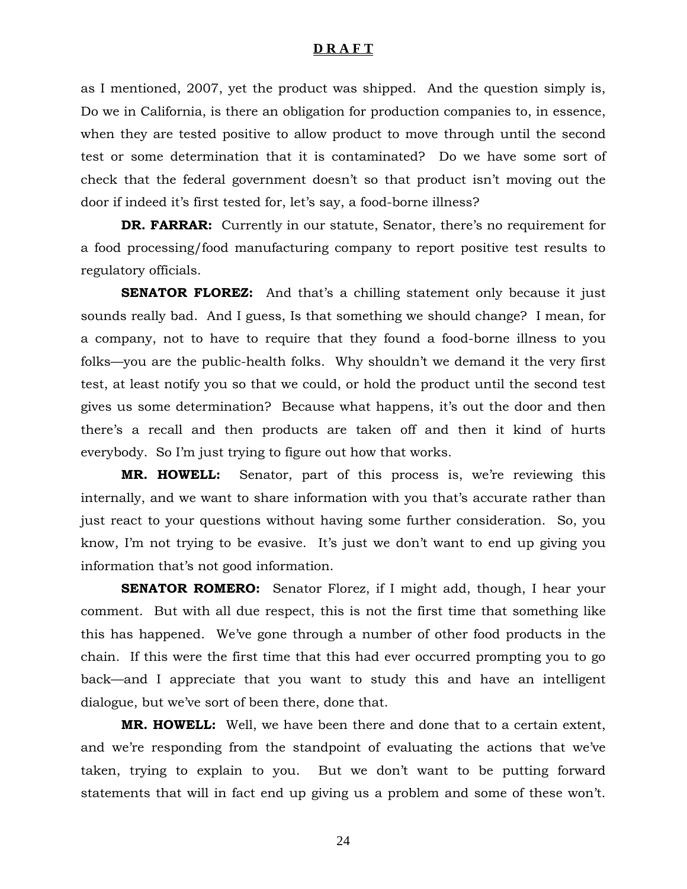as I mentioned, 2007, yet the product was shipped. And the question simply is, Do we in California, is there an obligation for production companies to, in essence, when they are tested positive to allow product to move through until the second test or some determination that it is contaminated? Do we have some sort of check that the federal government doesn't so that product isn't moving out the door if indeed it's first tested for, let's say, a food-borne illness?

**DR. FARRAR:** Currently in our statute, Senator, there's no requirement for a food processing/food manufacturing company to report positive test results to regulatory officials.

**SENATOR FLOREZ:** And that's a chilling statement only because it just sounds really bad. And I guess, Is that something we should change? I mean, for a company, not to have to require that they found a food-borne illness to you folks—you are the public-health folks. Why shouldn't we demand it the very first test, at least notify you so that we could, or hold the product until the second test gives us some determination? Because what happens, it's out the door and then there's a recall and then products are taken off and then it kind of hurts everybody. So I'm just trying to figure out how that works.

**MR. HOWELL:** Senator, part of this process is, we're reviewing this internally, and we want to share information with you that's accurate rather than just react to your questions without having some further consideration. So, you know, I'm not trying to be evasive. It's just we don't want to end up giving you information that's not good information.

**SENATOR ROMERO:** Senator Florez, if I might add, though, I hear your comment. But with all due respect, this is not the first time that something like this has happened. We've gone through a number of other food products in the chain. If this were the first time that this had ever occurred prompting you to go back—and I appreciate that you want to study this and have an intelligent dialogue, but we've sort of been there, done that.

**MR. HOWELL:** Well, we have been there and done that to a certain extent, and we're responding from the standpoint of evaluating the actions that we've taken, trying to explain to you. But we don't want to be putting forward statements that will in fact end up giving us a problem and some of these won't.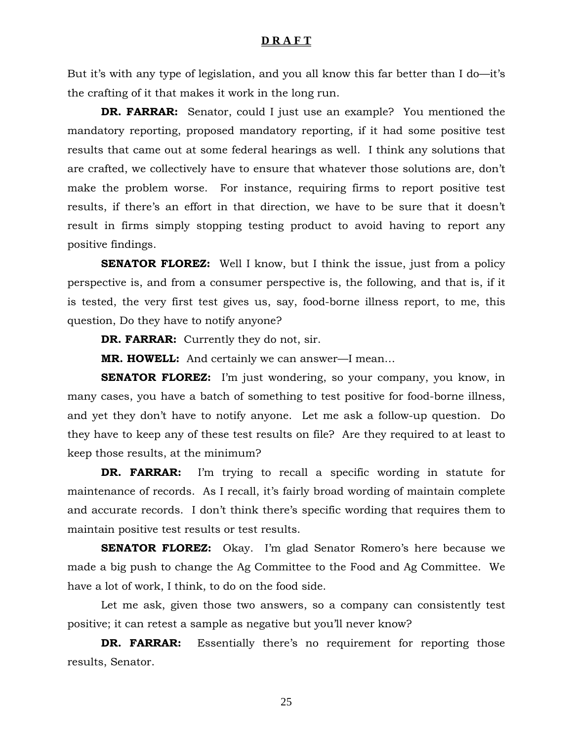But it's with any type of legislation, and you all know this far better than I do—it's the crafting of it that makes it work in the long run.

**DR. FARRAR:** Senator, could I just use an example? You mentioned the mandatory reporting, proposed mandatory reporting, if it had some positive test results that came out at some federal hearings as well. I think any solutions that are crafted, we collectively have to ensure that whatever those solutions are, don't make the problem worse. For instance, requiring firms to report positive test results, if there's an effort in that direction, we have to be sure that it doesn't result in firms simply stopping testing product to avoid having to report any positive findings.

**SENATOR FLOREZ:** Well I know, but I think the issue, just from a policy perspective is, and from a consumer perspective is, the following, and that is, if it is tested, the very first test gives us, say, food-borne illness report, to me, this question, Do they have to notify anyone?

**DR. FARRAR:** Currently they do not, sir.

**MR. HOWELL:** And certainly we can answer—I mean…

**SENATOR FLOREZ:** I'm just wondering, so your company, you know, in many cases, you have a batch of something to test positive for food-borne illness, and yet they don't have to notify anyone. Let me ask a follow-up question. Do they have to keep any of these test results on file? Are they required to at least to keep those results, at the minimum?

**DR. FARRAR:** I'm trying to recall a specific wording in statute for maintenance of records. As I recall, it's fairly broad wording of maintain complete and accurate records. I don't think there's specific wording that requires them to maintain positive test results or test results.

**SENATOR FLOREZ:** Okay. I'm glad Senator Romero's here because we made a big push to change the Ag Committee to the Food and Ag Committee. We have a lot of work, I think, to do on the food side.

Let me ask, given those two answers, so a company can consistently test positive; it can retest a sample as negative but you'll never know?

**DR. FARRAR:** Essentially there's no requirement for reporting those results, Senator.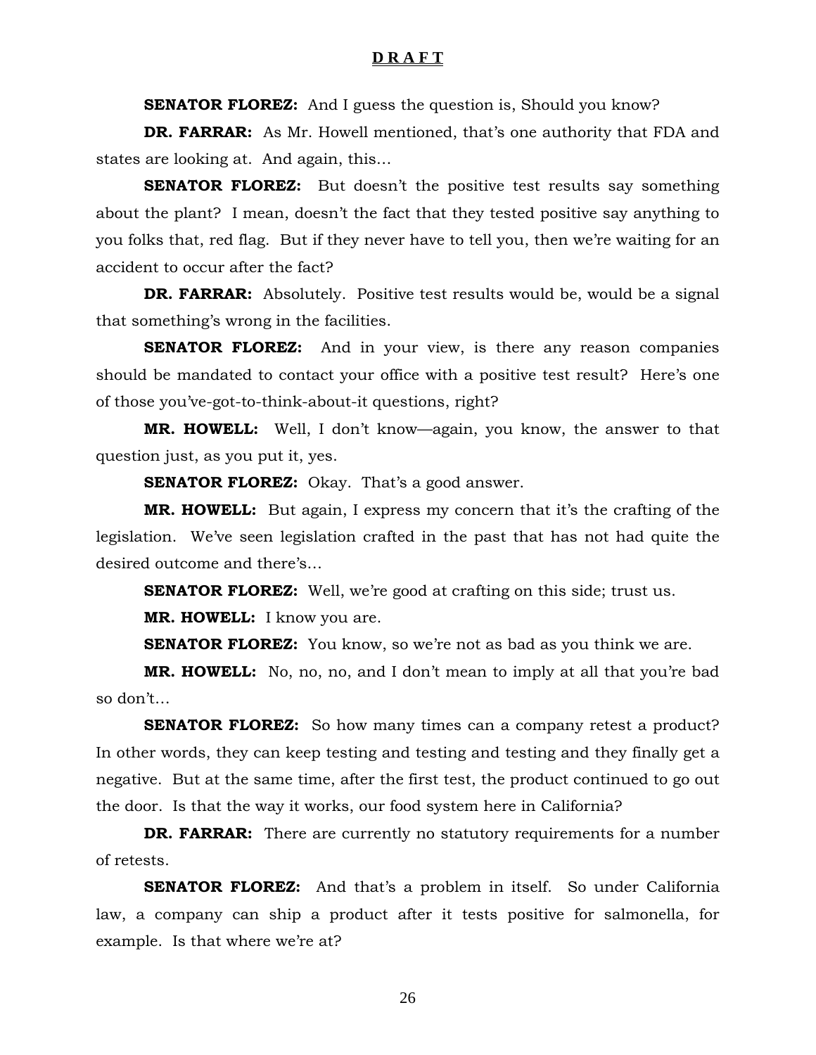**D R A F T**

**SENATOR FLOREZ:** And I guess the question is, Should you know?

**DR. FARRAR:** As Mr. Howell mentioned, that's one authority that FDA and states are looking at. And again, this…

**SENATOR FLOREZ:** But doesn't the positive test results say something about the plant? I mean, doesn't the fact that they tested positive say anything to you folks that, red flag. But if they never have to tell you, then we're waiting for an accident to occur after the fact?

**DR. FARRAR:** Absolutely. Positive test results would be, would be a signal that something's wrong in the facilities.

**SENATOR FLOREZ:** And in your view, is there any reason companies should be mandated to contact your office with a positive test result? Here's one of those you've-got-to-think-about-it questions, right?

**MR. HOWELL:** Well, I don't know—again, you know, the answer to that question just, as you put it, yes.

**SENATOR FLOREZ:** Okay. That's a good answer.

**MR. HOWELL:** But again, I express my concern that it's the crafting of the legislation. We've seen legislation crafted in the past that has not had quite the desired outcome and there's…

**SENATOR FLOREZ:** Well, we're good at crafting on this side; trust us.

**MR. HOWELL:** I know you are.

**SENATOR FLOREZ:** You know, so we're not as bad as you think we are.

**MR. HOWELL:** No, no, no, and I don't mean to imply at all that you're bad so don't…

**SENATOR FLOREZ:** So how many times can a company retest a product? In other words, they can keep testing and testing and testing and they finally get a negative. But at the same time, after the first test, the product continued to go out the door. Is that the way it works, our food system here in California?

**DR. FARRAR:** There are currently no statutory requirements for a number of retests.

**SENATOR FLOREZ:** And that's a problem in itself. So under California law, a company can ship a product after it tests positive for salmonella, for example. Is that where we're at?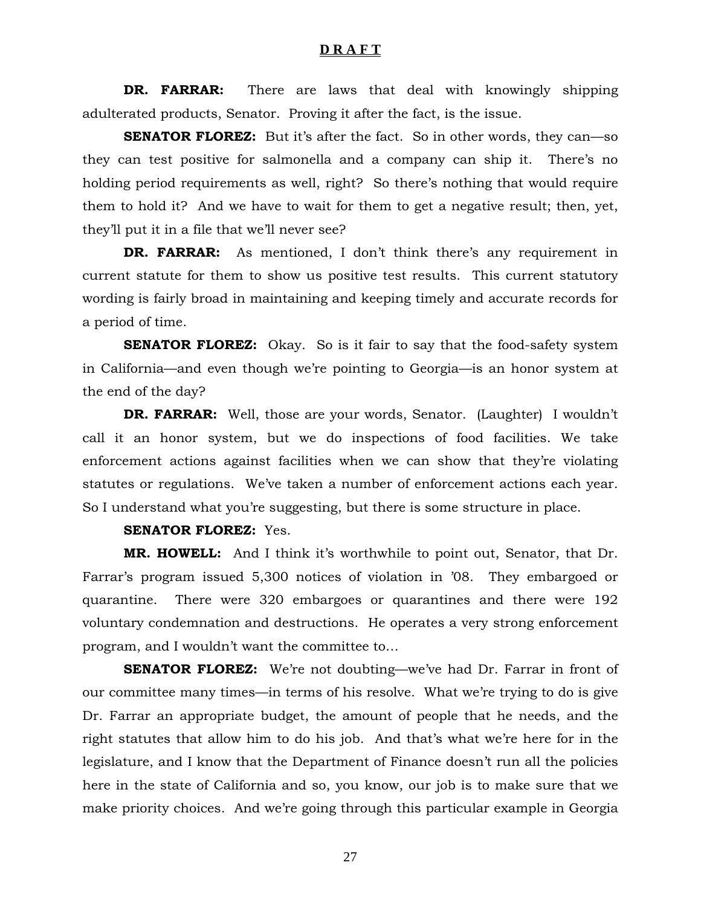**DR. FARRAR:** There are laws that deal with knowingly shipping adulterated products, Senator. Proving it after the fact, is the issue.

**SENATOR FLOREZ:** But it's after the fact. So in other words, they can—so they can test positive for salmonella and a company can ship it. There's no holding period requirements as well, right? So there's nothing that would require them to hold it? And we have to wait for them to get a negative result; then, yet, they'll put it in a file that we'll never see?

**DR. FARRAR:** As mentioned, I don't think there's any requirement in current statute for them to show us positive test results. This current statutory wording is fairly broad in maintaining and keeping timely and accurate records for a period of time.

**SENATOR FLOREZ:** Okay. So is it fair to say that the food-safety system in California—and even though we're pointing to Georgia—is an honor system at the end of the day?

**DR. FARRAR:** Well, those are your words, Senator. (Laughter) I wouldn't call it an honor system, but we do inspections of food facilities. We take enforcement actions against facilities when we can show that they're violating statutes or regulations. We've taken a number of enforcement actions each year. So I understand what you're suggesting, but there is some structure in place.

**SENATOR FLOREZ:** Yes.

**MR. HOWELL:** And I think it's worthwhile to point out, Senator, that Dr. Farrar's program issued 5,300 notices of violation in '08. They embargoed or quarantine. There were 320 embargoes or quarantines and there were 192 voluntary condemnation and destructions. He operates a very strong enforcement program, and I wouldn't want the committee to…

**SENATOR FLOREZ:** We're not doubting—we've had Dr. Farrar in front of our committee many times—in terms of his resolve. What we're trying to do is give Dr. Farrar an appropriate budget, the amount of people that he needs, and the right statutes that allow him to do his job. And that's what we're here for in the legislature, and I know that the Department of Finance doesn't run all the policies here in the state of California and so, you know, our job is to make sure that we make priority choices. And we're going through this particular example in Georgia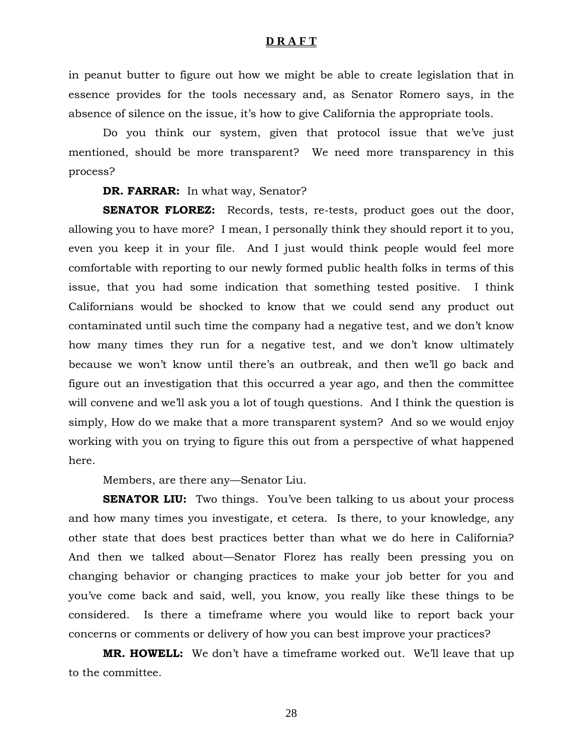in peanut butter to figure out how we might be able to create legislation that in essence provides for the tools necessary and, as Senator Romero says, in the absence of silence on the issue, it's how to give California the appropriate tools.

Do you think our system, given that protocol issue that we've just mentioned, should be more transparent? We need more transparency in this process?

**DR. FARRAR:** In what way, Senator?

**SENATOR FLOREZ:** Records, tests, re-tests, product goes out the door, allowing you to have more? I mean, I personally think they should report it to you, even you keep it in your file. And I just would think people would feel more comfortable with reporting to our newly formed public health folks in terms of this issue, that you had some indication that something tested positive. I think Californians would be shocked to know that we could send any product out contaminated until such time the company had a negative test, and we don't know how many times they run for a negative test, and we don't know ultimately because we won't know until there's an outbreak, and then we'll go back and figure out an investigation that this occurred a year ago, and then the committee will convene and we'll ask you a lot of tough questions. And I think the question is simply, How do we make that a more transparent system? And so we would enjoy working with you on trying to figure this out from a perspective of what happened here.

Members, are there any—Senator Liu.

**SENATOR LIU:** Two things. You've been talking to us about your process and how many times you investigate, et cetera. Is there, to your knowledge, any other state that does best practices better than what we do here in California? And then we talked about—Senator Florez has really been pressing you on changing behavior or changing practices to make your job better for you and you've come back and said, well, you know, you really like these things to be considered. Is there a timeframe where you would like to report back your concerns or comments or delivery of how you can best improve your practices?

**MR. HOWELL:** We don't have a timeframe worked out. We'll leave that up to the committee.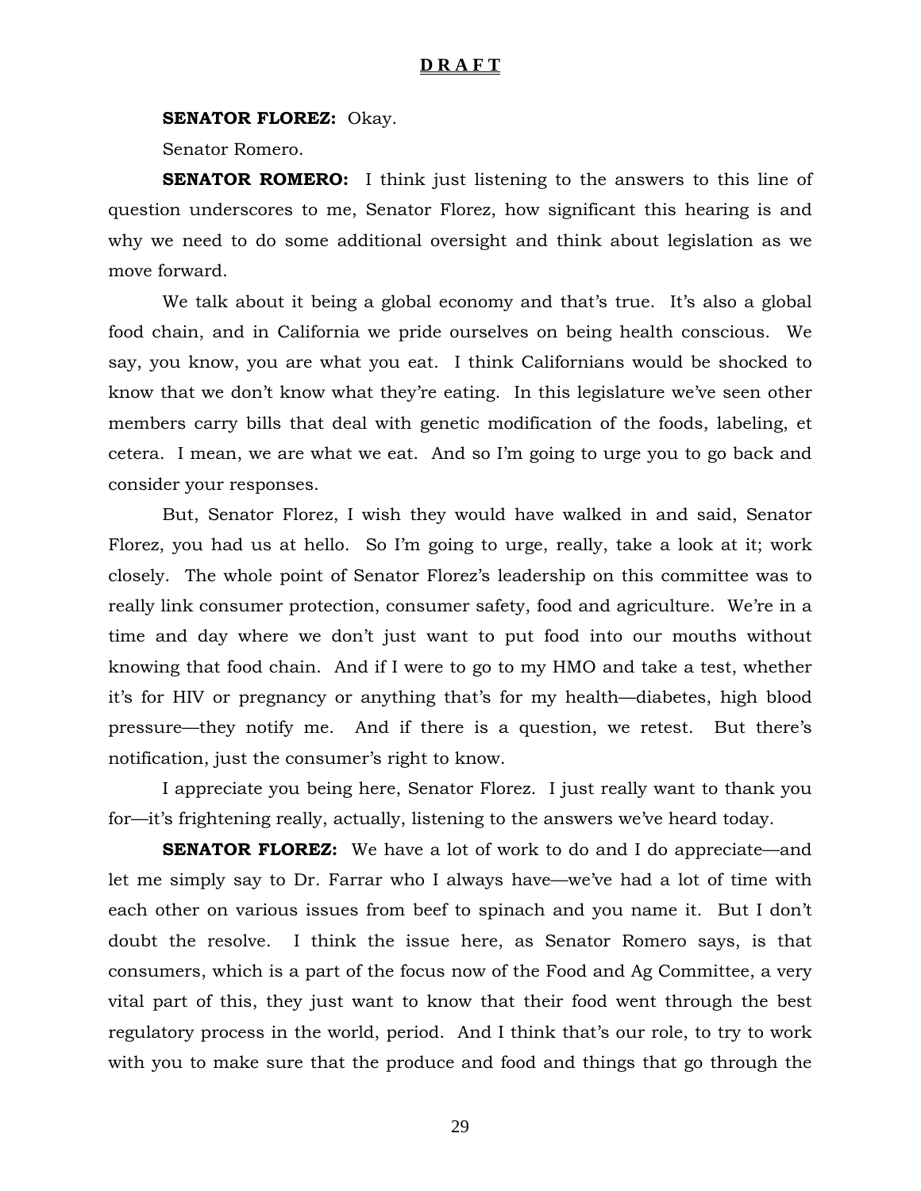**D R A F T**

**SENATOR FLOREZ:** Okay.

Senator Romero.

**SENATOR ROMERO:** I think just listening to the answers to this line of question underscores to me, Senator Florez, how significant this hearing is and why we need to do some additional oversight and think about legislation as we move forward.

We talk about it being a global economy and that's true. It's also a global food chain, and in California we pride ourselves on being health conscious. We say, you know, you are what you eat. I think Californians would be shocked to know that we don't know what they're eating. In this legislature we've seen other members carry bills that deal with genetic modification of the foods, labeling, et cetera. I mean, we are what we eat. And so I'm going to urge you to go back and consider your responses.

But, Senator Florez, I wish they would have walked in and said, Senator Florez, you had us at hello. So I'm going to urge, really, take a look at it; work closely. The whole point of Senator Florez's leadership on this committee was to really link consumer protection, consumer safety, food and agriculture. We're in a time and day where we don't just want to put food into our mouths without knowing that food chain. And if I were to go to my HMO and take a test, whether it's for HIV or pregnancy or anything that's for my health—diabetes, high blood pressure—they notify me. And if there is a question, we retest. But there's notification, just the consumer's right to know.

I appreciate you being here, Senator Florez. I just really want to thank you for—it's frightening really, actually, listening to the answers we've heard today.

**SENATOR FLOREZ:** We have a lot of work to do and I do appreciate—and let me simply say to Dr. Farrar who I always have—we've had a lot of time with each other on various issues from beef to spinach and you name it. But I don't doubt the resolve. I think the issue here, as Senator Romero says, is that consumers, which is a part of the focus now of the Food and Ag Committee, a very vital part of this, they just want to know that their food went through the best regulatory process in the world, period. And I think that's our role, to try to work with you to make sure that the produce and food and things that go through the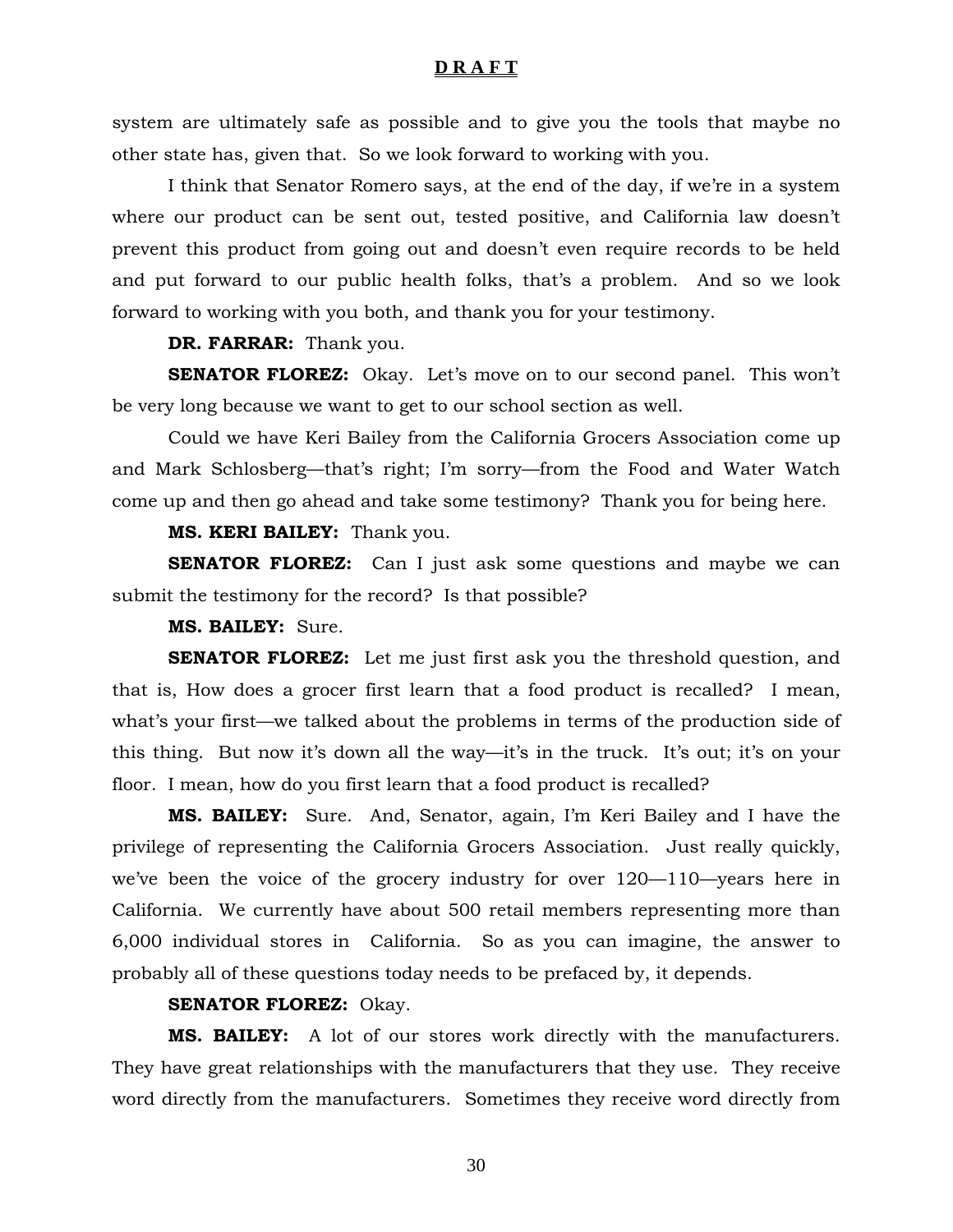system are ultimately safe as possible and to give you the tools that maybe no other state has, given that. So we look forward to working with you.

I think that Senator Romero says, at the end of the day, if we're in a system where our product can be sent out, tested positive, and California law doesn't prevent this product from going out and doesn't even require records to be held and put forward to our public health folks, that's a problem. And so we look forward to working with you both, and thank you for your testimony.

**DR. FARRAR:** Thank you.

**SENATOR FLOREZ:** Okay. Let's move on to our second panel. This won't be very long because we want to get to our school section as well.

Could we have Keri Bailey from the California Grocers Association come up and Mark Schlosberg—that's right; I'm sorry—from the Food and Water Watch come up and then go ahead and take some testimony? Thank you for being here.

**MS. KERI BAILEY:** Thank you.

**SENATOR FLOREZ:** Can I just ask some questions and maybe we can submit the testimony for the record? Is that possible?

**MS. BAILEY:** Sure.

**SENATOR FLOREZ:** Let me just first ask you the threshold question, and that is, How does a grocer first learn that a food product is recalled? I mean, what's your first—we talked about the problems in terms of the production side of this thing. But now it's down all the way—it's in the truck. It's out; it's on your floor. I mean, how do you first learn that a food product is recalled?

**MS. BAILEY:** Sure. And, Senator, again, I'm Keri Bailey and I have the privilege of representing the California Grocers Association. Just really quickly, we've been the voice of the grocery industry for over 120—110—years here in California. We currently have about 500 retail members representing more than 6,000 individual stores in California. So as you can imagine, the answer to probably all of these questions today needs to be prefaced by, it depends.

**SENATOR FLOREZ:** Okay.

**MS. BAILEY:** A lot of our stores work directly with the manufacturers. They have great relationships with the manufacturers that they use. They receive word directly from the manufacturers. Sometimes they receive word directly from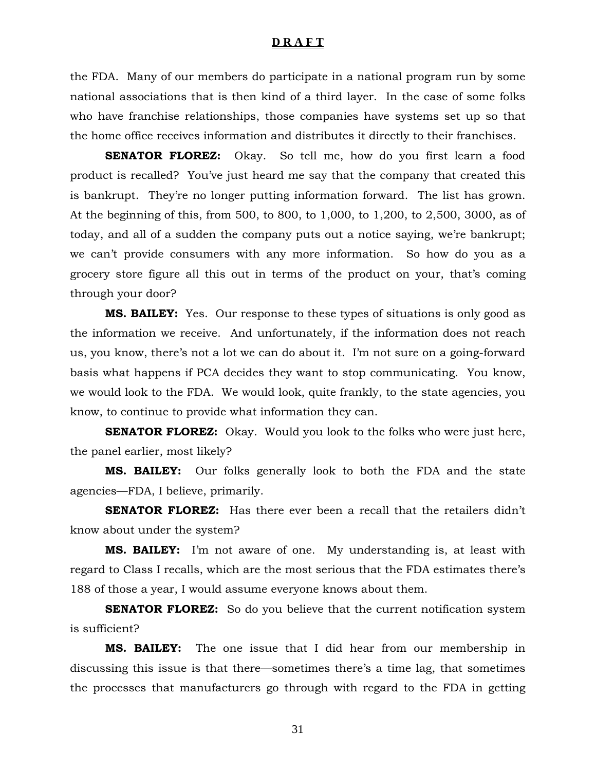the FDA. Many of our members do participate in a national program run by some national associations that is then kind of a third layer. In the case of some folks who have franchise relationships, those companies have systems set up so that the home office receives information and distributes it directly to their franchises.

**SENATOR FLOREZ:** Okay. So tell me, how do you first learn a food product is recalled? You've just heard me say that the company that created this is bankrupt. They're no longer putting information forward. The list has grown. At the beginning of this, from 500, to 800, to 1,000, to 1,200, to 2,500, 3000, as of today, and all of a sudden the company puts out a notice saying, we're bankrupt; we can't provide consumers with any more information. So how do you as a grocery store figure all this out in terms of the product on your, that's coming through your door?

**MS. BAILEY:** Yes. Our response to these types of situations is only good as the information we receive. And unfortunately, if the information does not reach us, you know, there's not a lot we can do about it. I'm not sure on a going-forward basis what happens if PCA decides they want to stop communicating. You know, we would look to the FDA. We would look, quite frankly, to the state agencies, you know, to continue to provide what information they can.

**SENATOR FLOREZ:** Okay. Would you look to the folks who were just here, the panel earlier, most likely?

**MS. BAILEY:** Our folks generally look to both the FDA and the state agencies—FDA, I believe, primarily.

**SENATOR FLOREZ:** Has there ever been a recall that the retailers didn't know about under the system?

**MS. BAILEY:** I'm not aware of one. My understanding is, at least with regard to Class I recalls, which are the most serious that the FDA estimates there's 188 of those a year, I would assume everyone knows about them.

**SENATOR FLOREZ:** So do you believe that the current notification system is sufficient?

**MS. BAILEY:** The one issue that I did hear from our membership in discussing this issue is that there—sometimes there's a time lag, that sometimes the processes that manufacturers go through with regard to the FDA in getting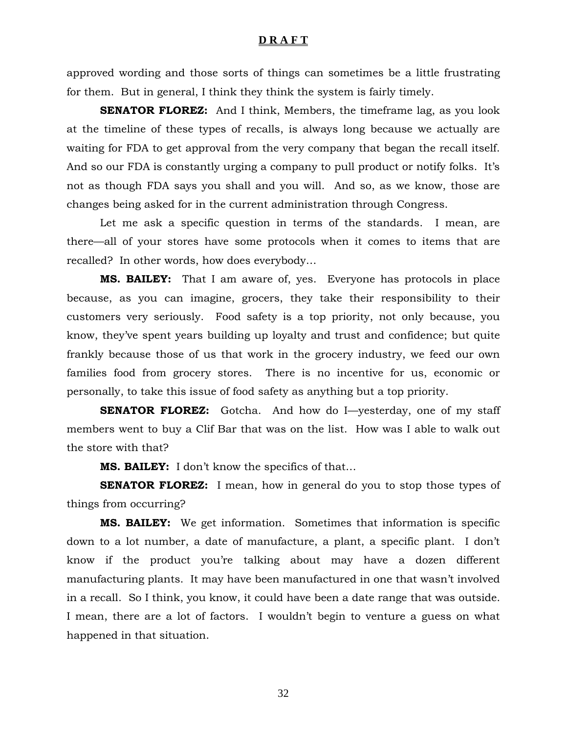approved wording and those sorts of things can sometimes be a little frustrating for them. But in general, I think they think the system is fairly timely.

**SENATOR FLOREZ:** And I think, Members, the timeframe lag, as you look at the timeline of these types of recalls, is always long because we actually are waiting for FDA to get approval from the very company that began the recall itself. And so our FDA is constantly urging a company to pull product or notify folks. It's not as though FDA says you shall and you will. And so, as we know, those are changes being asked for in the current administration through Congress.

Let me ask a specific question in terms of the standards. I mean, are there—all of your stores have some protocols when it comes to items that are recalled? In other words, how does everybody…

**MS. BAILEY:** That I am aware of, yes. Everyone has protocols in place because, as you can imagine, grocers, they take their responsibility to their customers very seriously. Food safety is a top priority, not only because, you know, they've spent years building up loyalty and trust and confidence; but quite frankly because those of us that work in the grocery industry, we feed our own families food from grocery stores. There is no incentive for us, economic or personally, to take this issue of food safety as anything but a top priority.

**SENATOR FLOREZ:** Gotcha. And how do I—yesterday, one of my staff members went to buy a Clif Bar that was on the list. How was I able to walk out the store with that?

**MS. BAILEY:** I don't know the specifics of that…

**SENATOR FLOREZ:** I mean, how in general do you to stop those types of things from occurring?

**MS. BAILEY:** We get information. Sometimes that information is specific down to a lot number, a date of manufacture, a plant, a specific plant. I don't know if the product you're talking about may have a dozen different manufacturing plants. It may have been manufactured in one that wasn't involved in a recall. So I think, you know, it could have been a date range that was outside. I mean, there are a lot of factors. I wouldn't begin to venture a guess on what happened in that situation.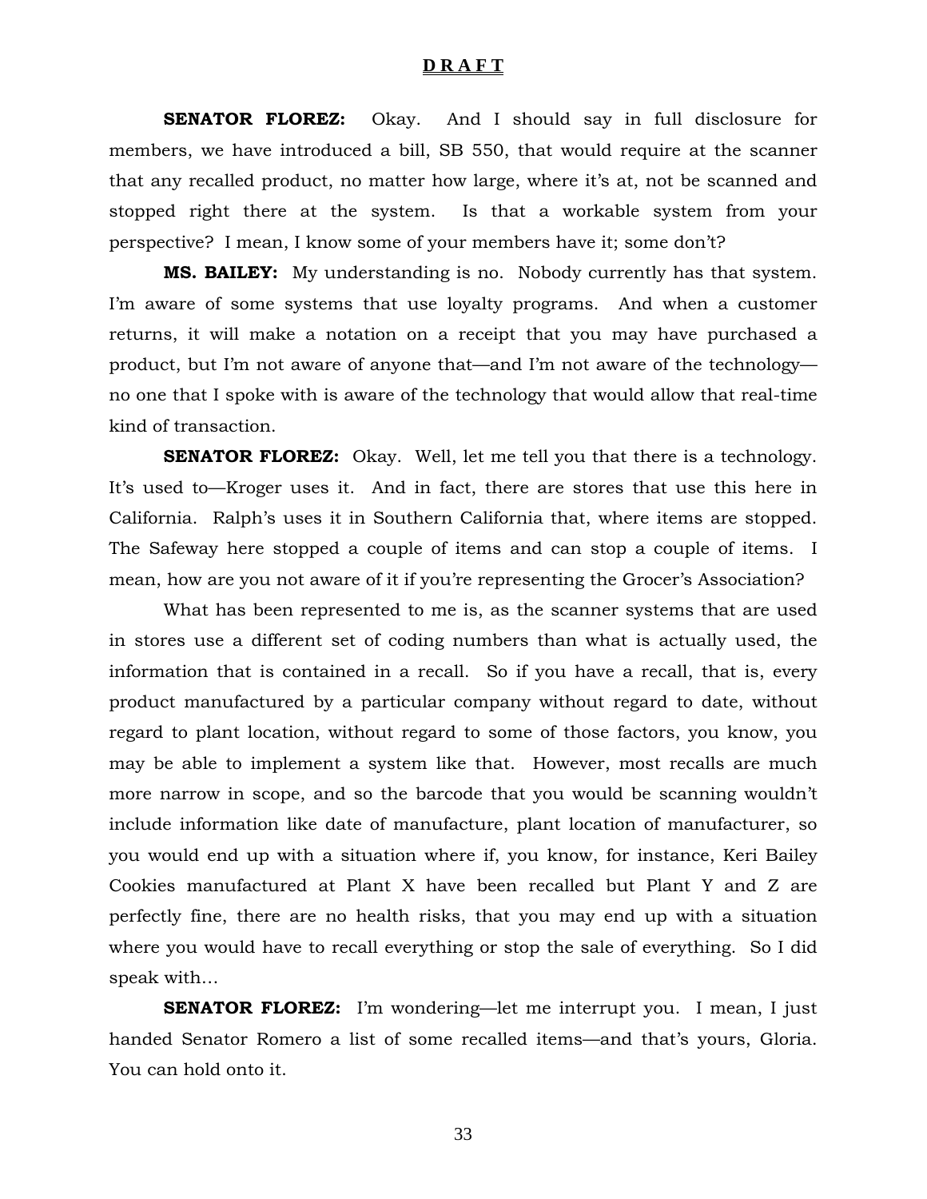**D R A F T**

**SENATOR FLOREZ:** Okay. And I should say in full disclosure for members, we have introduced a bill, SB 550, that would require at the scanner that any recalled product, no matter how large, where it's at, not be scanned and stopped right there at the system. Is that a workable system from your perspective? I mean, I know some of your members have it; some don't?

**MS. BAILEY:** My understanding is no. Nobody currently has that system. I'm aware of some systems that use loyalty programs. And when a customer returns, it will make a notation on a receipt that you may have purchased a product, but I'm not aware of anyone that—and I'm not aware of the technology—no one that I spoke with is aware of the technology that would allow that real-time kind of transaction.

**SENATOR FLOREZ:** Okay. Well, let me tell you that there is a technology. It's used to—Kroger uses it. And in fact, there are stores that use this here in California. Ralph's uses it in Southern California that, where items are stopped. The Safeway here stopped a couple of items and can stop a couple of items. I mean, how are you not aware of it if you're representing the Grocer's Association?

What has been represented to me is, as the scanner systems that are used in stores use a different set of coding numbers than what is actually used, the information that is contained in a recall. So if you have a recall, that is, every product manufactured by a particular company without regard to date, without regard to plant location, without regard to some of those factors, you know, you may be able to implement a system like that. However, most recalls are much more narrow in scope, and so the barcode that you would be scanning wouldn't include information like date of manufacture, plant location of manufacturer, so you would end up with a situation where if, you know, for instance, Keri Bailey Cookies manufactured at Plant X have been recalled but Plant Y and Z are perfectly fine, there are no health risks, that you may end up with a situation where you would have to recall everything or stop the sale of everything. So I did speak with…

**SENATOR FLOREZ:** I'm wondering—let me interrupt you. I mean, I just handed Senator Romero a list of some recalled items—and that's yours, Gloria. You can hold onto it.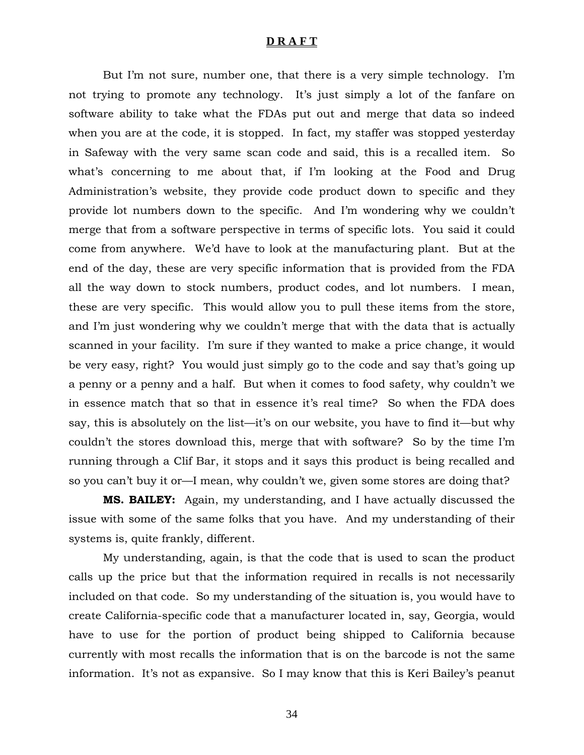But I'm not sure, number one, that there is a very simple technology. I'm not trying to promote any technology. It's just simply a lot of the fanfare on software ability to take what the FDAs put out and merge that data so indeed when you are at the code, it is stopped. In fact, my staffer was stopped yesterday in Safeway with the very same scan code and said, this is a recalled item. So what's concerning to me about that, if I'm looking at the Food and Drug Administration's website, they provide code product down to specific and they provide lot numbers down to the specific. And I'm wondering why we couldn't merge that from a software perspective in terms of specific lots. You said it could come from anywhere. We'd have to look at the manufacturing plant. But at the end of the day, these are very specific information that is provided from the FDA all the way down to stock numbers, product codes, and lot numbers. I mean, these are very specific. This would allow you to pull these items from the store, and I'm just wondering why we couldn't merge that with the data that is actually scanned in your facility. I'm sure if they wanted to make a price change, it would be very easy, right? You would just simply go to the code and say that's going up a penny or a penny and a half. But when it comes to food safety, why couldn't we in essence match that so that in essence it's real time? So when the FDA does say, this is absolutely on the list—it's on our website, you have to find it—but why couldn't the stores download this, merge that with software? So by the time I'm running through a Clif Bar, it stops and it says this product is being recalled and so you can't buy it or—I mean, why couldn't we, given some stores are doing that?

**MS. BAILEY:** Again, my understanding, and I have actually discussed the issue with some of the same folks that you have. And my understanding of their systems is, quite frankly, different.

My understanding, again, is that the code that is used to scan the product calls up the price but that the information required in recalls is not necessarily included on that code. So my understanding of the situation is, you would have to create California-specific code that a manufacturer located in, say, Georgia, would have to use for the portion of product being shipped to California because currently with most recalls the information that is on the barcode is not the same information. It's not as expansive. So I may know that this is Keri Bailey's peanut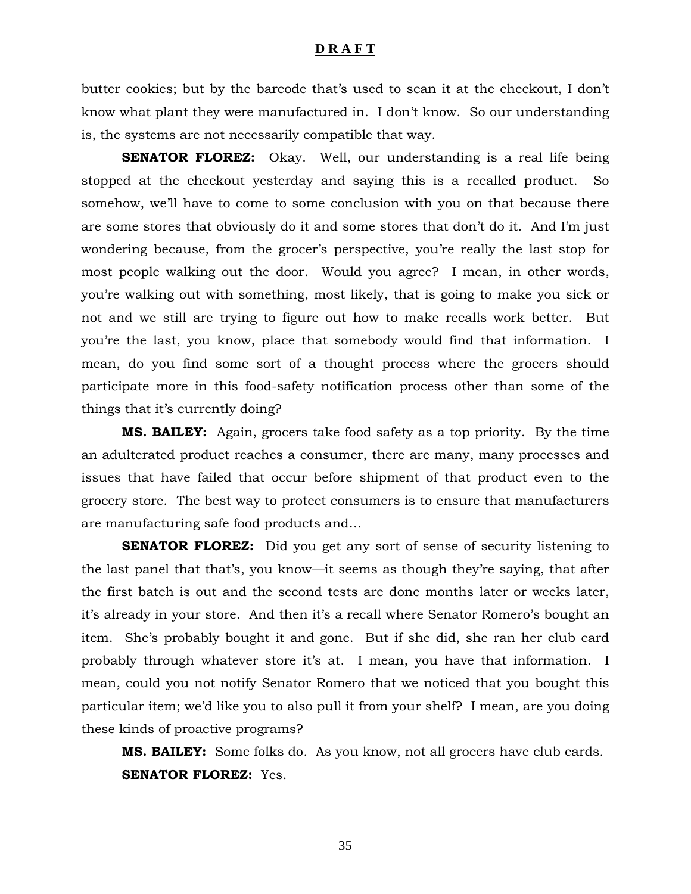butter cookies; but by the barcode that's used to scan it at the checkout, I don't know what plant they were manufactured in. I don't know. So our understanding is, the systems are not necessarily compatible that way.

**SENATOR FLOREZ:** Okay. Well, our understanding is a real life being stopped at the checkout yesterday and saying this is a recalled product. So somehow, we'll have to come to some conclusion with you on that because there are some stores that obviously do it and some stores that don't do it. And I'm just wondering because, from the grocer's perspective, you're really the last stop for most people walking out the door. Would you agree? I mean, in other words, you're walking out with something, most likely, that is going to make you sick or not and we still are trying to figure out how to make recalls work better. But you're the last, you know, place that somebody would find that information. I mean, do you find some sort of a thought process where the grocers should participate more in this food-safety notification process other than some of the things that it's currently doing?

**MS. BAILEY:** Again, grocers take food safety as a top priority. By the time an adulterated product reaches a consumer, there are many, many processes and issues that have failed that occur before shipment of that product even to the grocery store. The best way to protect consumers is to ensure that manufacturers are manufacturing safe food products and…

**SENATOR FLOREZ:** Did you get any sort of sense of security listening to the last panel that that's, you know—it seems as though they're saying, that after the first batch is out and the second tests are done months later or weeks later, it's already in your store. And then it's a recall where Senator Romero's bought an item. She's probably bought it and gone. But if she did, she ran her club card probably through whatever store it's at. I mean, you have that information. I mean, could you not notify Senator Romero that we noticed that you bought this particular item; we'd like you to also pull it from your shelf? I mean, are you doing these kinds of proactive programs?

**MS. BAILEY:** Some folks do. As you know, not all grocers have club cards.

**SENATOR FLOREZ:** Yes.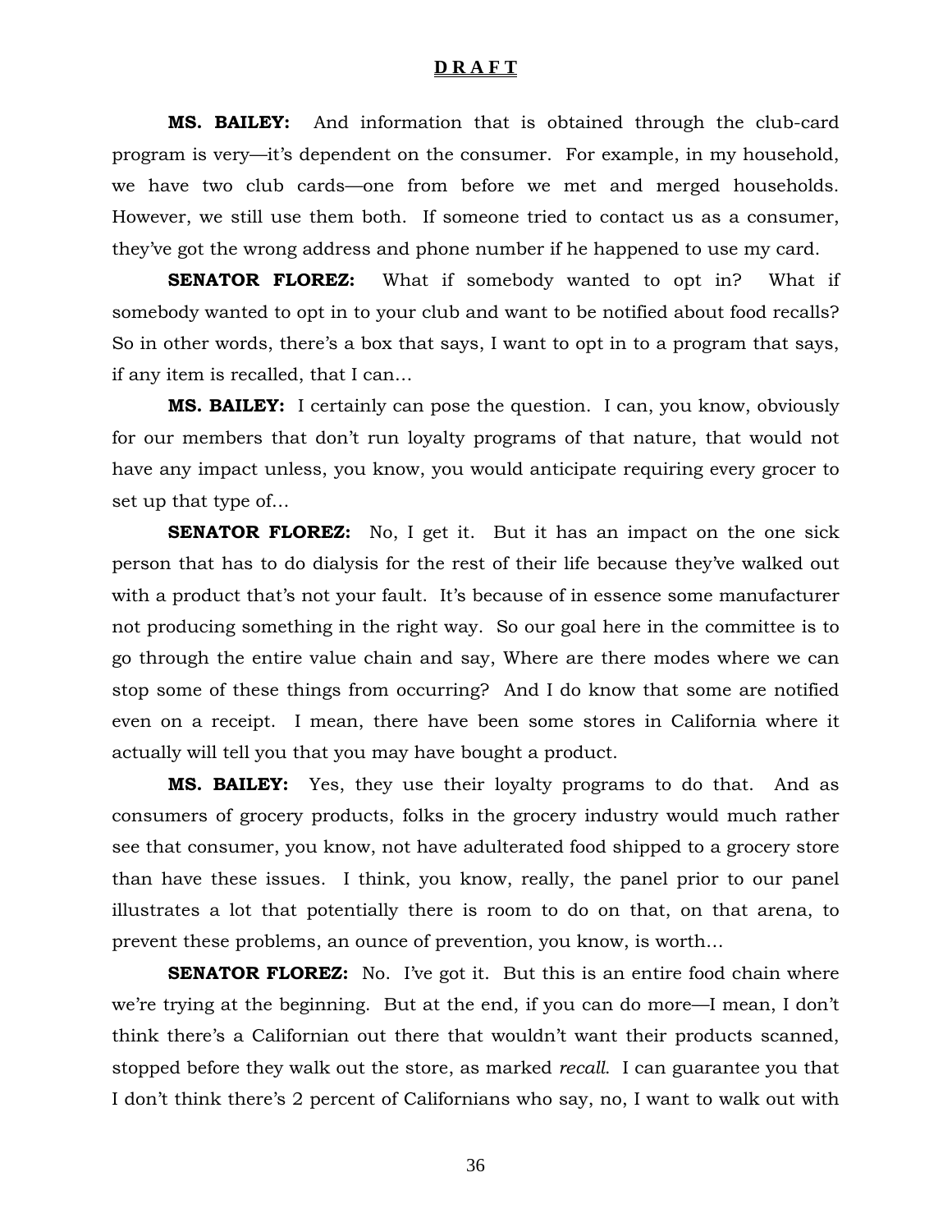**MS. BAILEY:** And information that is obtained through the club-card program is very—it's dependent on the consumer. For example, in my household, we have two club cards—one from before we met and merged households. However, we still use them both. If someone tried to contact us as a consumer, they've got the wrong address and phone number if he happened to use my card.

**SENATOR FLOREZ:** What if somebody wanted to opt in? What if somebody wanted to opt in to your club and want to be notified about food recalls? So in other words, there's a box that says, I want to opt in to a program that says, if any item is recalled, that I can…

**MS. BAILEY:** I certainly can pose the question. I can, you know, obviously for our members that don't run loyalty programs of that nature, that would not have any impact unless, you know, you would anticipate requiring every grocer to set up that type of…

**SENATOR FLOREZ:** No, I get it. But it has an impact on the one sick person that has to do dialysis for the rest of their life because they've walked out with a product that's not your fault. It's because of in essence some manufacturer not producing something in the right way. So our goal here in the committee is to go through the entire value chain and say, Where are there modes where we can stop some of these things from occurring? And I do know that some are notified even on a receipt. I mean, there have been some stores in California where it actually will tell you that you may have bought a product.

**MS. BAILEY:** Yes, they use their loyalty programs to do that. And as consumers of grocery products, folks in the grocery industry would much rather see that consumer, you know, not have adulterated food shipped to a grocery store than have these issues. I think, you know, really, the panel prior to our panel illustrates a lot that potentially there is room to do on that, on that arena, to prevent these problems, an ounce of prevention, you know, is worth…

**SENATOR FLOREZ:** No. I've got it. But this is an entire food chain where we're trying at the beginning. But at the end, if you can do more—I mean, I don't think there's a Californian out there that wouldn't want their products scanned, stopped before they walk out the store, as marked *recall*. I can guarantee you that I don't think there's 2 percent of Californians who say, no, I want to walk out with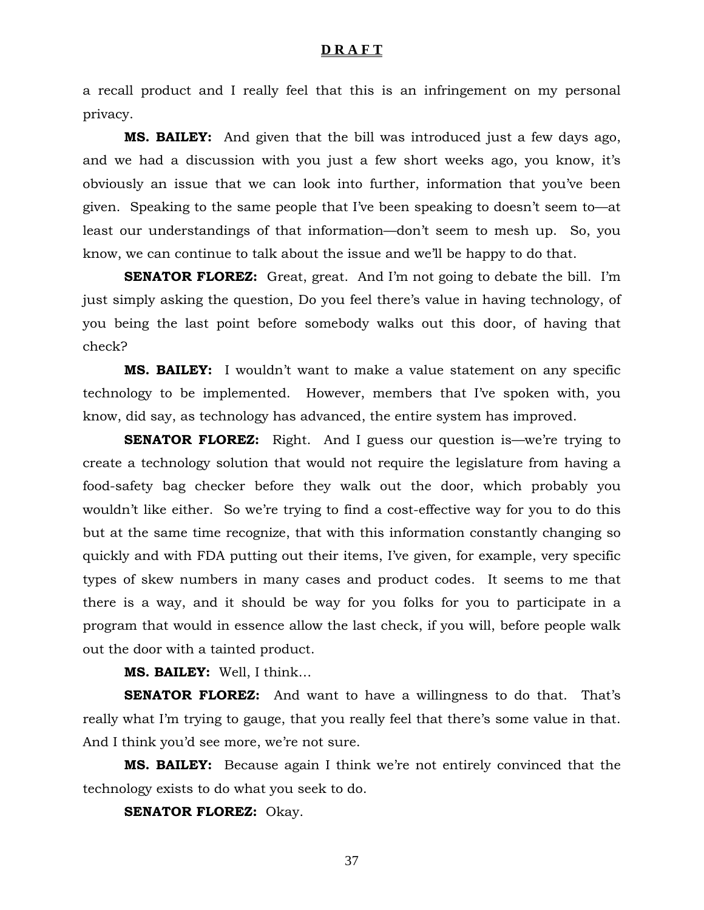a recall product and I really feel that this is an infringement on my personal privacy.

**MS. BAILEY:** And given that the bill was introduced just a few days ago, and we had a discussion with you just a few short weeks ago, you know, it's obviously an issue that we can look into further, information that you've been given. Speaking to the same people that I've been speaking to doesn't seem to—at least our understandings of that information—don't seem to mesh up. So, you know, we can continue to talk about the issue and we'll be happy to do that.

**SENATOR FLOREZ:** Great, great. And I'm not going to debate the bill. I'm just simply asking the question, Do you feel there's value in having technology, of you being the last point before somebody walks out this door, of having that check?

**MS. BAILEY:** I wouldn't want to make a value statement on any specific technology to be implemented. However, members that I've spoken with, you know, did say, as technology has advanced, the entire system has improved.

**SENATOR FLOREZ:** Right. And I guess our question is—we're trying to create a technology solution that would not require the legislature from having a food-safety bag checker before they walk out the door, which probably you wouldn't like either. So we're trying to find a cost-effective way for you to do this but at the same time recognize, that with this information constantly changing so quickly and with FDA putting out their items, I've given, for example, very specific types of skew numbers in many cases and product codes. It seems to me that there is a way, and it should be way for you folks for you to participate in a program that would in essence allow the last check, if you will, before people walk out the door with a tainted product.

**MS. BAILEY:** Well, I think…

**SENATOR FLOREZ:** And want to have a willingness to do that. That's really what I'm trying to gauge, that you really feel that there's some value in that. And I think you'd see more, we're not sure.

**MS. BAILEY:** Because again I think we're not entirely convinced that the technology exists to do what you seek to do.

**SENATOR FLOREZ:** Okay.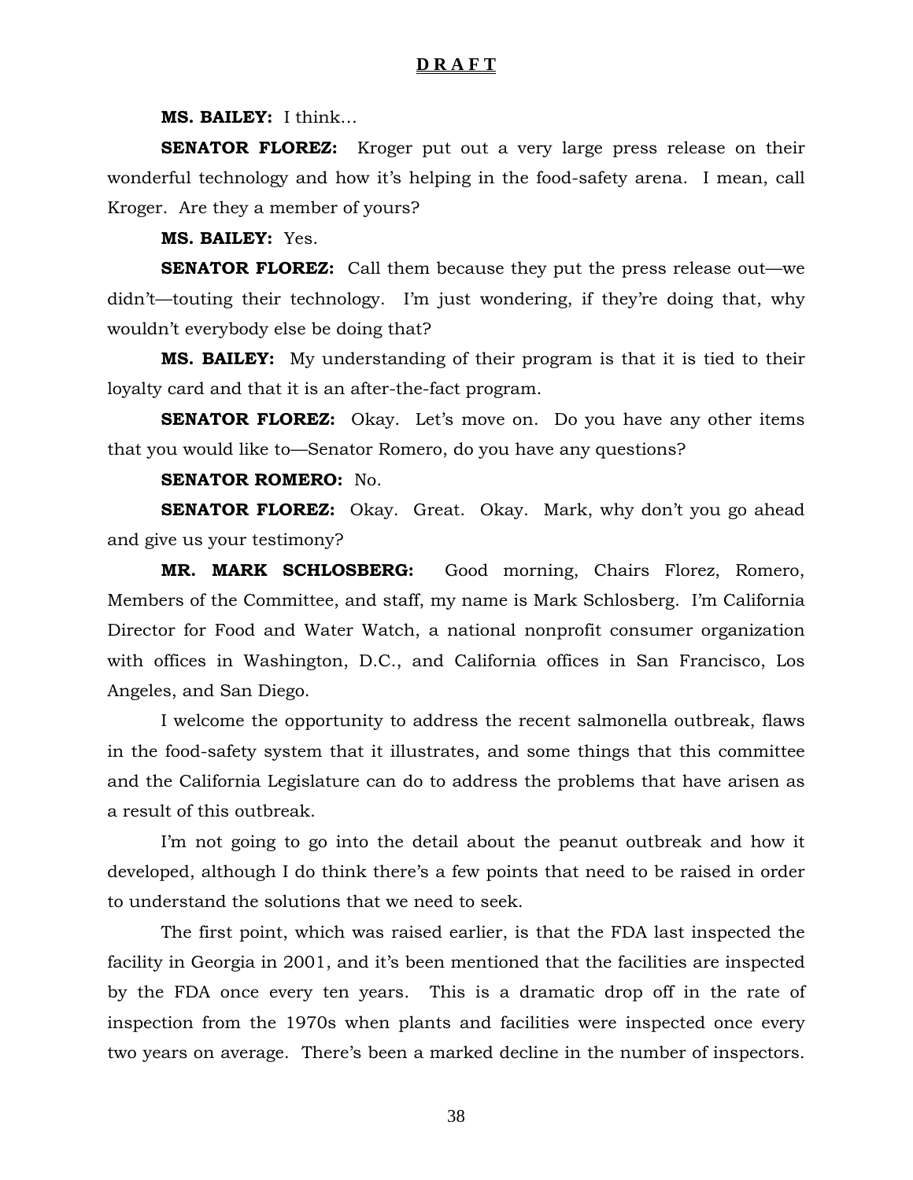**MS. BAILEY:** I think…

**SENATOR FLOREZ:** Kroger put out a very large press release on their wonderful technology and how it's helping in the food-safety arena. I mean, call Kroger. Are they a member of yours?

**MS. BAILEY:** Yes.

**SENATOR FLOREZ:** Call them because they put the press release out—we didn't—touting their technology. I'm just wondering, if they're doing that, why wouldn't everybody else be doing that?

**MS. BAILEY:** My understanding of their program is that it is tied to their loyalty card and that it is an after-the-fact program.

**SENATOR FLOREZ:** Okay. Let's move on. Do you have any other items that you would like to—Senator Romero, do you have any questions?

**SENATOR ROMERO:** No.

**SENATOR FLOREZ:** Okay. Great. Okay. Mark, why don't you go ahead and give us your testimony?

**MR. MARK SCHLOSBERG:** Good morning, Chairs Florez, Romero, Members of the Committee, and staff, my name is Mark Schlosberg. I'm California Director for Food and Water Watch, a national nonprofit consumer organization with offices in Washington, D.C., and California offices in San Francisco, Los Angeles, and San Diego.

I welcome the opportunity to address the recent salmonella outbreak, flaws in the food-safety system that it illustrates, and some things that this committee and the California Legislature can do to address the problems that have arisen as a result of this outbreak.

I'm not going to go into the detail about the peanut outbreak and how it developed, although I do think there's a few points that need to be raised in order to understand the solutions that we need to seek.

The first point, which was raised earlier, is that the FDA last inspected the facility in Georgia in 2001, and it's been mentioned that the facilities are inspected by the FDA once every ten years. This is a dramatic drop off in the rate of inspection from the 1970s when plants and facilities were inspected once every two years on average. There's been a marked decline in the number of inspectors.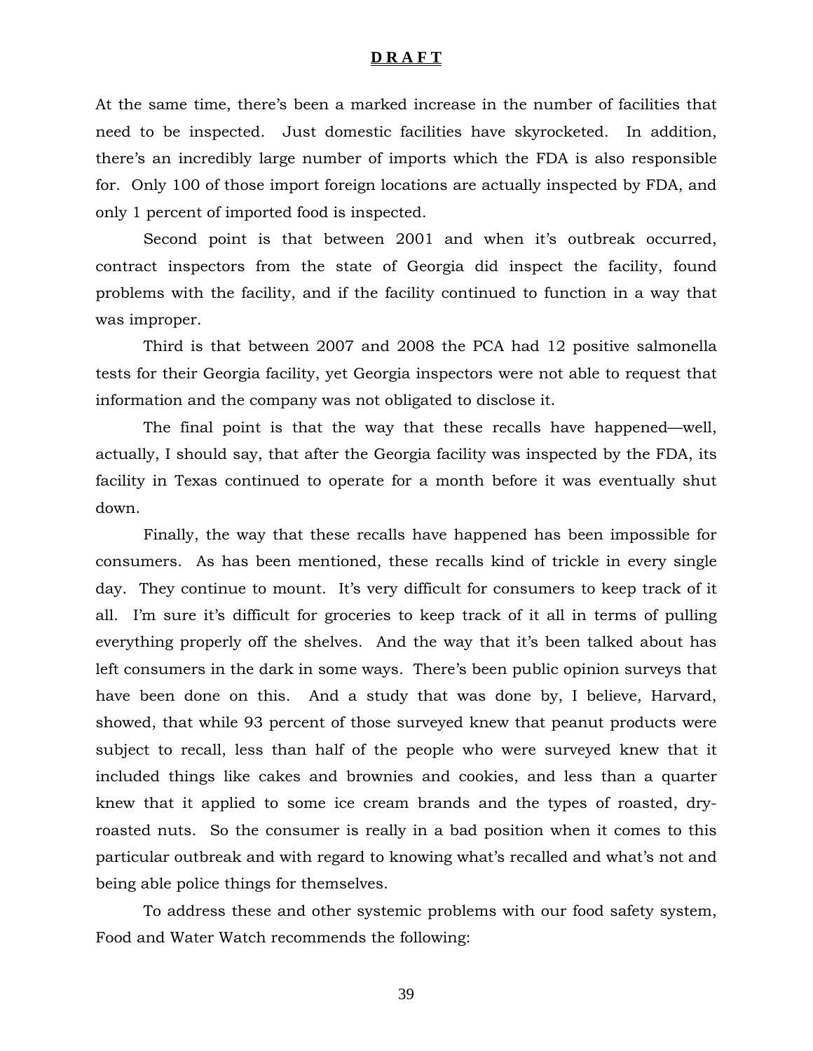**D R A F T**

At the same time, there's been a marked increase in the number of facilities that need to be inspected. Just domestic facilities have skyrocketed. In addition, there's an incredibly large number of imports which the FDA is also responsible for. Only 100 of those import foreign locations are actually inspected by FDA, and only 1 percent of imported food is inspected.

Second point is that between 2001 and when it's outbreak occurred, contract inspectors from the state of Georgia did inspect the facility, found problems with the facility, and if the facility continued to function in a way that was improper.

Third is that between 2007 and 2008 the PCA had 12 positive salmonella tests for their Georgia facility, yet Georgia inspectors were not able to request that information and the company was not obligated to disclose it.

The final point is that the way that these recalls have happened—well, actually, I should say, that after the Georgia facility was inspected by the FDA, its facility in Texas continued to operate for a month before it was eventually shut down.

Finally, the way that these recalls have happened has been impossible for consumers. As has been mentioned, these recalls kind of trickle in every single day. They continue to mount. It's very difficult for consumers to keep track of it all. I'm sure it's difficult for groceries to keep track of it all in terms of pulling everything properly off the shelves. And the way that it's been talked about has left consumers in the dark in some ways. There's been public opinion surveys that have been done on this. And a study that was done by, I believe, Harvard, showed, that while 93 percent of those surveyed knew that peanut products were subject to recall, less than half of the people who were surveyed knew that it included things like cakes and brownies and cookies, and less than a quarter knew that it applied to some ice cream brands and the types of roasted, dry-roasted nuts. So the consumer is really in a bad position when it comes to this particular outbreak and with regard to knowing what's recalled and what's not and being able police things for themselves.

To address these and other systemic problems with our food safety system, Food and Water Watch recommends the following: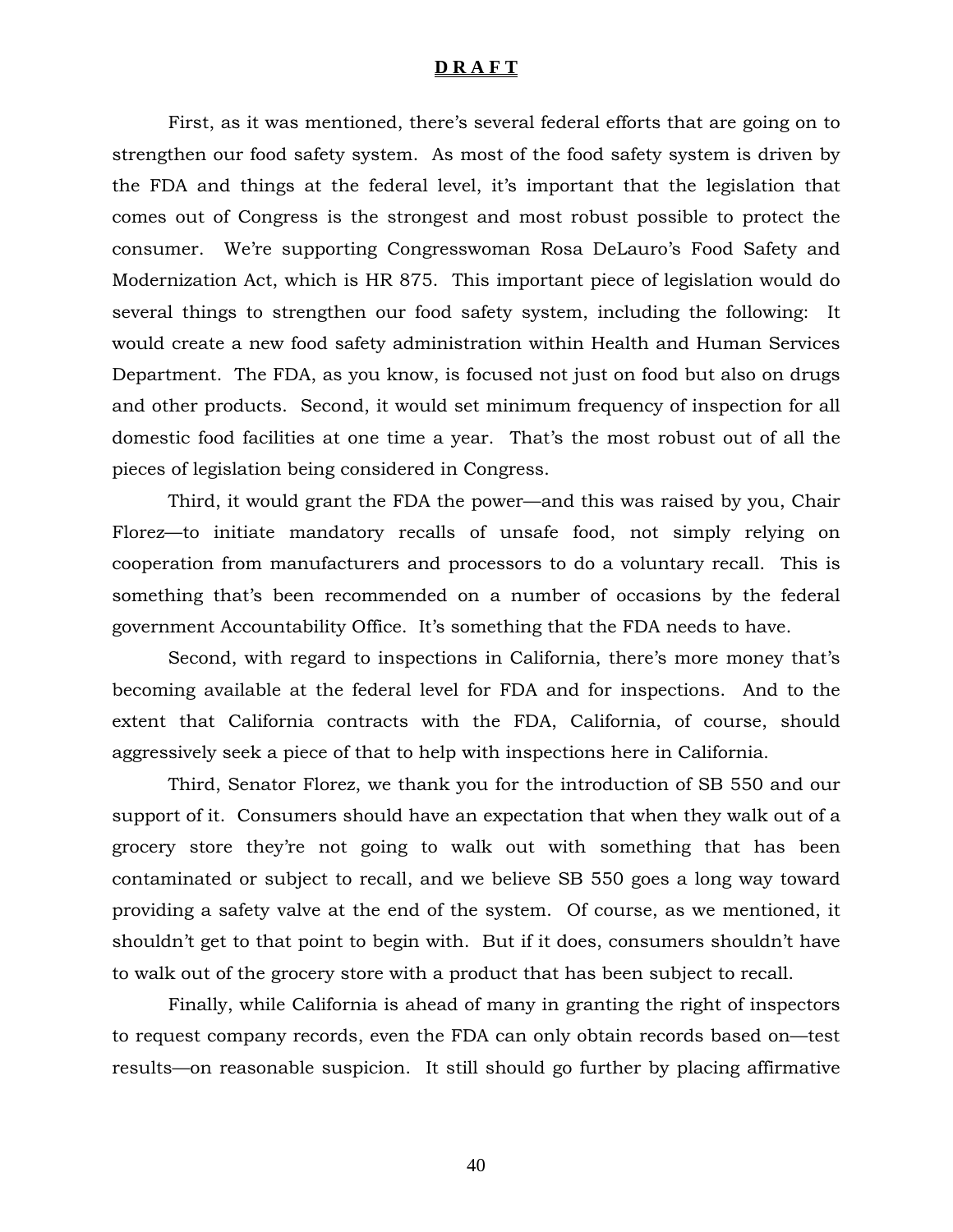**D R A F T**

First, as it was mentioned, there's several federal efforts that are going on to strengthen our food safety system. As most of the food safety system is driven by the FDA and things at the federal level, it's important that the legislation that comes out of Congress is the strongest and most robust possible to protect the consumer. We're supporting Congresswoman Rosa DeLauro's Food Safety and Modernization Act, which is HR 875. This important piece of legislation would do several things to strengthen our food safety system, including the following: It would create a new food safety administration within Health and Human Services Department. The FDA, as you know, is focused not just on food but also on drugs and other products. Second, it would set minimum frequency of inspection for all domestic food facilities at one time a year. That's the most robust out of all the pieces of legislation being considered in Congress.

Third, it would grant the FDA the power—and this was raised by you, Chair Florez—to initiate mandatory recalls of unsafe food, not simply relying on cooperation from manufacturers and processors to do a voluntary recall. This is something that's been recommended on a number of occasions by the federal government Accountability Office. It's something that the FDA needs to have.

Second, with regard to inspections in California, there's more money that's becoming available at the federal level for FDA and for inspections. And to the extent that California contracts with the FDA, California, of course, should aggressively seek a piece of that to help with inspections here in California.

Third, Senator Florez, we thank you for the introduction of SB 550 and our support of it. Consumers should have an expectation that when they walk out of a grocery store they're not going to walk out with something that has been contaminated or subject to recall, and we believe SB 550 goes a long way toward providing a safety valve at the end of the system. Of course, as we mentioned, it shouldn't get to that point to begin with. But if it does, consumers shouldn't have to walk out of the grocery store with a product that has been subject to recall.

Finally, while California is ahead of many in granting the right of inspectors to request company records, even the FDA can only obtain records based on—test results—on reasonable suspicion. It still should go further by placing affirmative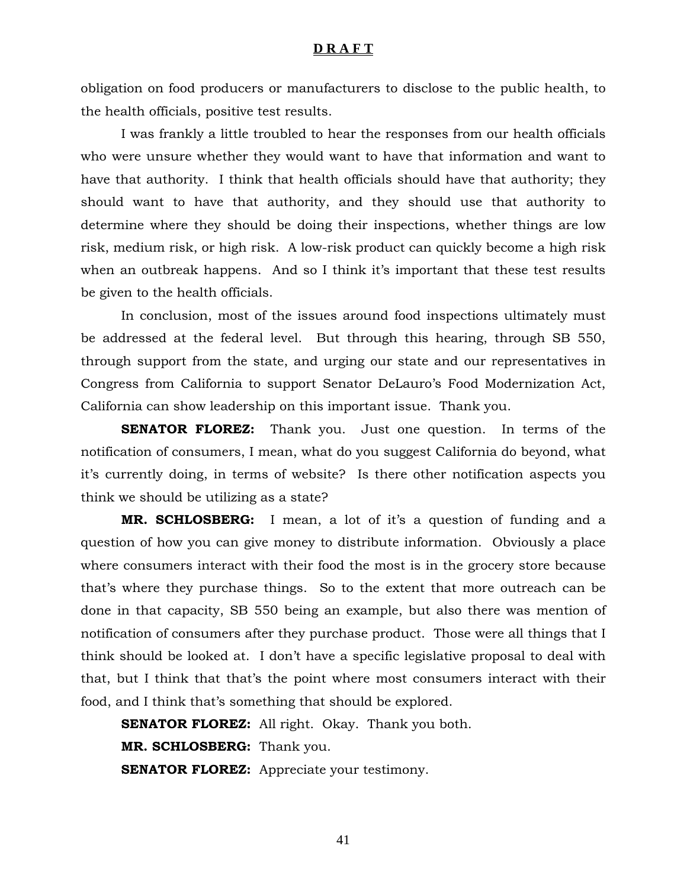obligation on food producers or manufacturers to disclose to the public health, to the health officials, positive test results.

I was frankly a little troubled to hear the responses from our health officials who were unsure whether they would want to have that information and want to have that authority. I think that health officials should have that authority; they should want to have that authority, and they should use that authority to determine where they should be doing their inspections, whether things are low risk, medium risk, or high risk. A low-risk product can quickly become a high risk when an outbreak happens. And so I think it's important that these test results be given to the health officials.

In conclusion, most of the issues around food inspections ultimately must be addressed at the federal level. But through this hearing, through SB 550, through support from the state, and urging our state and our representatives in Congress from California to support Senator DeLauro's Food Modernization Act, California can show leadership on this important issue. Thank you.

**SENATOR FLOREZ:** Thank you. Just one question. In terms of the notification of consumers, I mean, what do you suggest California do beyond, what it's currently doing, in terms of website? Is there other notification aspects you think we should be utilizing as a state?

**MR. SCHLOSBERG:** I mean, a lot of it's a question of funding and a question of how you can give money to distribute information. Obviously a place where consumers interact with their food the most is in the grocery store because that's where they purchase things. So to the extent that more outreach can be done in that capacity, SB 550 being an example, but also there was mention of notification of consumers after they purchase product. Those were all things that I think should be looked at. I don't have a specific legislative proposal to deal with that, but I think that that's the point where most consumers interact with their food, and I think that's something that should be explored.

**SENATOR FLOREZ:** All right. Okay. Thank you both.

**MR. SCHLOSBERG:** Thank you.

**SENATOR FLOREZ:** Appreciate your testimony.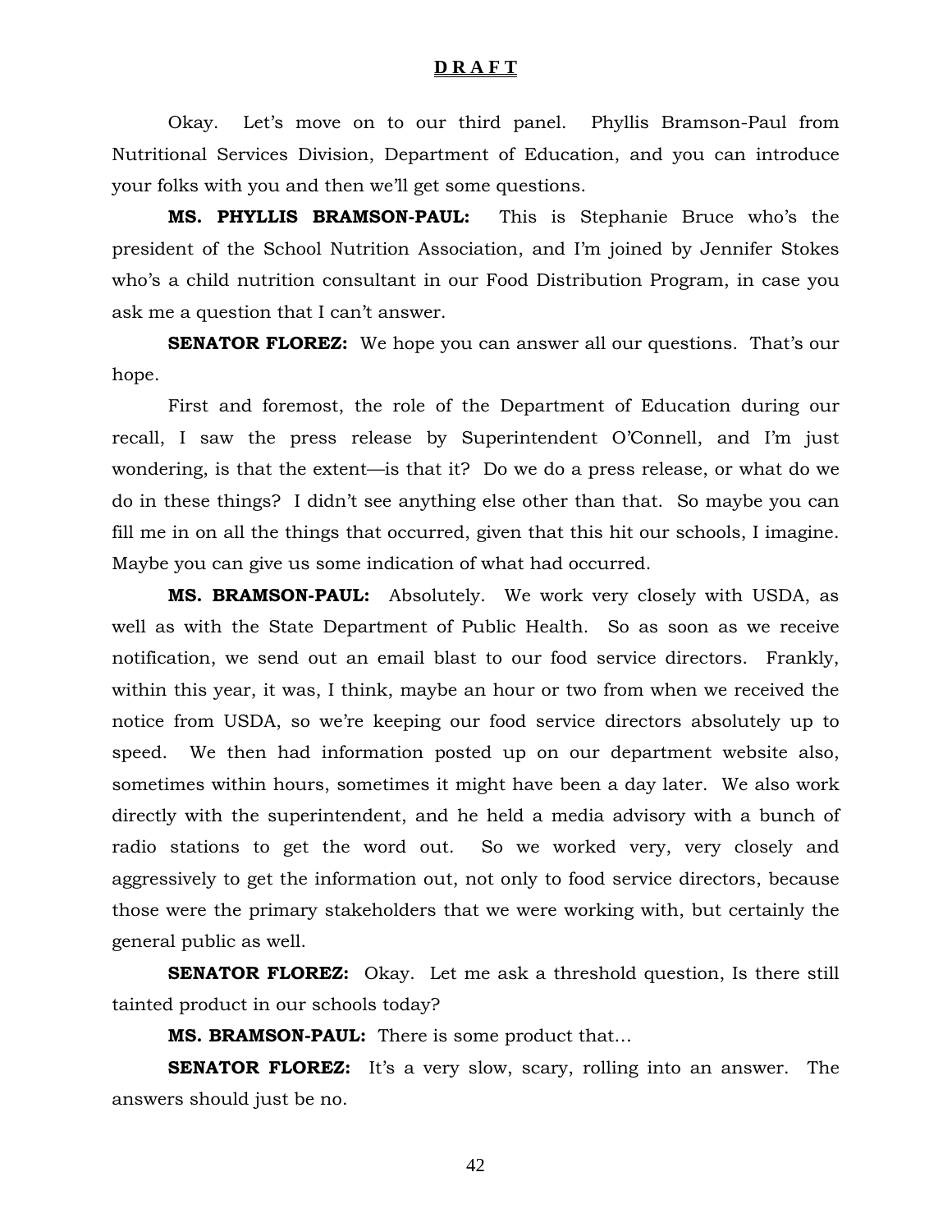Okay. Let's move on to our third panel. Phyllis Bramson-Paul from Nutritional Services Division, Department of Education, and you can introduce your folks with you and then we'll get some questions.

**MS. PHYLLIS BRAMSON-PAUL:** This is Stephanie Bruce who's the president of the School Nutrition Association, and I'm joined by Jennifer Stokes who's a child nutrition consultant in our Food Distribution Program, in case you ask me a question that I can't answer.

**SENATOR FLOREZ:** We hope you can answer all our questions. That's our hope.

First and foremost, the role of the Department of Education during our recall, I saw the press release by Superintendent O'Connell, and I'm just wondering, is that the extent—is that it? Do we do a press release, or what do we do in these things? I didn't see anything else other than that. So maybe you can fill me in on all the things that occurred, given that this hit our schools, I imagine. Maybe you can give us some indication of what had occurred.

**MS. BRAMSON-PAUL:** Absolutely. We work very closely with USDA, as well as with the State Department of Public Health. So as soon as we receive notification, we send out an email blast to our food service directors. Frankly, within this year, it was, I think, maybe an hour or two from when we received the notice from USDA, so we're keeping our food service directors absolutely up to speed. We then had information posted up on our department website also, sometimes within hours, sometimes it might have been a day later. We also work directly with the superintendent, and he held a media advisory with a bunch of radio stations to get the word out. So we worked very, very closely and aggressively to get the information out, not only to food service directors, because those were the primary stakeholders that we were working with, but certainly the general public as well.

**SENATOR FLOREZ:** Okay. Let me ask a threshold question, Is there still tainted product in our schools today?

**MS. BRAMSON-PAUL:** There is some product that…

**SENATOR FLOREZ:** It's a very slow, scary, rolling into an answer. The answers should just be no.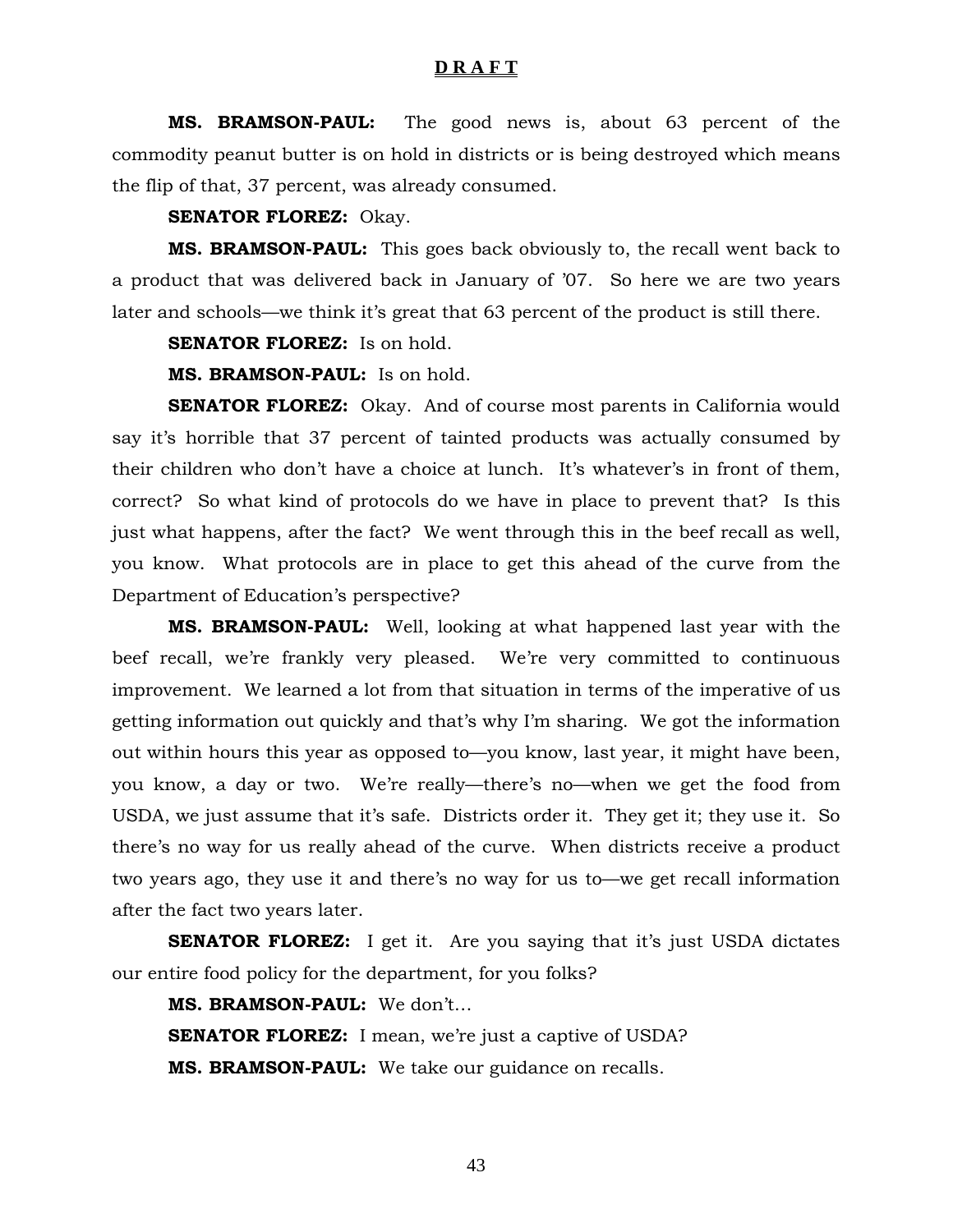**D R A F T**

**MS. BRAMSON-PAUL:** The good news is, about 63 percent of the commodity peanut butter is on hold in districts or is being destroyed which means the flip of that, 37 percent, was already consumed.

**SENATOR FLOREZ:** Okay.

**MS. BRAMSON-PAUL:** This goes back obviously to, the recall went back to a product that was delivered back in January of '07. So here we are two years later and schools—we think it's great that 63 percent of the product is still there.

**SENATOR FLOREZ:** Is on hold.

**MS. BRAMSON-PAUL:** Is on hold.

**SENATOR FLOREZ:** Okay. And of course most parents in California would say it's horrible that 37 percent of tainted products was actually consumed by their children who don't have a choice at lunch. It's whatever's in front of them, correct? So what kind of protocols do we have in place to prevent that? Is this just what happens, after the fact? We went through this in the beef recall as well, you know. What protocols are in place to get this ahead of the curve from the Department of Education's perspective?

**MS. BRAMSON-PAUL:** Well, looking at what happened last year with the beef recall, we're frankly very pleased. We're very committed to continuous improvement. We learned a lot from that situation in terms of the imperative of us getting information out quickly and that's why I'm sharing. We got the information out within hours this year as opposed to—you know, last year, it might have been, you know, a day or two. We're really—there's no—when we get the food from USDA, we just assume that it's safe. Districts order it. They get it; they use it. So there's no way for us really ahead of the curve. When districts receive a product two years ago, they use it and there's no way for us to—we get recall information after the fact two years later.

**SENATOR FLOREZ:** I get it. Are you saying that it's just USDA dictates our entire food policy for the department, for you folks?

**MS. BRAMSON-PAUL:** We don't…

**SENATOR FLOREZ:** I mean, we're just a captive of USDA?

**MS. BRAMSON-PAUL:** We take our guidance on recalls.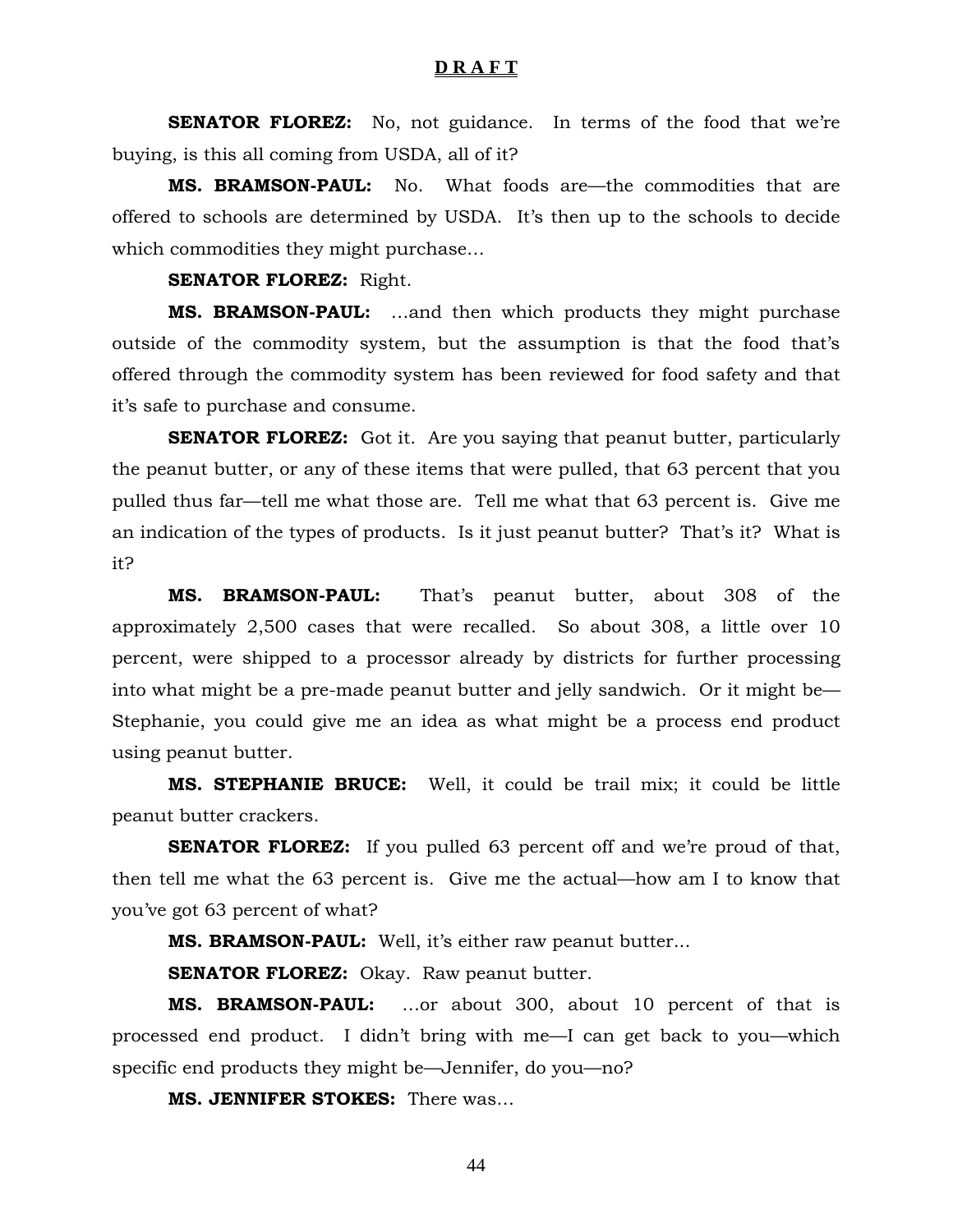**D R A F T**

**SENATOR FLOREZ:** No, not guidance. In terms of the food that we're buying, is this all coming from USDA, all of it?

**MS. BRAMSON-PAUL:** No. What foods are—the commodities that are offered to schools are determined by USDA. It's then up to the schools to decide which commodities they might purchase…

**SENATOR FLOREZ:** Right.

**MS. BRAMSON-PAUL:** …and then which products they might purchase outside of the commodity system, but the assumption is that the food that's offered through the commodity system has been reviewed for food safety and that it's safe to purchase and consume.

**SENATOR FLOREZ:** Got it. Are you saying that peanut butter, particularly the peanut butter, or any of these items that were pulled, that 63 percent that you pulled thus far—tell me what those are. Tell me what that 63 percent is. Give me an indication of the types of products. Is it just peanut butter? That's it? What is it?

**MS. BRAMSON-PAUL:** That's peanut butter, about 308 of the approximately 2,500 cases that were recalled. So about 308, a little over 10 percent, were shipped to a processor already by districts for further processing into what might be a pre-made peanut butter and jelly sandwich. Or it might be—Stephanie, you could give me an idea as what might be a process end product using peanut butter.

**MS. STEPHANIE BRUCE:** Well, it could be trail mix; it could be little peanut butter crackers.

**SENATOR FLOREZ:** If you pulled 63 percent off and we're proud of that, then tell me what the 63 percent is. Give me the actual—how am I to know that you've got 63 percent of what?

**MS. BRAMSON-PAUL:** Well, it's either raw peanut butter…

**SENATOR FLOREZ:** Okay. Raw peanut butter.

**MS. BRAMSON-PAUL:** …or about 300, about 10 percent of that is processed end product. I didn't bring with me—I can get back to you—which specific end products they might be—Jennifer, do you—no?

**MS. JENNIFER STOKES:** There was…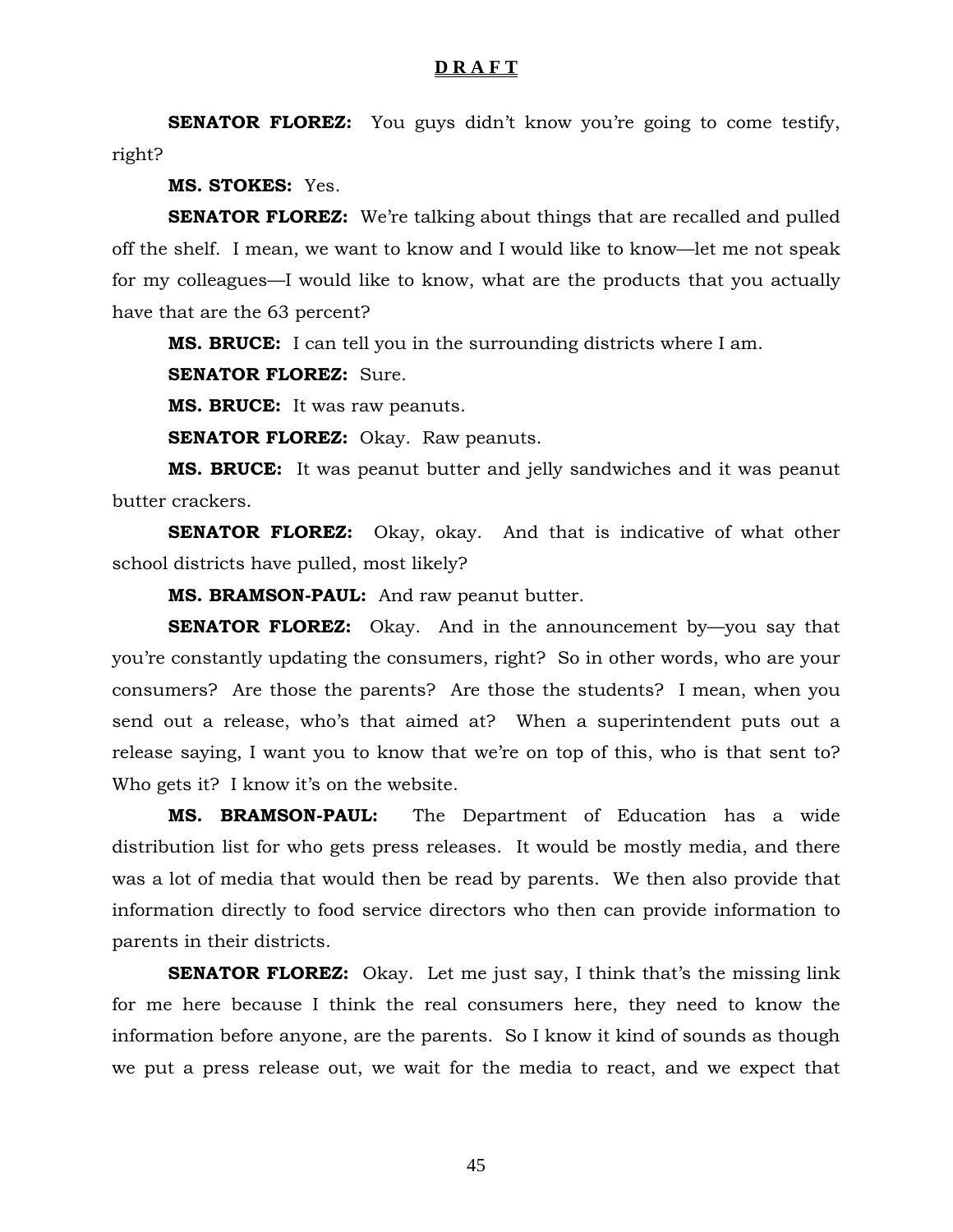**D R A F T**

**SENATOR FLOREZ:** You guys didn't know you're going to come testify, right?

**MS. STOKES:** Yes.

**SENATOR FLOREZ:** We're talking about things that are recalled and pulled off the shelf. I mean, we want to know and I would like to know—let me not speak for my colleagues—I would like to know, what are the products that you actually have that are the 63 percent?

**MS. BRUCE:** I can tell you in the surrounding districts where I am.

**SENATOR FLOREZ:** Sure.

**MS. BRUCE:** It was raw peanuts.

**SENATOR FLOREZ:** Okay. Raw peanuts.

**MS. BRUCE:** It was peanut butter and jelly sandwiches and it was peanut butter crackers.

**SENATOR FLOREZ:** Okay, okay. And that is indicative of what other school districts have pulled, most likely?

**MS. BRAMSON-PAUL:** And raw peanut butter.

**SENATOR FLOREZ:** Okay. And in the announcement by—you say that you're constantly updating the consumers, right? So in other words, who are your consumers? Are those the parents? Are those the students? I mean, when you send out a release, who's that aimed at? When a superintendent puts out a release saying, I want you to know that we're on top of this, who is that sent to? Who gets it? I know it's on the website.

**MS. BRAMSON-PAUL:** The Department of Education has a wide distribution list for who gets press releases. It would be mostly media, and there was a lot of media that would then be read by parents. We then also provide that information directly to food service directors who then can provide information to parents in their districts.

**SENATOR FLOREZ:** Okay. Let me just say, I think that's the missing link for me here because I think the real consumers here, they need to know the information before anyone, are the parents. So I know it kind of sounds as though we put a press release out, we wait for the media to react, and we expect that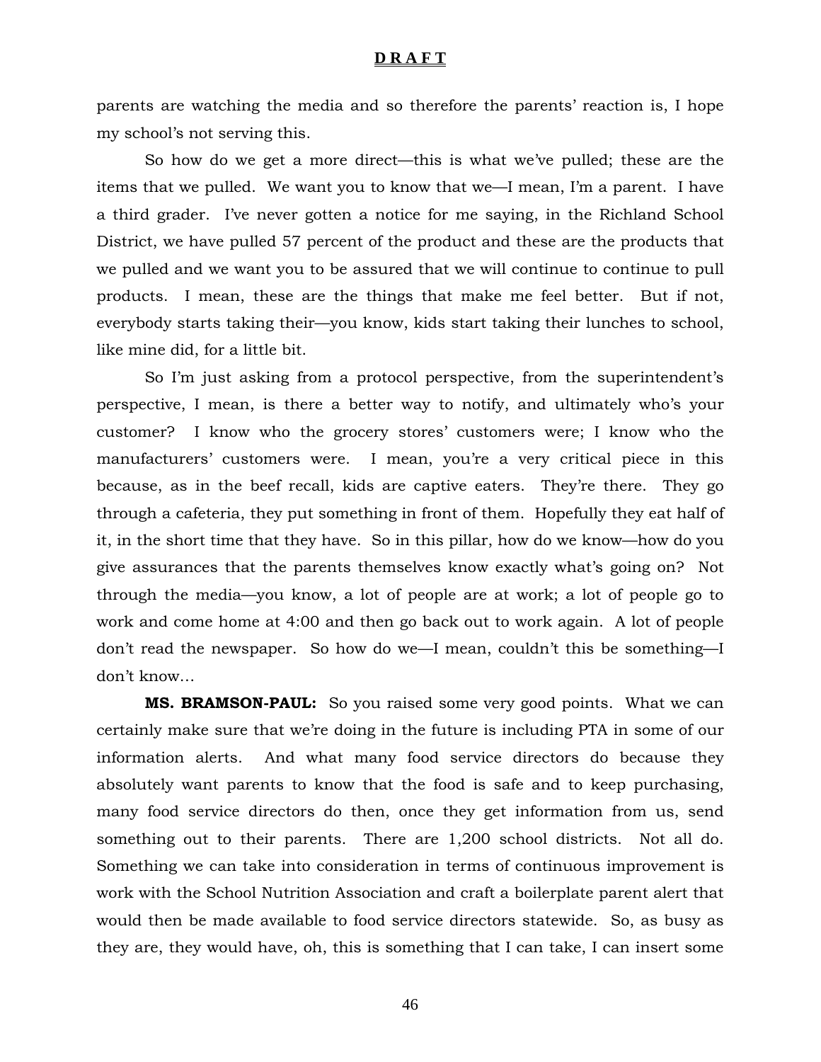parents are watching the media and so therefore the parents' reaction is, I hope my school's not serving this.

So how do we get a more direct—this is what we've pulled; these are the items that we pulled. We want you to know that we—I mean, I'm a parent. I have a third grader. I've never gotten a notice for me saying, in the Richland School District, we have pulled 57 percent of the product and these are the products that we pulled and we want you to be assured that we will continue to continue to pull products. I mean, these are the things that make me feel better. But if not, everybody starts taking their—you know, kids start taking their lunches to school, like mine did, for a little bit.

So I'm just asking from a protocol perspective, from the superintendent's perspective, I mean, is there a better way to notify, and ultimately who's your customer? I know who the grocery stores' customers were; I know who the manufacturers' customers were. I mean, you're a very critical piece in this because, as in the beef recall, kids are captive eaters. They're there. They go through a cafeteria, they put something in front of them. Hopefully they eat half of it, in the short time that they have. So in this pillar, how do we know—how do you give assurances that the parents themselves know exactly what's going on? Not through the media—you know, a lot of people are at work; a lot of people go to work and come home at 4:00 and then go back out to work again. A lot of people don't read the newspaper. So how do we—I mean, couldn't this be something—I don't know…

**MS. BRAMSON-PAUL:** So you raised some very good points. What we can certainly make sure that we're doing in the future is including PTA in some of our information alerts. And what many food service directors do because they absolutely want parents to know that the food is safe and to keep purchasing, many food service directors do then, once they get information from us, send something out to their parents. There are 1,200 school districts. Not all do. Something we can take into consideration in terms of continuous improvement is work with the School Nutrition Association and craft a boilerplate parent alert that would then be made available to food service directors statewide. So, as busy as they are, they would have, oh, this is something that I can take, I can insert some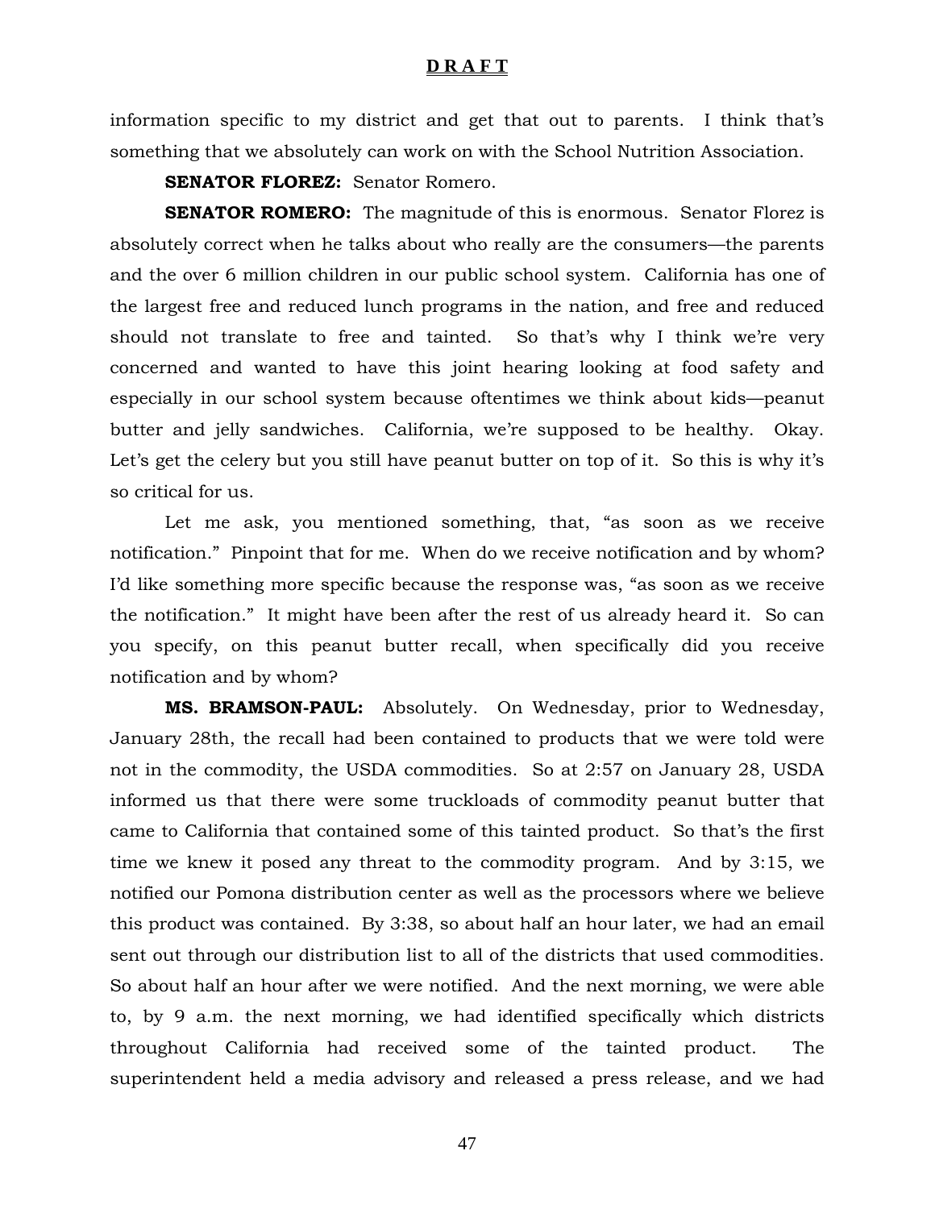information specific to my district and get that out to parents. I think that's something that we absolutely can work on with the School Nutrition Association.

**SENATOR FLOREZ:** Senator Romero.

**SENATOR ROMERO:** The magnitude of this is enormous. Senator Florez is absolutely correct when he talks about who really are the consumers—the parents and the over 6 million children in our public school system. California has one of the largest free and reduced lunch programs in the nation, and free and reduced should not translate to free and tainted. So that's why I think we're very concerned and wanted to have this joint hearing looking at food safety and especially in our school system because oftentimes we think about kids—peanut butter and jelly sandwiches. California, we're supposed to be healthy. Okay. Let's get the celery but you still have peanut butter on top of it. So this is why it's so critical for us.

Let me ask, you mentioned something, that, "as soon as we receive notification." Pinpoint that for me. When do we receive notification and by whom? I'd like something more specific because the response was, "as soon as we receive the notification." It might have been after the rest of us already heard it. So can you specify, on this peanut butter recall, when specifically did you receive notification and by whom?

**MS. BRAMSON-PAUL:** Absolutely. On Wednesday, prior to Wednesday, January 28th, the recall had been contained to products that we were told were not in the commodity, the USDA commodities. So at 2:57 on January 28, USDA informed us that there were some truckloads of commodity peanut butter that came to California that contained some of this tainted product. So that's the first time we knew it posed any threat to the commodity program. And by 3:15, we notified our Pomona distribution center as well as the processors where we believe this product was contained. By 3:38, so about half an hour later, we had an email sent out through our distribution list to all of the districts that used commodities. So about half an hour after we were notified. And the next morning, we were able to, by 9 a.m. the next morning, we had identified specifically which districts throughout California had received some of the tainted product. The superintendent held a media advisory and released a press release, and we had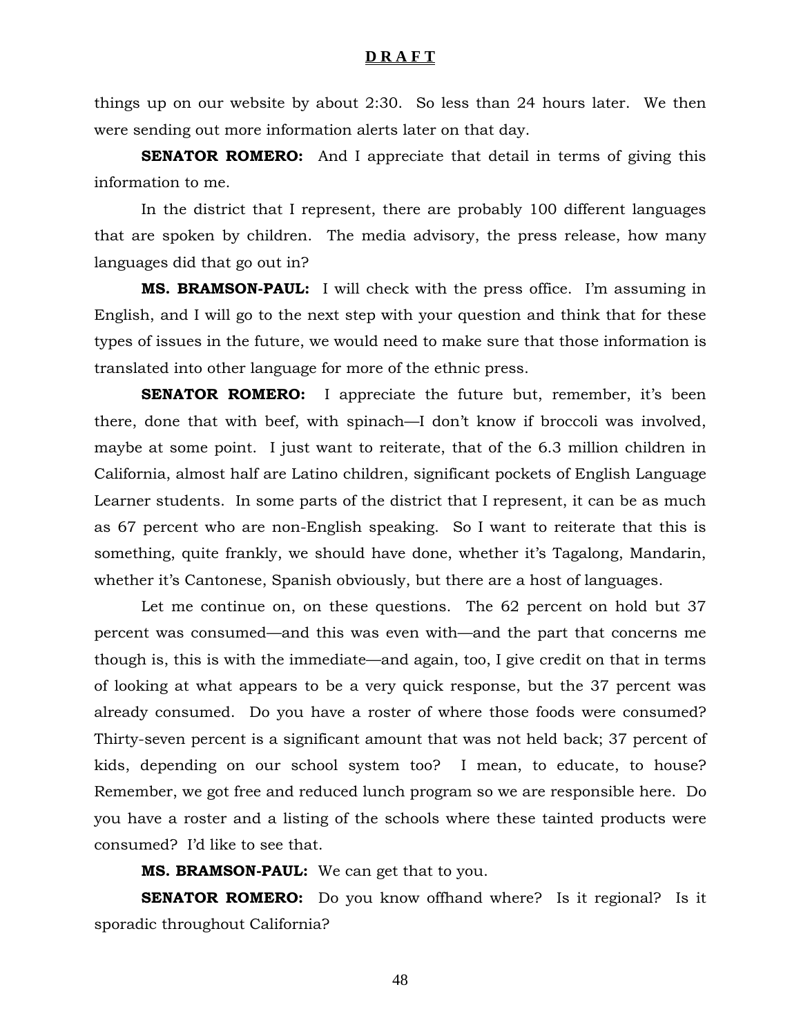things up on our website by about 2:30. So less than 24 hours later. We then were sending out more information alerts later on that day.

**SENATOR ROMERO:** And I appreciate that detail in terms of giving this information to me.

In the district that I represent, there are probably 100 different languages that are spoken by children. The media advisory, the press release, how many languages did that go out in?

**MS. BRAMSON-PAUL:** I will check with the press office. I'm assuming in English, and I will go to the next step with your question and think that for these types of issues in the future, we would need to make sure that those information is translated into other language for more of the ethnic press.

**SENATOR ROMERO:** I appreciate the future but, remember, it's been there, done that with beef, with spinach—I don't know if broccoli was involved, maybe at some point. I just want to reiterate, that of the 6.3 million children in California, almost half are Latino children, significant pockets of English Language Learner students. In some parts of the district that I represent, it can be as much as 67 percent who are non-English speaking. So I want to reiterate that this is something, quite frankly, we should have done, whether it's Tagalong, Mandarin, whether it's Cantonese, Spanish obviously, but there are a host of languages.

Let me continue on, on these questions. The 62 percent on hold but 37 percent was consumed—and this was even with—and the part that concerns me though is, this is with the immediate—and again, too, I give credit on that in terms of looking at what appears to be a very quick response, but the 37 percent was already consumed. Do you have a roster of where those foods were consumed? Thirty-seven percent is a significant amount that was not held back; 37 percent of kids, depending on our school system too? I mean, to educate, to house? Remember, we got free and reduced lunch program so we are responsible here. Do you have a roster and a listing of the schools where these tainted products were consumed? I'd like to see that.

**MS. BRAMSON-PAUL:** We can get that to you.

**SENATOR ROMERO:** Do you know offhand where? Is it regional? Is it sporadic throughout California?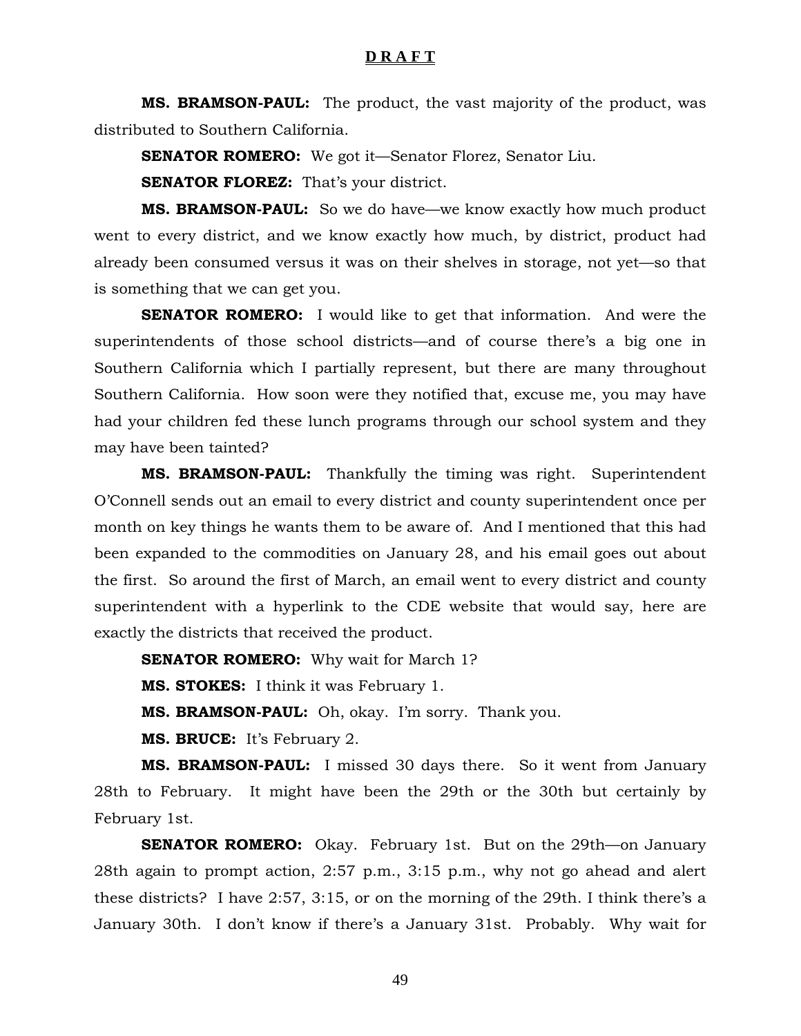**D R A F T**

**MS. BRAMSON-PAUL:** The product, the vast majority of the product, was distributed to Southern California.

**SENATOR ROMERO:** We got it—Senator Florez, Senator Liu.

**SENATOR FLOREZ:** That's your district.

**MS. BRAMSON-PAUL:** So we do have—we know exactly how much product went to every district, and we know exactly how much, by district, product had already been consumed versus it was on their shelves in storage, not yet—so that is something that we can get you.

**SENATOR ROMERO:** I would like to get that information. And were the superintendents of those school districts—and of course there's a big one in Southern California which I partially represent, but there are many throughout Southern California. How soon were they notified that, excuse me, you may have had your children fed these lunch programs through our school system and they may have been tainted?

**MS. BRAMSON-PAUL:** Thankfully the timing was right. Superintendent O'Connell sends out an email to every district and county superintendent once per month on key things he wants them to be aware of. And I mentioned that this had been expanded to the commodities on January 28, and his email goes out about the first. So around the first of March, an email went to every district and county superintendent with a hyperlink to the CDE website that would say, here are exactly the districts that received the product.

**SENATOR ROMERO:** Why wait for March 1?

**MS. STOKES:** I think it was February 1.

**MS. BRAMSON-PAUL:** Oh, okay. I'm sorry. Thank you.

**MS. BRUCE:** It's February 2.

**MS. BRAMSON-PAUL:** I missed 30 days there. So it went from January 28th to February. It might have been the 29th or the 30th but certainly by February 1st.

**SENATOR ROMERO:** Okay. February 1st. But on the 29th—on January 28th again to prompt action, 2:57 p.m., 3:15 p.m., why not go ahead and alert these districts? I have 2:57, 3:15, or on the morning of the 29th. I think there's a January 30th. I don't know if there's a January 31st. Probably. Why wait for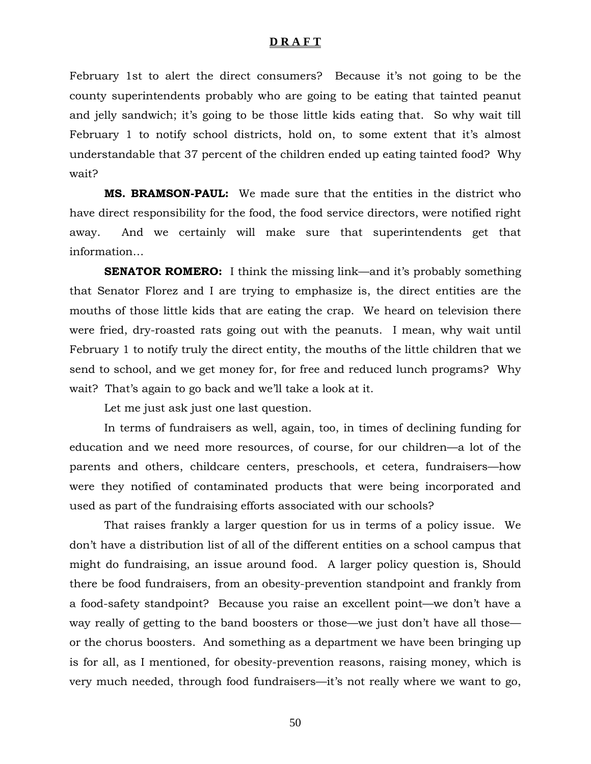February 1st to alert the direct consumers? Because it's not going to be the county superintendents probably who are going to be eating that tainted peanut and jelly sandwich; it's going to be those little kids eating that. So why wait till February 1 to notify school districts, hold on, to some extent that it's almost understandable that 37 percent of the children ended up eating tainted food? Why wait?

**MS. BRAMSON-PAUL:** We made sure that the entities in the district who have direct responsibility for the food, the food service directors, were notified right away. And we certainly will make sure that superintendents get that information…

**SENATOR ROMERO:** I think the missing link—and it's probably something that Senator Florez and I are trying to emphasize is, the direct entities are the mouths of those little kids that are eating the crap. We heard on television there were fried, dry-roasted rats going out with the peanuts. I mean, why wait until February 1 to notify truly the direct entity, the mouths of the little children that we send to school, and we get money for, for free and reduced lunch programs? Why wait? That's again to go back and we'll take a look at it.

Let me just ask just one last question.

In terms of fundraisers as well, again, too, in times of declining funding for education and we need more resources, of course, for our children—a lot of the parents and others, childcare centers, preschools, et cetera, fundraisers—how were they notified of contaminated products that were being incorporated and used as part of the fundraising efforts associated with our schools?

That raises frankly a larger question for us in terms of a policy issue. We don't have a distribution list of all of the different entities on a school campus that might do fundraising, an issue around food. A larger policy question is, Should there be food fundraisers, from an obesity-prevention standpoint and frankly from a food-safety standpoint? Because you raise an excellent point—we don't have a way really of getting to the band boosters or those—we just don't have all those—or the chorus boosters. And something as a department we have been bringing up is for all, as I mentioned, for obesity-prevention reasons, raising money, which is very much needed, through food fundraisers—it's not really where we want to go,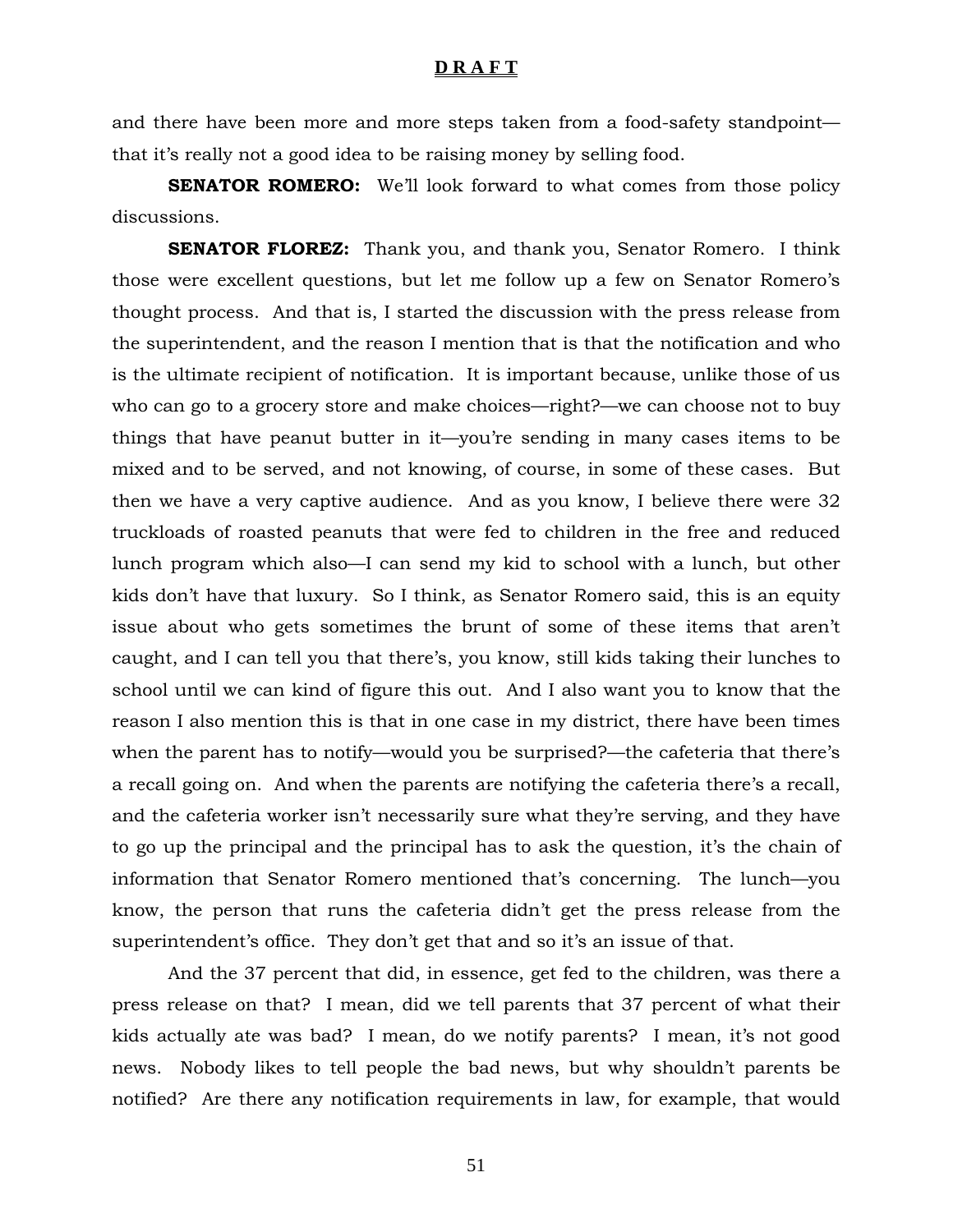and there have been more and more steps taken from a food-safety standpoint—that it's really not a good idea to be raising money by selling food.

**SENATOR ROMERO:** We'll look forward to what comes from those policy discussions.

**SENATOR FLOREZ:** Thank you, and thank you, Senator Romero. I think those were excellent questions, but let me follow up a few on Senator Romero's thought process. And that is, I started the discussion with the press release from the superintendent, and the reason I mention that is that the notification and who is the ultimate recipient of notification. It is important because, unlike those of us who can go to a grocery store and make choices—right?—we can choose not to buy things that have peanut butter in it—you're sending in many cases items to be mixed and to be served, and not knowing, of course, in some of these cases. But then we have a very captive audience. And as you know, I believe there were 32 truckloads of roasted peanuts that were fed to children in the free and reduced lunch program which also—I can send my kid to school with a lunch, but other kids don't have that luxury. So I think, as Senator Romero said, this is an equity issue about who gets sometimes the brunt of some of these items that aren't caught, and I can tell you that there's, you know, still kids taking their lunches to school until we can kind of figure this out. And I also want you to know that the reason I also mention this is that in one case in my district, there have been times when the parent has to notify—would you be surprised?—the cafeteria that there's a recall going on. And when the parents are notifying the cafeteria there's a recall, and the cafeteria worker isn't necessarily sure what they're serving, and they have to go up the principal and the principal has to ask the question, it's the chain of information that Senator Romero mentioned that's concerning. The lunch—you know, the person that runs the cafeteria didn't get the press release from the superintendent's office. They don't get that and so it's an issue of that.

And the 37 percent that did, in essence, get fed to the children, was there a press release on that? I mean, did we tell parents that 37 percent of what their kids actually ate was bad? I mean, do we notify parents? I mean, it's not good news. Nobody likes to tell people the bad news, but why shouldn't parents be notified? Are there any notification requirements in law, for example, that would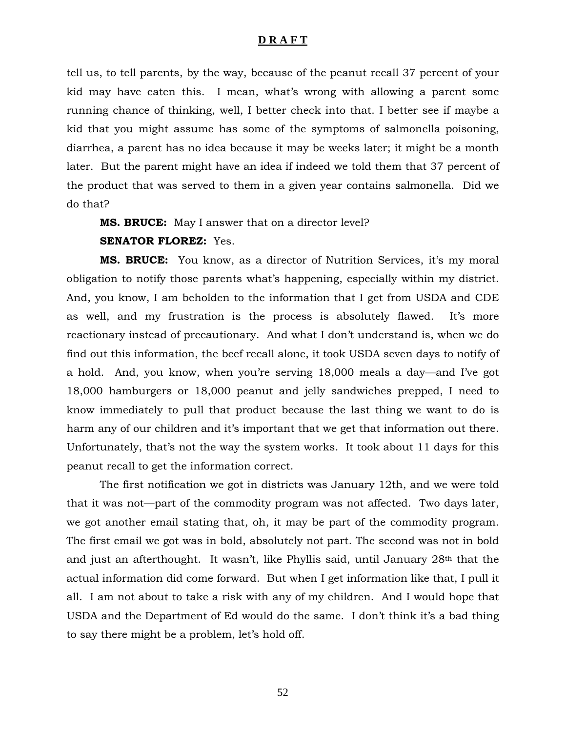tell us, to tell parents, by the way, because of the peanut recall 37 percent of your kid may have eaten this. I mean, what's wrong with allowing a parent some running chance of thinking, well, I better check into that. I better see if maybe a kid that you might assume has some of the symptoms of salmonella poisoning, diarrhea, a parent has no idea because it may be weeks later; it might be a month later. But the parent might have an idea if indeed we told them that 37 percent of the product that was served to them in a given year contains salmonella. Did we do that?

**MS. BRUCE:** May I answer that on a director level?

**SENATOR FLOREZ:** Yes.

**MS. BRUCE:** You know, as a director of Nutrition Services, it's my moral obligation to notify those parents what's happening, especially within my district. And, you know, I am beholden to the information that I get from USDA and CDE as well, and my frustration is the process is absolutely flawed. It's more reactionary instead of precautionary. And what I don't understand is, when we do find out this information, the beef recall alone, it took USDA seven days to notify of a hold. And, you know, when you're serving 18,000 meals a day—and I've got 18,000 hamburgers or 18,000 peanut and jelly sandwiches prepped, I need to know immediately to pull that product because the last thing we want to do is harm any of our children and it's important that we get that information out there. Unfortunately, that's not the way the system works. It took about 11 days for this peanut recall to get the information correct.

The first notification we got in districts was January 12th, and we were told that it was not—part of the commodity program was not affected. Two days later, we got another email stating that, oh, it may be part of the commodity program. The first email we got was in bold, absolutely not part. The second was not in bold and just an afterthought. It wasn't, like Phyllis said, until January 28th that the actual information did come forward. But when I get information like that, I pull it all. I am not about to take a risk with any of my children. And I would hope that USDA and the Department of Ed would do the same. I don't think it's a bad thing to say there might be a problem, let's hold off.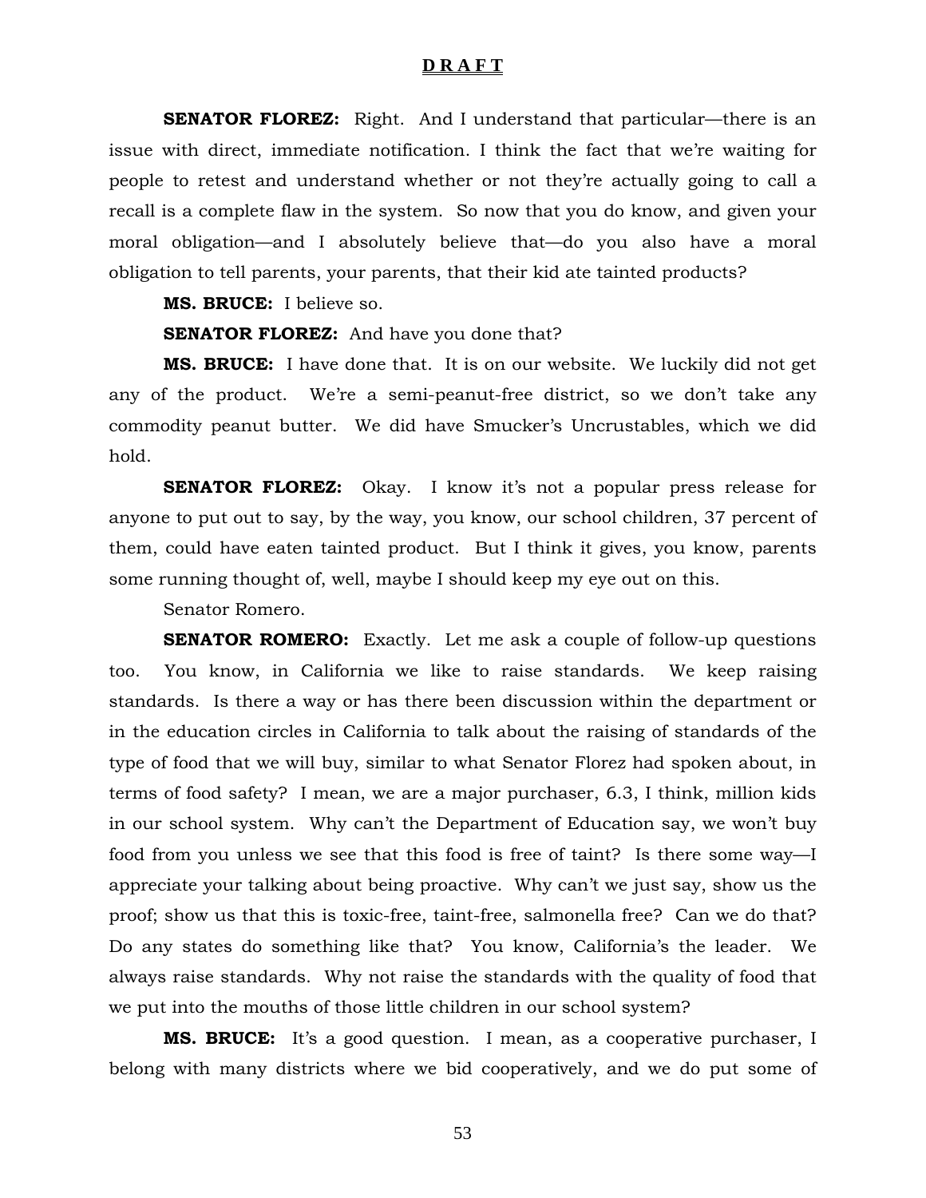**D R A F T**

**SENATOR FLOREZ:** Right. And I understand that particular—there is an issue with direct, immediate notification. I think the fact that we're waiting for people to retest and understand whether or not they're actually going to call a recall is a complete flaw in the system. So now that you do know, and given your moral obligation—and I absolutely believe that—do you also have a moral obligation to tell parents, your parents, that their kid ate tainted products?

**MS. BRUCE:** I believe so.

**SENATOR FLOREZ:** And have you done that?

**MS. BRUCE:** I have done that. It is on our website. We luckily did not get any of the product. We're a semi-peanut-free district, so we don't take any commodity peanut butter. We did have Smucker's Uncrustables, which we did hold.

**SENATOR FLOREZ:** Okay. I know it's not a popular press release for anyone to put out to say, by the way, you know, our school children, 37 percent of them, could have eaten tainted product. But I think it gives, you know, parents some running thought of, well, maybe I should keep my eye out on this.

Senator Romero.

**SENATOR ROMERO:** Exactly. Let me ask a couple of follow-up questions too. You know, in California we like to raise standards. We keep raising standards. Is there a way or has there been discussion within the department or in the education circles in California to talk about the raising of standards of the type of food that we will buy, similar to what Senator Florez had spoken about, in terms of food safety? I mean, we are a major purchaser, 6.3, I think, million kids in our school system. Why can't the Department of Education say, we won't buy food from you unless we see that this food is free of taint? Is there some way—I appreciate your talking about being proactive. Why can't we just say, show us the proof; show us that this is toxic-free, taint-free, salmonella free? Can we do that? Do any states do something like that? You know, California's the leader. We always raise standards. Why not raise the standards with the quality of food that we put into the mouths of those little children in our school system?

**MS. BRUCE:** It's a good question. I mean, as a cooperative purchaser, I belong with many districts where we bid cooperatively, and we do put some of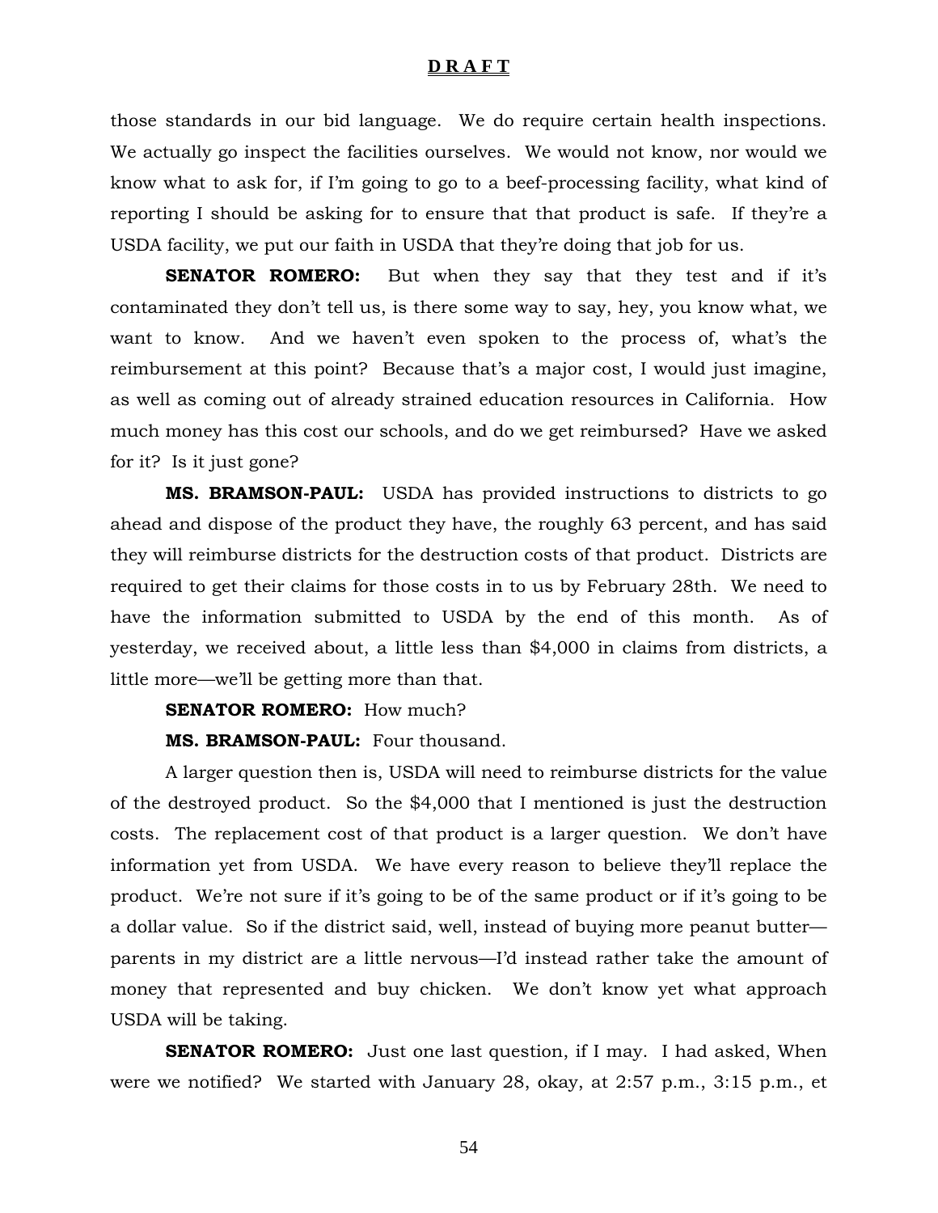those standards in our bid language. We do require certain health inspections. We actually go inspect the facilities ourselves. We would not know, nor would we know what to ask for, if I'm going to go to a beef-processing facility, what kind of reporting I should be asking for to ensure that that product is safe. If they're a USDA facility, we put our faith in USDA that they're doing that job for us.

**SENATOR ROMERO:** But when they say that they test and if it's contaminated they don't tell us, is there some way to say, hey, you know what, we want to know. And we haven't even spoken to the process of, what's the reimbursement at this point? Because that's a major cost, I would just imagine, as well as coming out of already strained education resources in California. How much money has this cost our schools, and do we get reimbursed? Have we asked for it? Is it just gone?

**MS. BRAMSON-PAUL:** USDA has provided instructions to districts to go ahead and dispose of the product they have, the roughly 63 percent, and has said they will reimburse districts for the destruction costs of that product. Districts are required to get their claims for those costs in to us by February 28th. We need to have the information submitted to USDA by the end of this month. As of yesterday, we received about, a little less than $4,000 in claims from districts, a little more—we'll be getting more than that.

**SENATOR ROMERO:** How much?

**MS. BRAMSON-PAUL:** Four thousand.

A larger question then is, USDA will need to reimburse districts for the value of the destroyed product. So the $4,000 that I mentioned is just the destruction costs. The replacement cost of that product is a larger question. We don't have information yet from USDA. We have every reason to believe they'll replace the product. We're not sure if it's going to be of the same product or if it's going to be a dollar value. So if the district said, well, instead of buying more peanut butter—parents in my district are a little nervous—I'd instead rather take the amount of money that represented and buy chicken. We don't know yet what approach USDA will be taking.

**SENATOR ROMERO:** Just one last question, if I may. I had asked, When were we notified? We started with January 28, okay, at 2:57 p.m., 3:15 p.m., et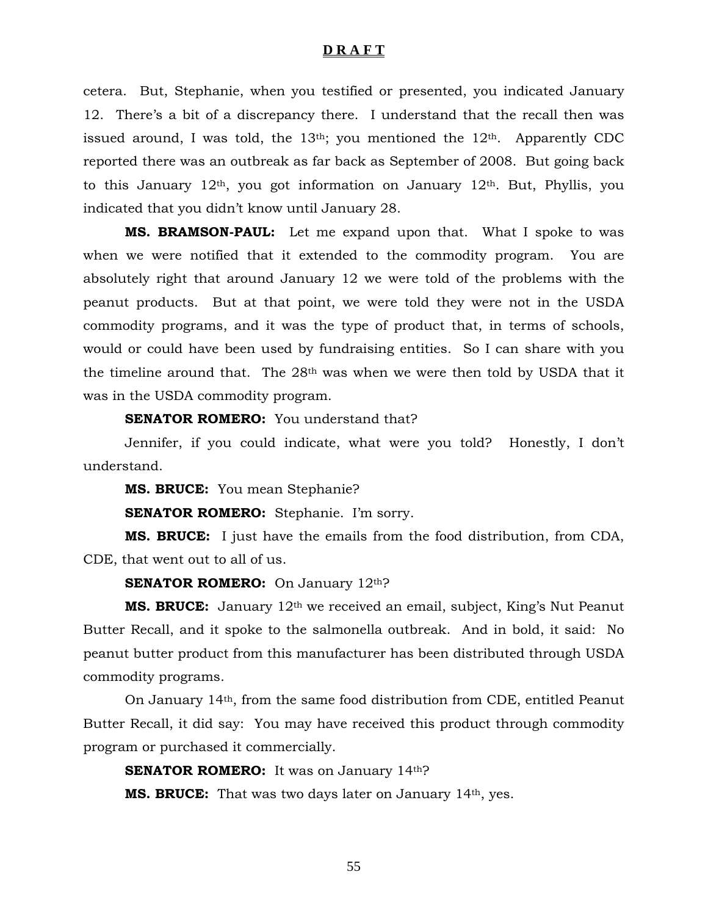cetera. But, Stephanie, when you testified or presented, you indicated January 12. There's a bit of a discrepancy there. I understand that the recall then was issued around, I was told, the 13th; you mentioned the 12th. Apparently CDC reported there was an outbreak as far back as September of 2008. But going back to this January 12th, you got information on January 12th. But, Phyllis, you indicated that you didn't know until January 28.

**MS. BRAMSON-PAUL:** Let me expand upon that. What I spoke to was when we were notified that it extended to the commodity program. You are absolutely right that around January 12 we were told of the problems with the peanut products. But at that point, we were told they were not in the USDA commodity programs, and it was the type of product that, in terms of schools, would or could have been used by fundraising entities. So I can share with you the timeline around that. The 28th was when we were then told by USDA that it was in the USDA commodity program.

**SENATOR ROMERO:** You understand that?

Jennifer, if you could indicate, what were you told? Honestly, I don't understand.

**MS. BRUCE:** You mean Stephanie?

**SENATOR ROMERO:** Stephanie. I'm sorry.

**MS. BRUCE:** I just have the emails from the food distribution, from CDA, CDE, that went out to all of us.

**SENATOR ROMERO:** On January 12th?

**MS. BRUCE:** January 12th we received an email, subject, King's Nut Peanut Butter Recall, and it spoke to the salmonella outbreak. And in bold, it said: No peanut butter product from this manufacturer has been distributed through USDA commodity programs.

On January 14th, from the same food distribution from CDE, entitled Peanut Butter Recall, it did say: You may have received this product through commodity program or purchased it commercially.

**SENATOR ROMERO:** It was on January 14th?

**MS. BRUCE:** That was two days later on January 14th, yes.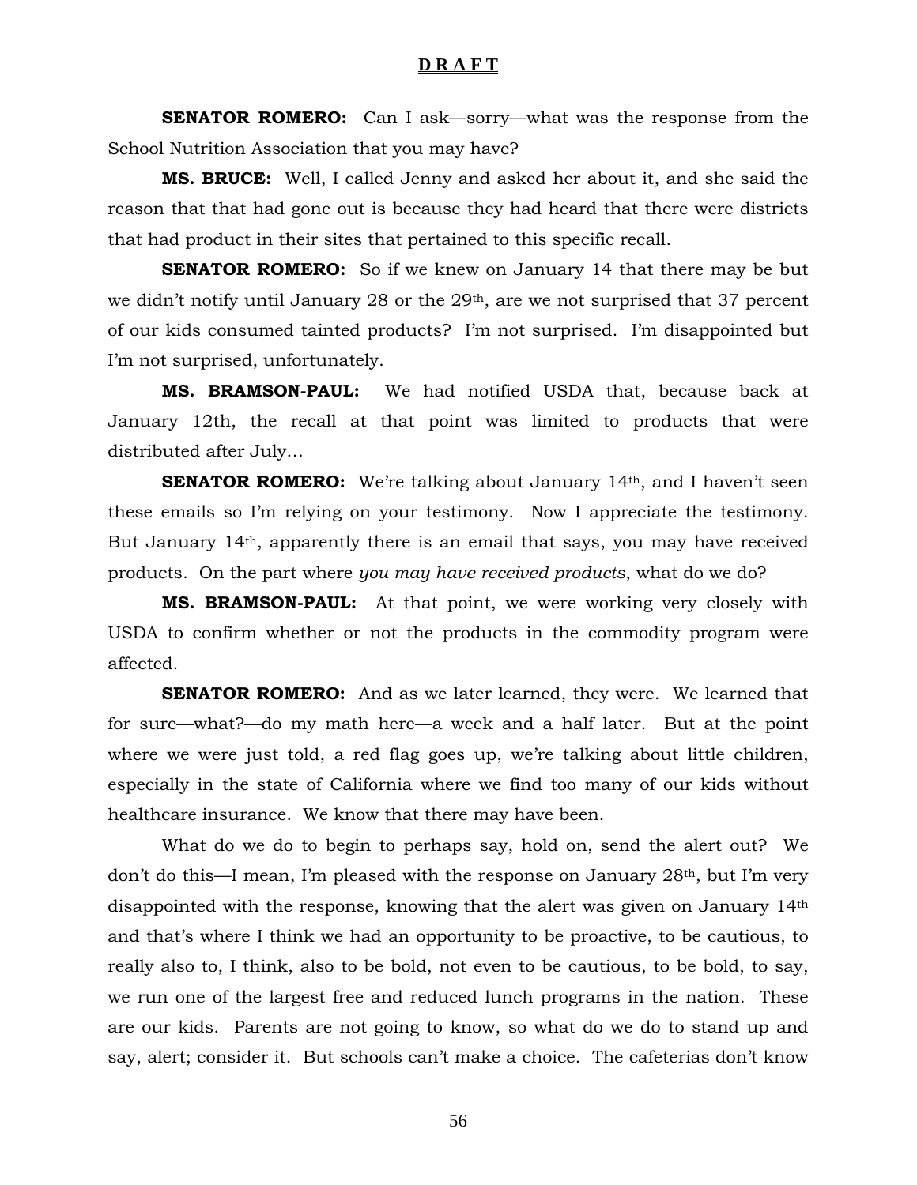**D R A F T**

**SENATOR ROMERO:** Can I ask—sorry—what was the response from the School Nutrition Association that you may have?

**MS. BRUCE:** Well, I called Jenny and asked her about it, and she said the reason that that had gone out is because they had heard that there were districts that had product in their sites that pertained to this specific recall.

**SENATOR ROMERO:** So if we knew on January 14 that there may be but we didn't notify until January 28 or the 29th, are we not surprised that 37 percent of our kids consumed tainted products? I'm not surprised. I'm disappointed but I'm not surprised, unfortunately.

**MS. BRAMSON-PAUL:** We had notified USDA that, because back at January 12th, the recall at that point was limited to products that were distributed after July…

**SENATOR ROMERO:** We're talking about January 14th, and I haven't seen these emails so I'm relying on your testimony. Now I appreciate the testimony. But January 14th, apparently there is an email that says, you may have received products. On the part where *you may have received products*, what do we do?

**MS. BRAMSON-PAUL:** At that point, we were working very closely with USDA to confirm whether or not the products in the commodity program were affected.

**SENATOR ROMERO:** And as we later learned, they were. We learned that for sure—what?—do my math here—a week and a half later. But at the point where we were just told, a red flag goes up, we're talking about little children, especially in the state of California where we find too many of our kids without healthcare insurance. We know that there may have been.

What do we do to begin to perhaps say, hold on, send the alert out? We don't do this—I mean, I'm pleased with the response on January 28th, but I'm very disappointed with the response, knowing that the alert was given on January 14th and that's where I think we had an opportunity to be proactive, to be cautious, to really also to, I think, also to be bold, not even to be cautious, to be bold, to say, we run one of the largest free and reduced lunch programs in the nation. These are our kids. Parents are not going to know, so what do we do to stand up and say, alert; consider it. But schools can't make a choice. The cafeterias don't know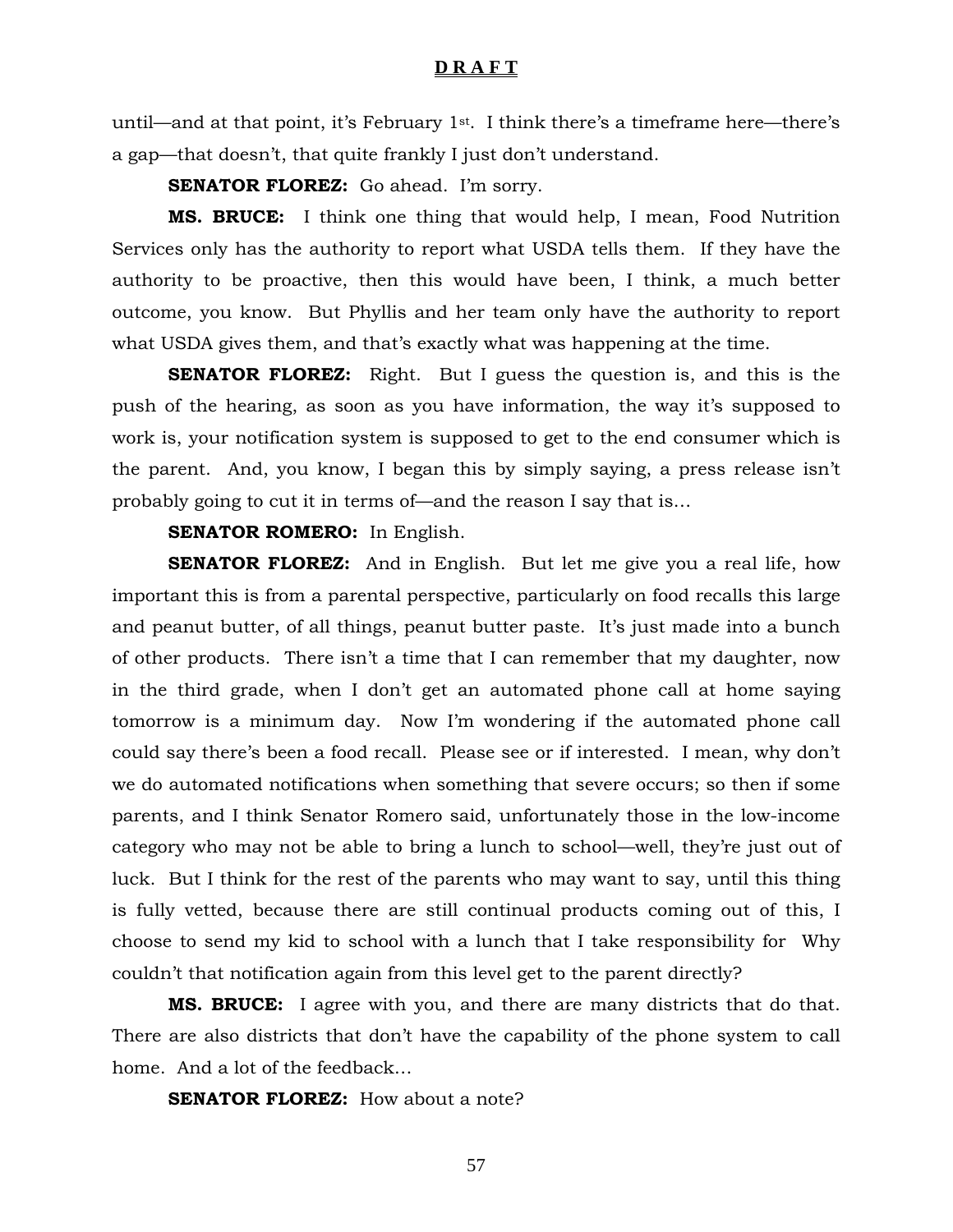**D R A F T**

until—and at that point, it's February 1st. I think there's a timeframe here—there's a gap—that doesn't, that quite frankly I just don't understand.

**SENATOR FLOREZ:** Go ahead. I'm sorry.

**MS. BRUCE:** I think one thing that would help, I mean, Food Nutrition Services only has the authority to report what USDA tells them. If they have the authority to be proactive, then this would have been, I think, a much better outcome, you know. But Phyllis and her team only have the authority to report what USDA gives them, and that's exactly what was happening at the time.

**SENATOR FLOREZ:** Right. But I guess the question is, and this is the push of the hearing, as soon as you have information, the way it's supposed to work is, your notification system is supposed to get to the end consumer which is the parent. And, you know, I began this by simply saying, a press release isn't probably going to cut it in terms of—and the reason I say that is…

**SENATOR ROMERO:** In English.

**SENATOR FLOREZ:** And in English. But let me give you a real life, how important this is from a parental perspective, particularly on food recalls this large and peanut butter, of all things, peanut butter paste. It's just made into a bunch of other products. There isn't a time that I can remember that my daughter, now in the third grade, when I don't get an automated phone call at home saying tomorrow is a minimum day. Now I'm wondering if the automated phone call could say there's been a food recall. Please see or if interested. I mean, why don't we do automated notifications when something that severe occurs; so then if some parents, and I think Senator Romero said, unfortunately those in the low-income category who may not be able to bring a lunch to school—well, they're just out of luck. But I think for the rest of the parents who may want to say, until this thing is fully vetted, because there are still continual products coming out of this, I choose to send my kid to school with a lunch that I take responsibility for Why couldn't that notification again from this level get to the parent directly?

**MS. BRUCE:** I agree with you, and there are many districts that do that. There are also districts that don't have the capability of the phone system to call home. And a lot of the feedback…

**SENATOR FLOREZ:** How about a note?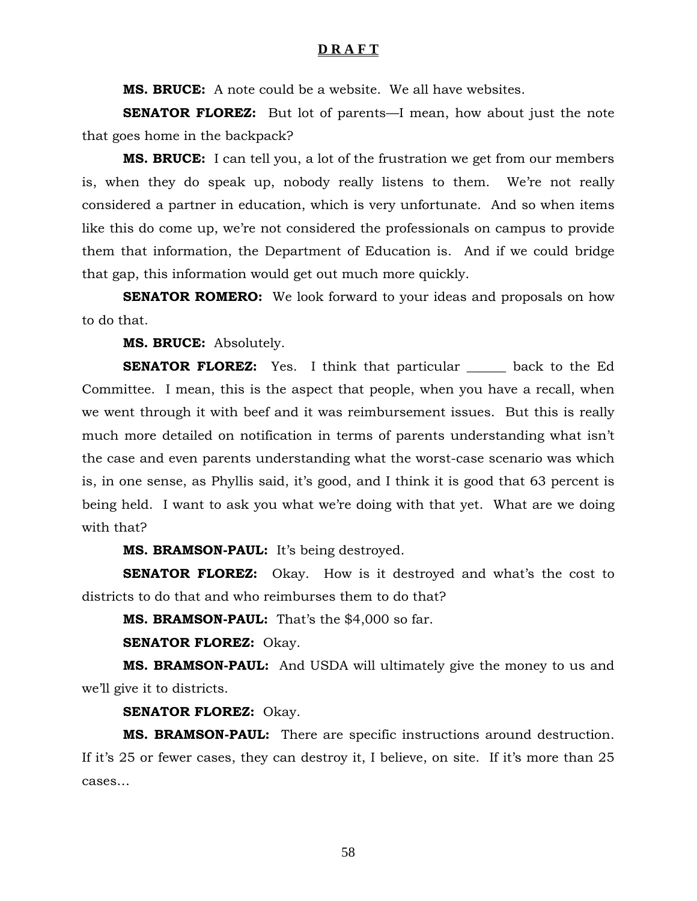**D R A F T**

**MS. BRUCE:** A note could be a website. We all have websites.

**SENATOR FLOREZ:** But lot of parents—I mean, how about just the note that goes home in the backpack?

**MS. BRUCE:** I can tell you, a lot of the frustration we get from our members is, when they do speak up, nobody really listens to them. We're not really considered a partner in education, which is very unfortunate. And so when items like this do come up, we're not considered the professionals on campus to provide them that information, the Department of Education is. And if we could bridge that gap, this information would get out much more quickly.

**SENATOR ROMERO:** We look forward to your ideas and proposals on how to do that.

**MS. BRUCE:** Absolutely.

**SENATOR FLOREZ:** Yes. I think that particular ______ back to the Ed Committee. I mean, this is the aspect that people, when you have a recall, when we went through it with beef and it was reimbursement issues. But this is really much more detailed on notification in terms of parents understanding what isn't the case and even parents understanding what the worst-case scenario was which is, in one sense, as Phyllis said, it's good, and I think it is good that 63 percent is being held. I want to ask you what we're doing with that yet. What are we doing with that?

**MS. BRAMSON-PAUL:** It's being destroyed.

**SENATOR FLOREZ:** Okay. How is it destroyed and what's the cost to districts to do that and who reimburses them to do that?

**MS. BRAMSON-PAUL:** That's the $4,000 so far.

**SENATOR FLOREZ:** Okay.

**MS. BRAMSON-PAUL:** And USDA will ultimately give the money to us and we'll give it to districts.

**SENATOR FLOREZ:** Okay.

**MS. BRAMSON-PAUL:** There are specific instructions around destruction. If it's 25 or fewer cases, they can destroy it, I believe, on site. If it's more than 25 cases…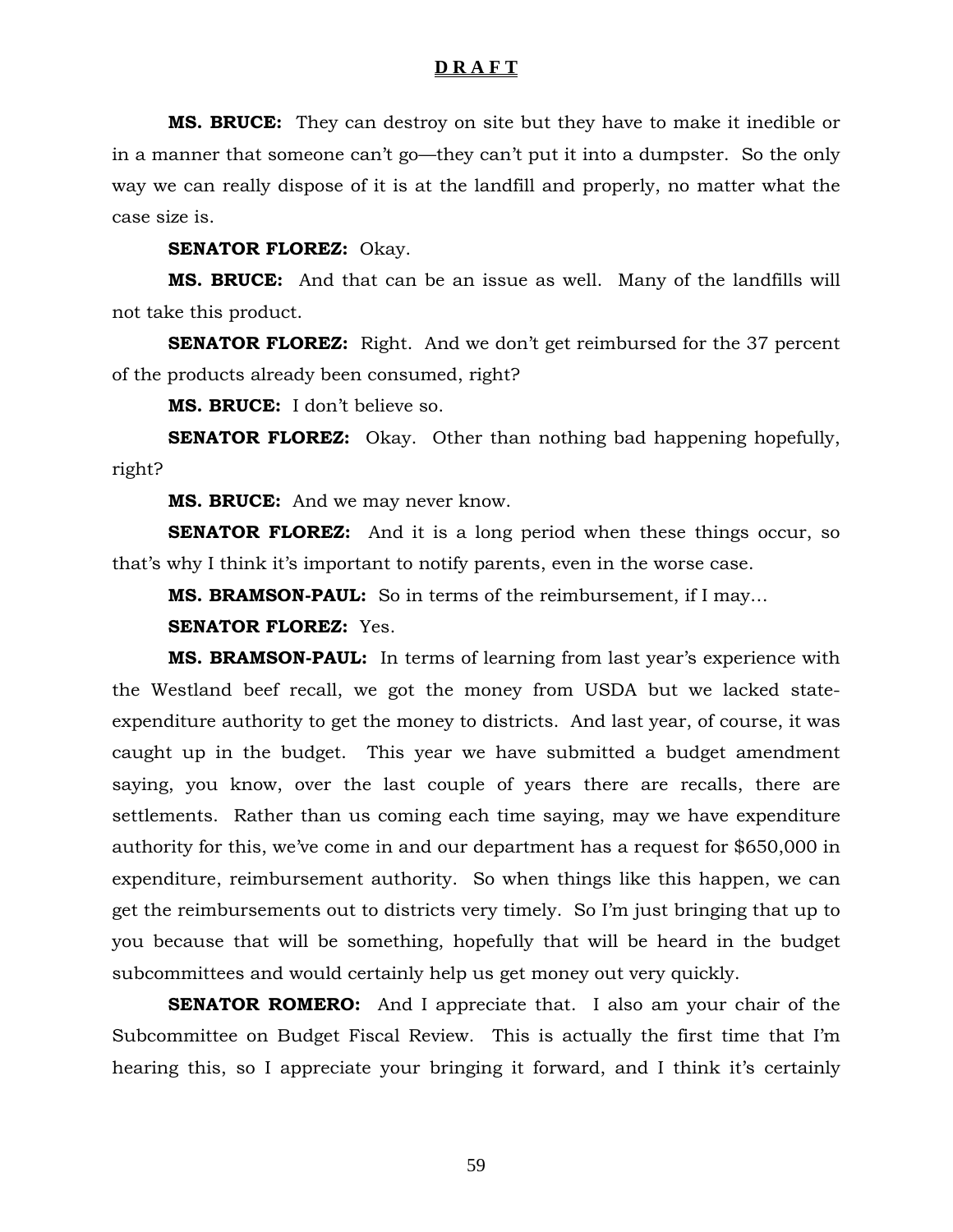**MS. BRUCE:** They can destroy on site but they have to make it inedible or in a manner that someone can't go—they can't put it into a dumpster. So the only way we can really dispose of it is at the landfill and properly, no matter what the case size is.

**SENATOR FLOREZ:** Okay.

**MS. BRUCE:** And that can be an issue as well. Many of the landfills will not take this product.

**SENATOR FLOREZ:** Right. And we don't get reimbursed for the 37 percent of the products already been consumed, right?

**MS. BRUCE:** I don't believe so.

**SENATOR FLOREZ:** Okay. Other than nothing bad happening hopefully, right?

**MS. BRUCE:** And we may never know.

**SENATOR FLOREZ:** And it is a long period when these things occur, so that's why I think it's important to notify parents, even in the worse case.

**MS. BRAMSON-PAUL:** So in terms of the reimbursement, if I may…

**SENATOR FLOREZ:** Yes.

**MS. BRAMSON-PAUL:** In terms of learning from last year's experience with the Westland beef recall, we got the money from USDA but we lacked state-expenditure authority to get the money to districts. And last year, of course, it was caught up in the budget. This year we have submitted a budget amendment saying, you know, over the last couple of years there are recalls, there are settlements. Rather than us coming each time saying, may we have expenditure authority for this, we've come in and our department has a request for $650,000 in expenditure, reimbursement authority. So when things like this happen, we can get the reimbursements out to districts very timely. So I'm just bringing that up to you because that will be something, hopefully that will be heard in the budget subcommittees and would certainly help us get money out very quickly.

**SENATOR ROMERO:** And I appreciate that. I also am your chair of the Subcommittee on Budget Fiscal Review. This is actually the first time that I'm hearing this, so I appreciate your bringing it forward, and I think it's certainly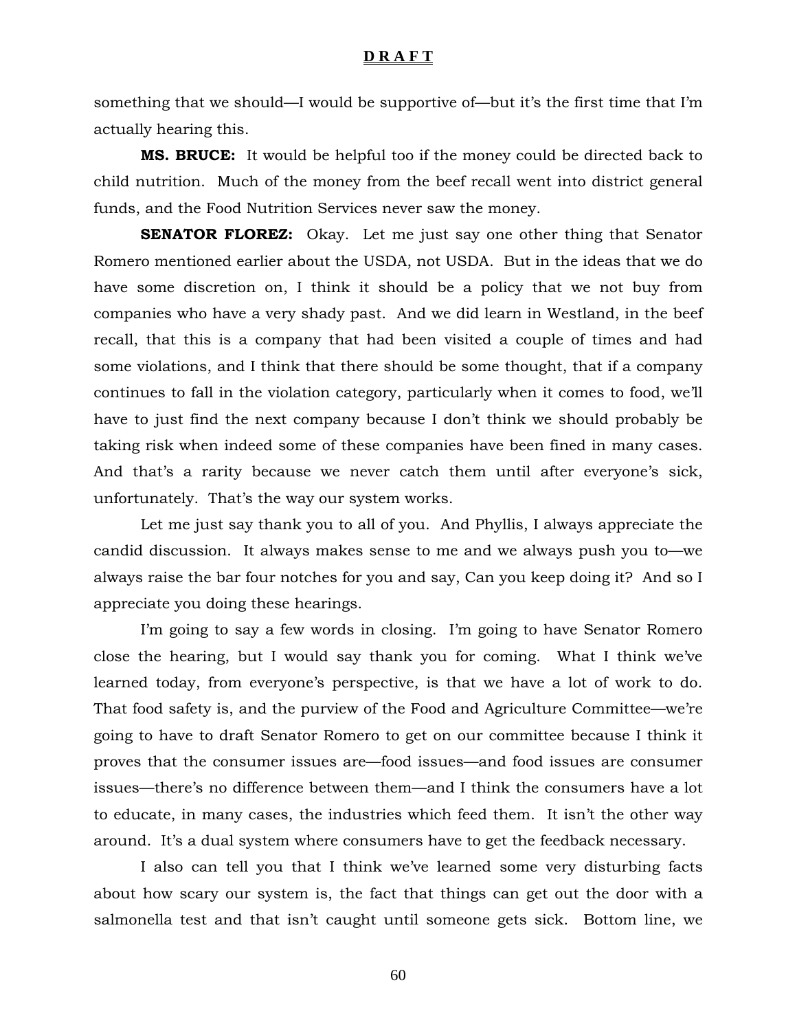something that we should—I would be supportive of—but it's the first time that I'm actually hearing this.

**MS. BRUCE:** It would be helpful too if the money could be directed back to child nutrition. Much of the money from the beef recall went into district general funds, and the Food Nutrition Services never saw the money.

**SENATOR FLOREZ:** Okay. Let me just say one other thing that Senator Romero mentioned earlier about the USDA, not USDA. But in the ideas that we do have some discretion on, I think it should be a policy that we not buy from companies who have a very shady past. And we did learn in Westland, in the beef recall, that this is a company that had been visited a couple of times and had some violations, and I think that there should be some thought, that if a company continues to fall in the violation category, particularly when it comes to food, we'll have to just find the next company because I don't think we should probably be taking risk when indeed some of these companies have been fined in many cases. And that's a rarity because we never catch them until after everyone's sick, unfortunately. That's the way our system works.

Let me just say thank you to all of you. And Phyllis, I always appreciate the candid discussion. It always makes sense to me and we always push you to—we always raise the bar four notches for you and say, Can you keep doing it? And so I appreciate you doing these hearings.

I'm going to say a few words in closing. I'm going to have Senator Romero close the hearing, but I would say thank you for coming. What I think we've learned today, from everyone's perspective, is that we have a lot of work to do. That food safety is, and the purview of the Food and Agriculture Committee—we're going to have to draft Senator Romero to get on our committee because I think it proves that the consumer issues are—food issues—and food issues are consumer issues—there's no difference between them—and I think the consumers have a lot to educate, in many cases, the industries which feed them. It isn't the other way around. It's a dual system where consumers have to get the feedback necessary.

I also can tell you that I think we've learned some very disturbing facts about how scary our system is, the fact that things can get out the door with a salmonella test and that isn't caught until someone gets sick. Bottom line, we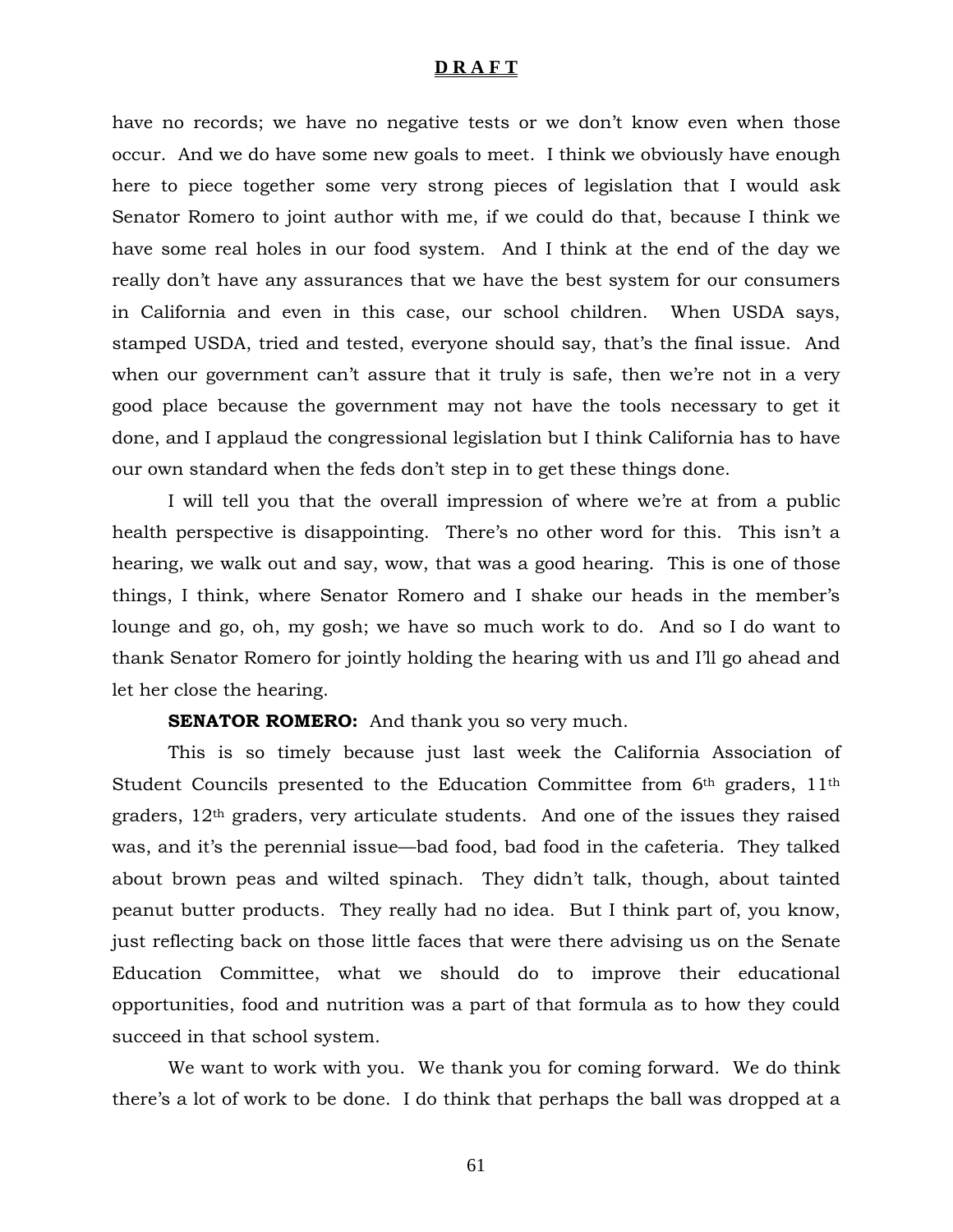have no records; we have no negative tests or we don't know even when those occur. And we do have some new goals to meet. I think we obviously have enough here to piece together some very strong pieces of legislation that I would ask Senator Romero to joint author with me, if we could do that, because I think we have some real holes in our food system. And I think at the end of the day we really don't have any assurances that we have the best system for our consumers in California and even in this case, our school children. When USDA says, stamped USDA, tried and tested, everyone should say, that's the final issue. And when our government can't assure that it truly is safe, then we're not in a very good place because the government may not have the tools necessary to get it done, and I applaud the congressional legislation but I think California has to have our own standard when the feds don't step in to get these things done.

I will tell you that the overall impression of where we're at from a public health perspective is disappointing. There's no other word for this. This isn't a hearing, we walk out and say, wow, that was a good hearing. This is one of those things, I think, where Senator Romero and I shake our heads in the member's lounge and go, oh, my gosh; we have so much work to do. And so I do want to thank Senator Romero for jointly holding the hearing with us and I'll go ahead and let her close the hearing.

**SENATOR ROMERO:** And thank you so very much.

This is so timely because just last week the California Association of Student Councils presented to the Education Committee from 6th graders, 11th graders, 12th graders, very articulate students. And one of the issues they raised was, and it's the perennial issue—bad food, bad food in the cafeteria. They talked about brown peas and wilted spinach. They didn't talk, though, about tainted peanut butter products. They really had no idea. But I think part of, you know, just reflecting back on those little faces that were there advising us on the Senate Education Committee, what we should do to improve their educational opportunities, food and nutrition was a part of that formula as to how they could succeed in that school system.

We want to work with you. We thank you for coming forward. We do think there's a lot of work to be done. I do think that perhaps the ball was dropped at a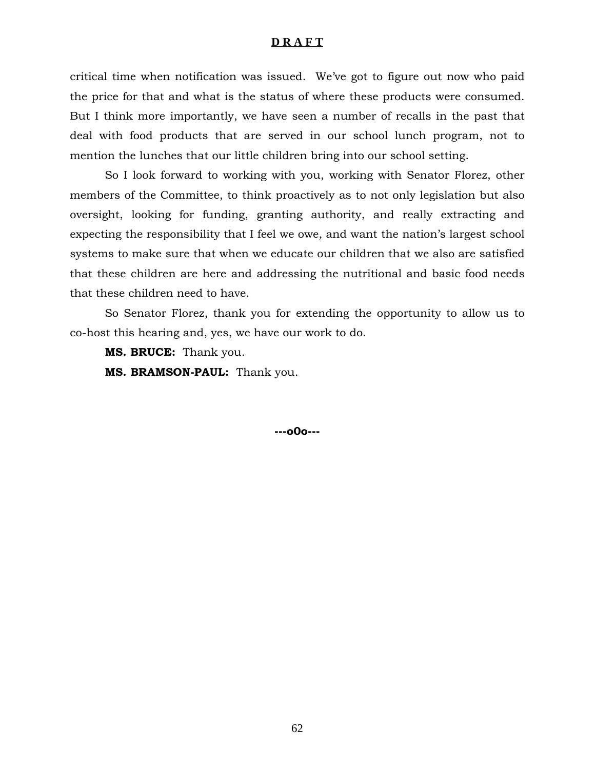critical time when notification was issued. We've got to figure out now who paid the price for that and what is the status of where these products were consumed. But I think more importantly, we have seen a number of recalls in the past that deal with food products that are served in our school lunch program, not to mention the lunches that our little children bring into our school setting.

So I look forward to working with you, working with Senator Florez, other members of the Committee, to think proactively as to not only legislation but also oversight, looking for funding, granting authority, and really extracting and expecting the responsibility that I feel we owe, and want the nation's largest school systems to make sure that when we educate our children that we also are satisfied that these children are here and addressing the nutritional and basic food needs that these children need to have.

So Senator Florez, thank you for extending the opportunity to allow us to co-host this hearing and, yes, we have our work to do.

**MS. BRUCE:** Thank you.

**MS. BRAMSON-PAUL:** Thank you.

**---o0o---**